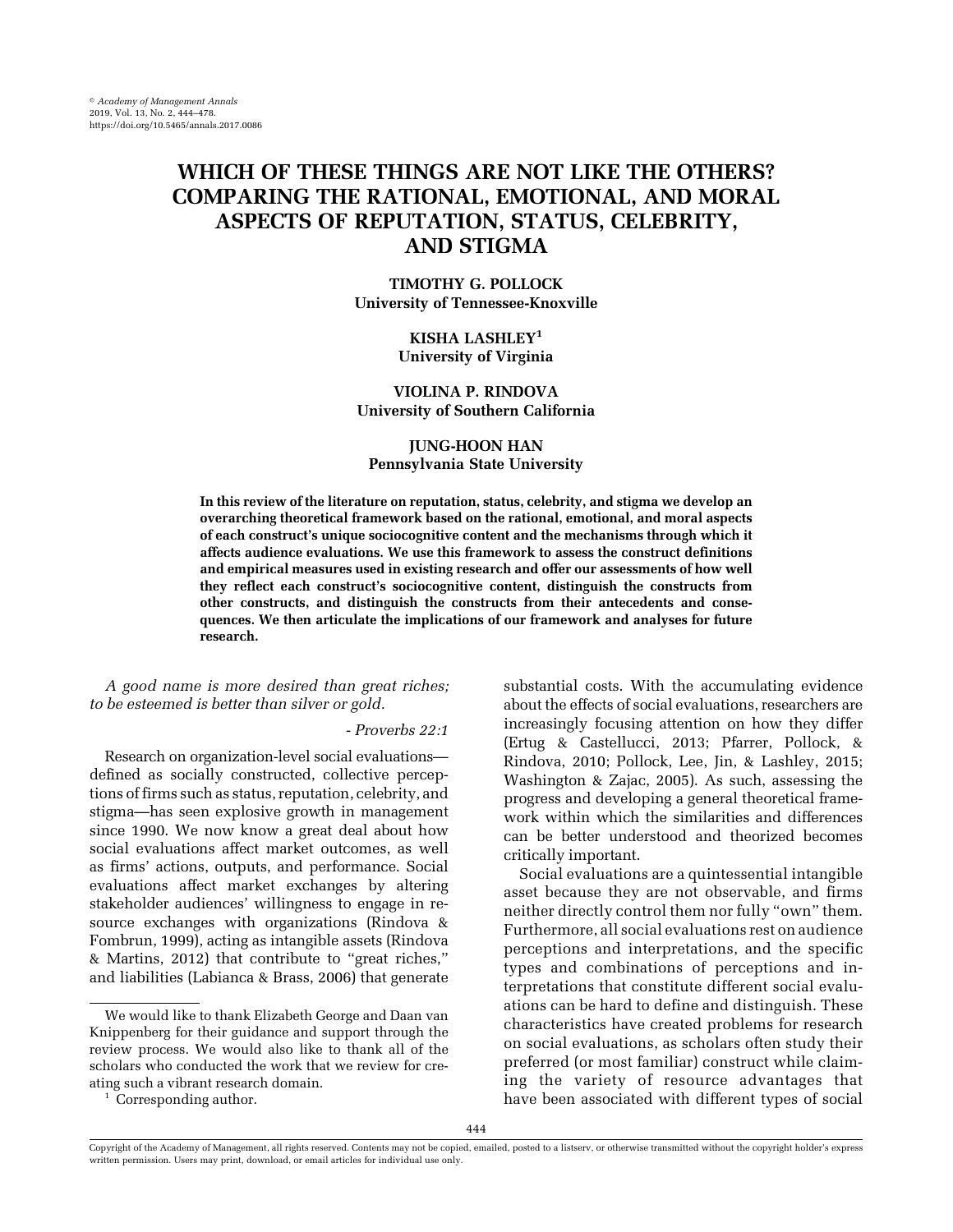# WHICH OF THESE THINGS ARE NOT LIKE THE OTHERS? COMPARING THE RATIONAL, EMOTIONAL, AND MORAL ASPECTS OF REPUTATION, STATUS, CELEBRITY, AND STIGMA

**TIMOTHY G. POLLOCK**
**University of Tennessee-Knoxville**

**KISHA LASHLEY[1]**
**University of Virginia**

**VIOLINA P. RINDOVA**
**University of Southern California**

**JUNG-HOON HAN**
**Pennsylvania State University**

**In this review of the literature on reputation, status, celebrity, and stigma we develop an overarching theoretical framework based on the rational, emotional, and moral aspects of each construct's unique sociocognitive content and the mechanisms through which it affects audience evaluations. We use this framework to assess the construct definitions and empirical measures used in existing research and offer our assessments of how well they reflect each construct's sociocognitive content, distinguish the constructs from other constructs, and distinguish the constructs from their antecedents and consequences. We then articulate the implications of our framework and analyses for future research.**

*A good name is more desired than great riches; to be esteemed is better than silver or gold.*

*- Proverbs 22:1*

Research on organization-level social evaluations—defined as socially constructed, collective perceptions of firms such as status, reputation, celebrity, and stigma—has seen explosive growth in management since 1990. We now know a great deal about how social evaluations affect market outcomes, as well as firms' actions, outputs, and performance. Social evaluations affect market exchanges by altering stakeholder audiences' willingness to engage in resource exchanges with organizations (Rindova & Fombrun, 1999), acting as intangible assets (Rindova & Martins, 2012) that contribute to "great riches," and liabilities (Labianca & Brass, 2006) that generate substantial costs. With the accumulating evidence about the effects of social evaluations, researchers are increasingly focusing attention on how they differ (Ertug & Castellucci, 2013; Pfarrer, Pollock, & Rindova, 2010; Pollock, Lee, Jin, & Lashley, 2015; Washington & Zajac, 2005). As such, assessing the progress and developing a general theoretical framework within which the similarities and differences can be better understood and theorized becomes critically important.

Social evaluations are a quintessential intangible asset because they are not observable, and firms neither directly control them nor fully "own" them. Furthermore, all social evaluations rest on audience perceptions and interpretations, and the specific types and combinations of perceptions and interpretations that constitute different social evaluations can be hard to define and distinguish. These characteristics have created problems for research on social evaluations, as scholars often study their preferred (or most familiar) construct while claiming the variety of resource advantages that have been associated with different types of social

We would like to thank Elizabeth George and Daan van Knippenberg for their guidance and support through the review process. We would also like to thank all of the scholars who conducted the work that we review for creating such a vibrant research domain.

[1] Corresponding author.

Copyright of the Academy of Management, all rights reserved. Contents may not be copied, emailed, posted to a listserv, or otherwise transmitted without the copyright holder's express written permission. Users may print, download, or email articles for individual use only.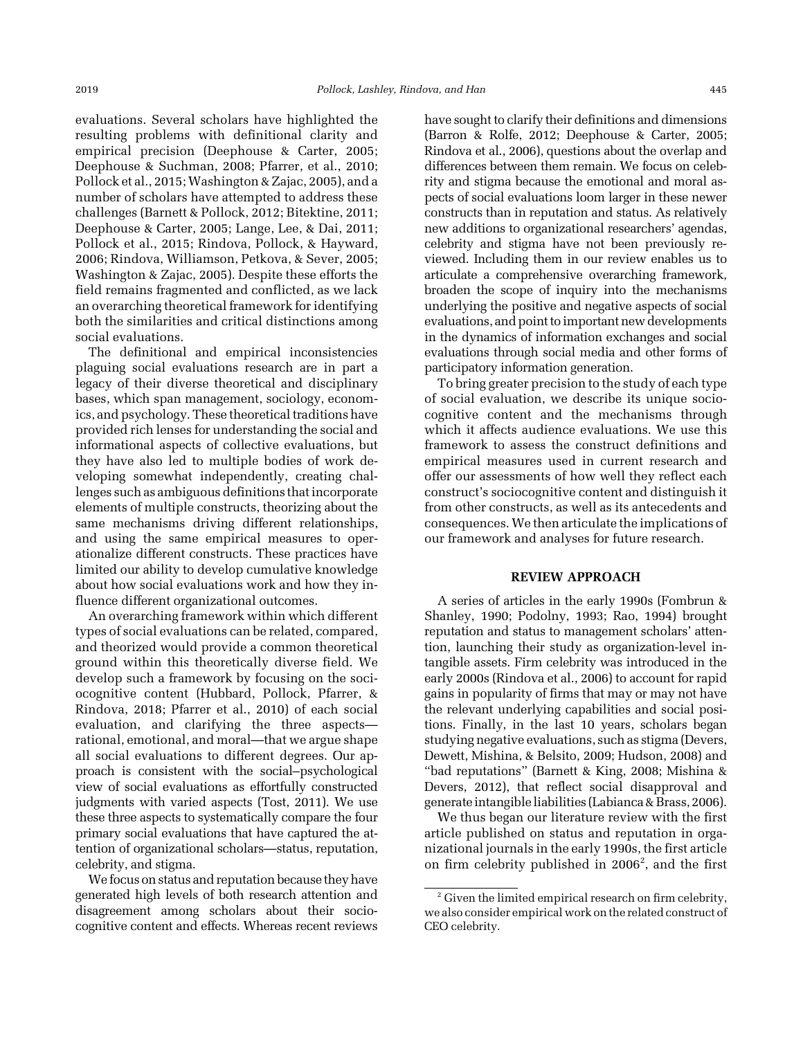evaluations. Several scholars have highlighted the resulting problems with definitional clarity and empirical precision (Deephouse & Carter, 2005; Deephouse & Suchman, 2008; Pfarrer, et al., 2010; Pollock et al., 2015; Washington & Zajac, 2005), and a number of scholars have attempted to address these challenges (Barnett & Pollock, 2012; Bitektine, 2011; Deephouse & Carter, 2005; Lange, Lee, & Dai, 2011; Pollock et al., 2015; Rindova, Pollock, & Hayward, 2006; Rindova, Williamson, Petkova, & Sever, 2005; Washington & Zajac, 2005). Despite these efforts the field remains fragmented and conflicted, as we lack an overarching theoretical framework for identifying both the similarities and critical distinctions among social evaluations.

The definitional and empirical inconsistencies plaguing social evaluations research are in part a legacy of their diverse theoretical and disciplinary bases, which span management, sociology, economics, and psychology. These theoretical traditions have provided rich lenses for understanding the social and informational aspects of collective evaluations, but they have also led to multiple bodies of work developing somewhat independently, creating challenges such as ambiguous definitions that incorporate elements of multiple constructs, theorizing about the same mechanisms driving different relationships, and using the same empirical measures to operationalize different constructs. These practices have limited our ability to develop cumulative knowledge about how social evaluations work and how they influence different organizational outcomes.

An overarching framework within which different types of social evaluations can be related, compared, and theorized would provide a common theoretical ground within this theoretically diverse field. We develop such a framework by focusing on the sociocognitive content (Hubbard, Pollock, Pfarrer, & Rindova, 2018; Pfarrer et al., 2010) of each social evaluation, and clarifying the three aspects—rational, emotional, and moral—that we argue shape all social evaluations to different degrees. Our approach is consistent with the social–psychological view of social evaluations as effortfully constructed judgments with varied aspects (Tost, 2011). We use these three aspects to systematically compare the four primary social evaluations that have captured the attention of organizational scholars—status, reputation, celebrity, and stigma.

We focus on status and reputation because they have generated high levels of both research attention and disagreement among scholars about their sociocognitive content and effects. Whereas recent reviews have sought to clarify their definitions and dimensions (Barron & Rolfe, 2012; Deephouse & Carter, 2005; Rindova et al., 2006), questions about the overlap and differences between them remain. We focus on celebrity and stigma because the emotional and moral aspects of social evaluations loom larger in these newer constructs than in reputation and status. As relatively new additions to organizational researchers' agendas, celebrity and stigma have not been previously reviewed. Including them in our review enables us to articulate a comprehensive overarching framework, broaden the scope of inquiry into the mechanisms underlying the positive and negative aspects of social evaluations, and point to important new developments in the dynamics of information exchanges and social evaluations through social media and other forms of participatory information generation.

To bring greater precision to the study of each type of social evaluation, we describe its unique sociocognitive content and the mechanisms through which it affects audience evaluations. We use this framework to assess the construct definitions and empirical measures used in current research and offer our assessments of how well they reflect each construct's sociocognitive content and distinguish it from other constructs, as well as its antecedents and consequences. We then articulate the implications of our framework and analyses for future research.

## REVIEW APPROACH

A series of articles in the early 1990s (Fombrun & Shanley, 1990; Podolny, 1993; Rao, 1994) brought reputation and status to management scholars' attention, launching their study as organization-level intangible assets. Firm celebrity was introduced in the early 2000s (Rindova et al., 2006) to account for rapid gains in popularity of firms that may or may not have the relevant underlying capabilities and social positions. Finally, in the last 10 years, scholars began studying negative evaluations, such as stigma (Devers, Dewett, Mishina, & Belsito, 2009; Hudson, 2008) and "bad reputations" (Barnett & King, 2008; Mishina & Devers, 2012), that reflect social disapproval and generate intangible liabilities (Labianca & Brass, 2006).

We thus began our literature review with the first article published on status and reputation in organizational journals in the early 1990s, the first article on firm celebrity published in 2006[2], and the first

[2] Given the limited empirical research on firm celebrity, we also consider empirical work on the related construct of CEO celebrity.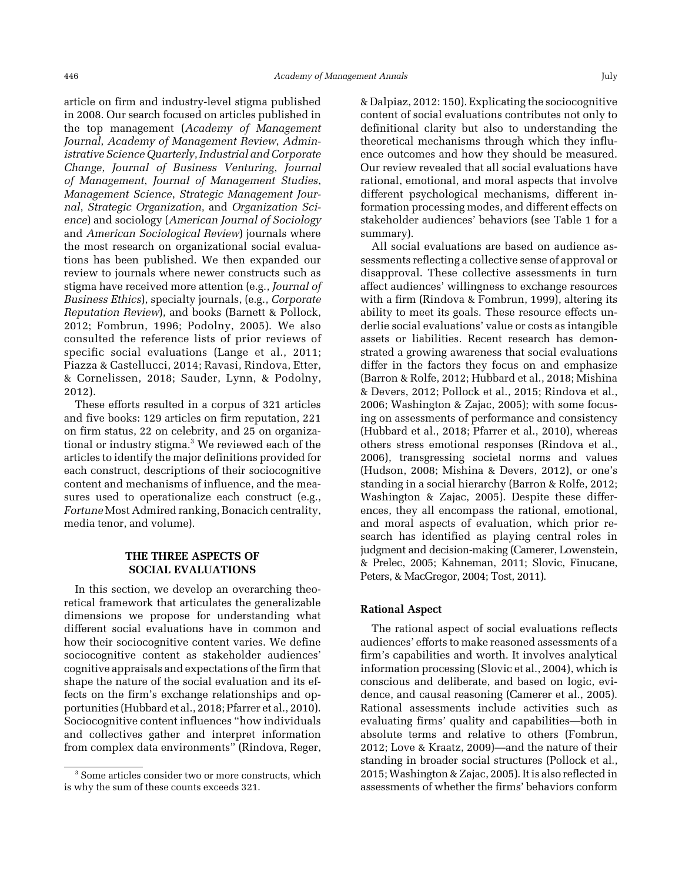article on firm and industry-level stigma published in 2008. Our search focused on articles published in the top management (*Academy of Management Journal*, *Academy of Management Review*, *Administrative Science Quarterly*, *Industrial and Corporate Change*, *Journal of Business Venturing*, *Journal of Management*, *Journal of Management Studies*, *Management Science*, *Strategic Management Journal*, *Strategic Organization*, and *Organization Science*) and sociology (*American Journal of Sociology* and *American Sociological Review*) journals where the most research on organizational social evaluations has been published. We then expanded our review to journals where newer constructs such as stigma have received more attention (e.g., *Journal of Business Ethics*), specialty journals, (e.g., *Corporate Reputation Review*), and books (Barnett & Pollock, 2012; Fombrun, 1996; Podolny, 2005). We also consulted the reference lists of prior reviews of specific social evaluations (Lange et al., 2011; Piazza & Castellucci, 2014; Ravasi, Rindova, Etter, & Cornelissen, 2018; Sauder, Lynn, & Podolny, 2012).

These efforts resulted in a corpus of 321 articles and five books: 129 articles on firm reputation, 221 on firm status, 22 on celebrity, and 25 on organizational or industry stigma.[3] We reviewed each of the articles to identify the major definitions provided for each construct, descriptions of their sociocognitive content and mechanisms of influence, and the measures used to operationalize each construct (e.g., *Fortune* Most Admired ranking, Bonacich centrality, media tenor, and volume).

## THE THREE ASPECTS OF SOCIAL EVALUATIONS

In this section, we develop an overarching theoretical framework that articulates the generalizable dimensions we propose for understanding what different social evaluations have in common and how their sociocognitive content varies. We define sociocognitive content as stakeholder audiences' cognitive appraisals and expectations of the firm that shape the nature of the social evaluation and its effects on the firm's exchange relationships and opportunities (Hubbard et al., 2018; Pfarrer et al., 2010). Sociocognitive content influences "how individuals and collectives gather and interpret information from complex data environments" (Rindova, Reger, & Dalpiaz, 2012: 150). Explicating the sociocognitive content of social evaluations contributes not only to definitional clarity but also to understanding the theoretical mechanisms through which they influence outcomes and how they should be measured. Our review revealed that all social evaluations have rational, emotional, and moral aspects that involve different psychological mechanisms, different information processing modes, and different effects on stakeholder audiences' behaviors (see Table 1 for a summary).

All social evaluations are based on audience assessments reflecting a collective sense of approval or disapproval. These collective assessments in turn affect audiences' willingness to exchange resources with a firm (Rindova & Fombrun, 1999), altering its ability to meet its goals. These resource effects underlie social evaluations' value or costs as intangible assets or liabilities. Recent research has demonstrated a growing awareness that social evaluations differ in the factors they focus on and emphasize (Barron & Rolfe, 2012; Hubbard et al., 2018; Mishina & Devers, 2012; Pollock et al., 2015; Rindova et al., 2006; Washington & Zajac, 2005); with some focusing on assessments of performance and consistency (Hubbard et al., 2018; Pfarrer et al., 2010), whereas others stress emotional responses (Rindova et al., 2006), transgressing societal norms and values (Hudson, 2008; Mishina & Devers, 2012), or one's standing in a social hierarchy (Barron & Rolfe, 2012; Washington & Zajac, 2005). Despite these differences, they all encompass the rational, emotional, and moral aspects of evaluation, which prior research has identified as playing central roles in judgment and decision-making (Camerer, Lowenstein, & Prelec, 2005; Kahneman, 2011; Slovic, Finucane, Peters, & MacGregor, 2004; Tost, 2011).

### Rational Aspect

The rational aspect of social evaluations reflects audiences' efforts to make reasoned assessments of a firm's capabilities and worth. It involves analytical information processing (Slovic et al., 2004), which is conscious and deliberate, and based on logic, evidence, and causal reasoning (Camerer et al., 2005). Rational assessments include activities such as evaluating firms' quality and capabilities—both in absolute terms and relative to others (Fombrun, 2012; Love & Kraatz, 2009)—and the nature of their standing in broader social structures (Pollock et al., 2015; Washington & Zajac, 2005). It is also reflected in assessments of whether the firms' behaviors conform

[3] Some articles consider two or more constructs, which is why the sum of these counts exceeds 321.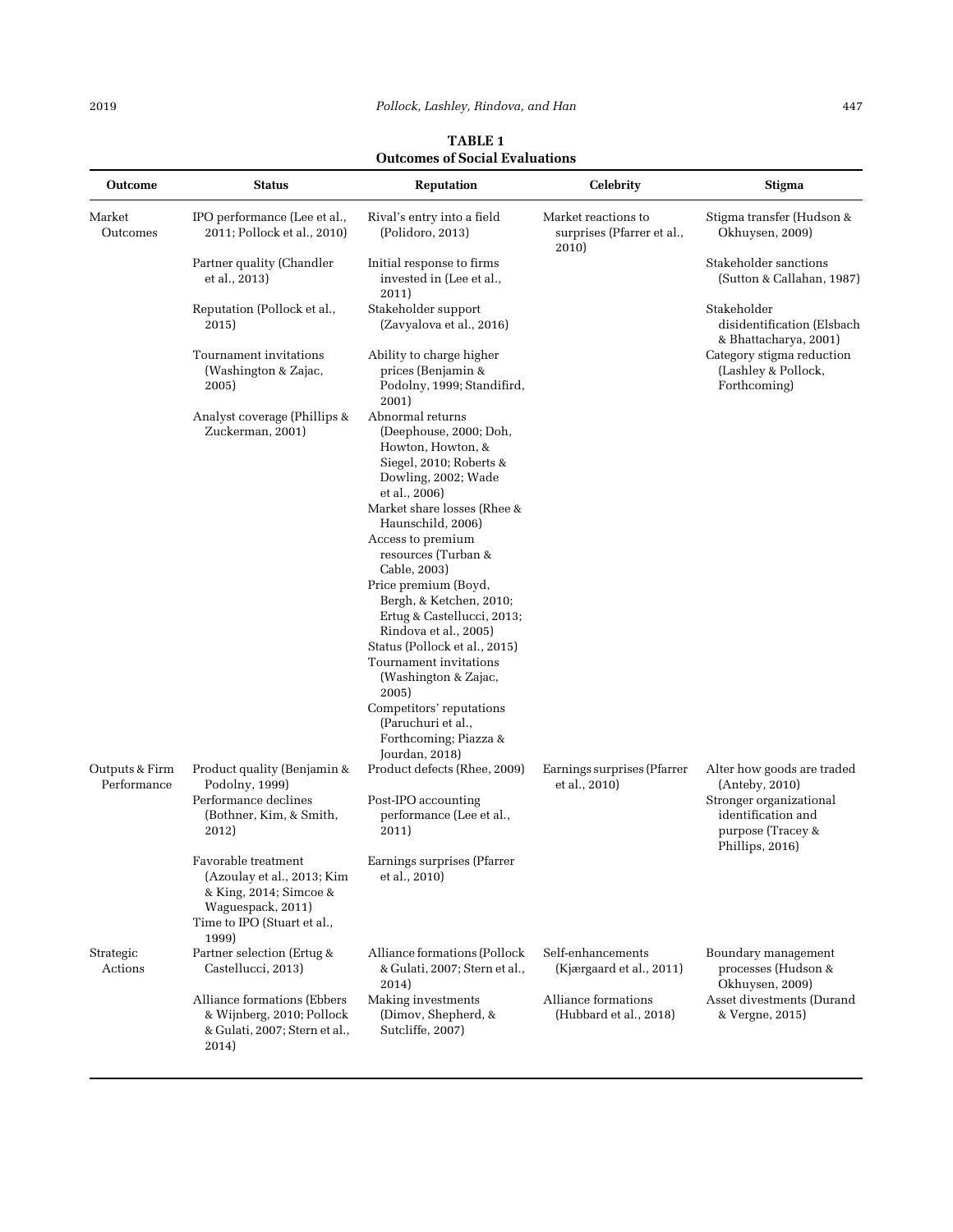**TABLE 1**
**Outcomes of Social Evaluations**

| Outcome | Status | Reputation | Celebrity | Stigma |
|---|---|---|---|---|
| Market Outcomes | IPO performance (Lee et al., 2011; Pollock et al., 2010) | Rival's entry into a field (Polidoro, 2013) | Market reactions to surprises (Pfarrer et al., 2010) | Stigma transfer (Hudson & Okhuysen, 2009) |
| | Partner quality (Chandler et al., 2013) | Initial response to firms invested in (Lee et al., 2011) | | Stakeholder sanctions (Sutton & Callahan, 1987) |
| | Reputation (Pollock et al., 2015) | Stakeholder support (Zavyalova et al., 2016) | | Stakeholder disidentification (Elsbach & Bhattacharya, 2001) |
| | Tournament invitations (Washington & Zajac, 2005) | Ability to charge higher prices (Benjamin & Podolny, 1999; Standifird, 2001) | | Category stigma reduction (Lashley & Pollock, Forthcoming) |
| | Analyst coverage (Phillips & Zuckerman, 2001) | Abnormal returns (Deephouse, 2000; Doh, Howton, Howton, & Siegel, 2010; Roberts & Dowling, 2002; Wade et al., 2006) | | |
| | | Market share losses (Rhee & Haunschild, 2006) | | |
| | | Access to premium resources (Turban & Cable, 2003) | | |
| | | Price premium (Boyd, Bergh, & Ketchen, 2010; Ertug & Castellucci, 2013; Rindova et al., 2005) | | |
| | | Status (Pollock et al., 2015) | | |
| | | Tournament invitations (Washington & Zajac, 2005) | | |
| | | Competitors' reputations (Paruchuri et al., Forthcoming; Piazza & Jourdan, 2018) | | |
| Outputs & Firm Performance | Product quality (Benjamin & Podolny, 1999) | Product defects (Rhee, 2009) | Earnings surprises (Pfarrer et al., 2010) | Alter how goods are traded (Anteby, 2010) |
| | Performance declines (Bothner, Kim, & Smith, 2012) | Post-IPO accounting performance (Lee et al., 2011) | | Stronger organizational identification and purpose (Tracey & Phillips, 2016) |
| | Favorable treatment (Azoulay et al., 2013; Kim & King, 2014; Simcoe & Waguespack, 2011) | Earnings surprises (Pfarrer et al., 2010) | | |
| | Time to IPO (Stuart et al., 1999) | | | |
| Strategic Actions | Partner selection (Ertug & Castellucci, 2013) | Alliance formations (Pollock & Gulati, 2007; Stern et al., 2014) | Self-enhancements (Kjærgaard et al., 2011) | Boundary management processes (Hudson & Okhuysen, 2009) |
| | Alliance formations (Ebbers & Wijnberg, 2010; Pollock & Gulati, 2007; Stern et al., 2014) | Making investments (Dimov, Shepherd, & Sutcliffe, 2007) | Alliance formations (Hubbard et al., 2018) | Asset divestments (Durand & Vergne, 2015) |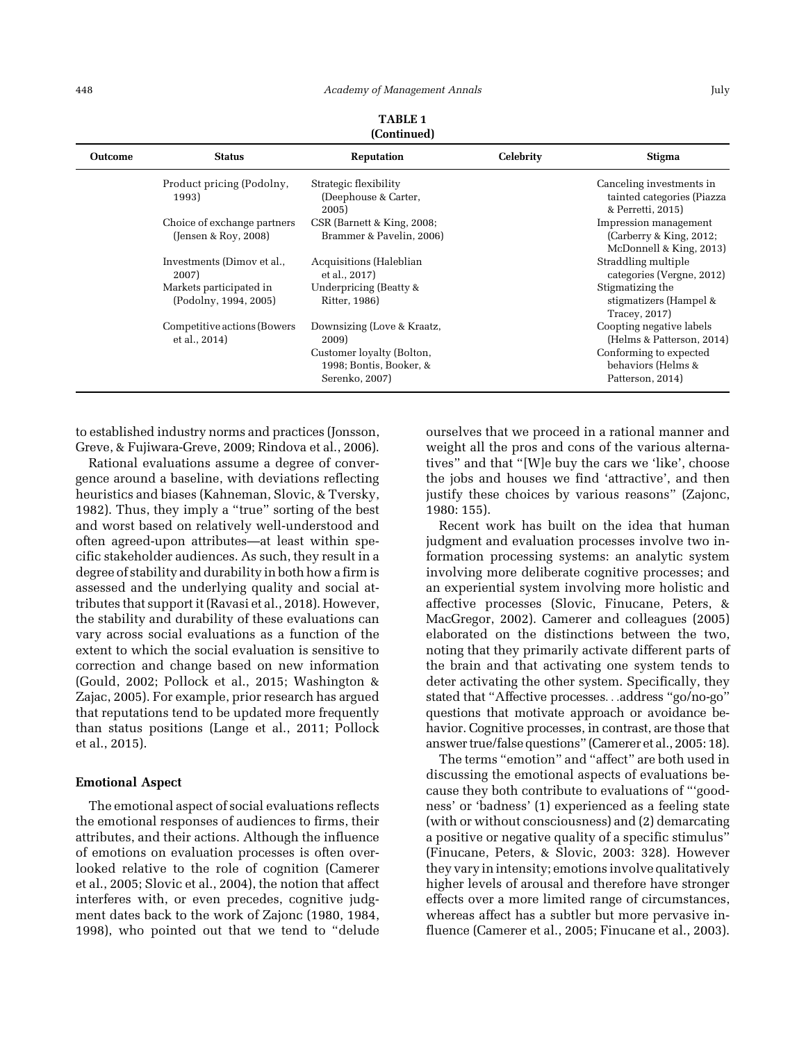**TABLE 1**
**(Continued)**

| Outcome | Status | Reputation | Celebrity | Stigma |
|---|---|---|---|---|
| | Product pricing (Podolny, 1993) | Strategic flexibility (Deephouse & Carter, 2005) | | Canceling investments in tainted categories (Piazza & Perretti, 2015) |
| | Choice of exchange partners (Jensen & Roy, 2008) | CSR (Barnett & King, 2008; Brammer & Pavelin, 2006) | | Impression management (Carberry & King, 2012; McDonnell & King, 2013) |
| | Investments (Dimov et al., 2007) | Acquisitions (Haleblian et al., 2017) | | Straddling multiple categories (Vergne, 2012) |
| | Markets participated in (Podolny, 1994, 2005) | Underpricing (Beatty & Ritter, 1986) | | Stigmatizing the stigmatizers (Hampel & Tracey, 2017) |
| | Competitive actions (Bowers et al., 2014) | Downsizing (Love & Kraatz, 2009) | | Coopting negative labels (Helms & Patterson, 2014) |
| | | Customer loyalty (Bolton, 1998; Bontis, Booker, & Serenko, 2007) | | Conforming to expected behaviors (Helms & Patterson, 2014) |

to established industry norms and practices (Jonsson, Greve, & Fujiwara-Greve, 2009; Rindova et al., 2006).

Rational evaluations assume a degree of convergence around a baseline, with deviations reflecting heuristics and biases (Kahneman, Slovic, & Tversky, 1982). Thus, they imply a "true" sorting of the best and worst based on relatively well-understood and often agreed-upon attributes—at least within specific stakeholder audiences. As such, they result in a degree of stability and durability in both how a firm is assessed and the underlying quality and social attributes that support it (Ravasi et al., 2018). However, the stability and durability of these evaluations can vary across social evaluations as a function of the extent to which the social evaluation is sensitive to correction and change based on new information (Gould, 2002; Pollock et al., 2015; Washington & Zajac, 2005). For example, prior research has argued that reputations tend to be updated more frequently than status positions (Lange et al., 2011; Pollock et al., 2015).

### Emotional Aspect

The emotional aspect of social evaluations reflects the emotional responses of audiences to firms, their attributes, and their actions. Although the influence of emotions on evaluation processes is often overlooked relative to the role of cognition (Camerer et al., 2005; Slovic et al., 2004), the notion that affect interferes with, or even precedes, cognitive judgment dates back to the work of Zajonc (1980, 1984, 1998), who pointed out that we tend to "delude ourselves that we proceed in a rational manner and weight all the pros and cons of the various alternatives" and that "[W]e buy the cars we 'like', choose the jobs and houses we find 'attractive', and then justify these choices by various reasons" (Zajonc, 1980: 155).

Recent work has built on the idea that human judgment and evaluation processes involve two information processing systems: an analytic system involving more deliberate cognitive processes; and an experiential system involving more holistic and affective processes (Slovic, Finucane, Peters, & MacGregor, 2002). Camerer and colleagues (2005) elaborated on the distinctions between the two, noting that they primarily activate different parts of the brain and that activating one system tends to deter activating the other system. Specifically, they stated that "Affective processes. . .address "go/no-go" questions that motivate approach or avoidance behavior. Cognitive processes, in contrast, are those that answer true/false questions" (Camerer et al., 2005: 18).

The terms "emotion" and "affect" are both used in discussing the emotional aspects of evaluations because they both contribute to evaluations of "'goodness' or 'badness' (1) experienced as a feeling state (with or without consciousness) and (2) demarcating a positive or negative quality of a specific stimulus" (Finucane, Peters, & Slovic, 2003: 328). However they vary in intensity; emotions involve qualitatively higher levels of arousal and therefore have stronger effects over a more limited range of circumstances, whereas affect has a subtler but more pervasive influence (Camerer et al., 2005; Finucane et al., 2003).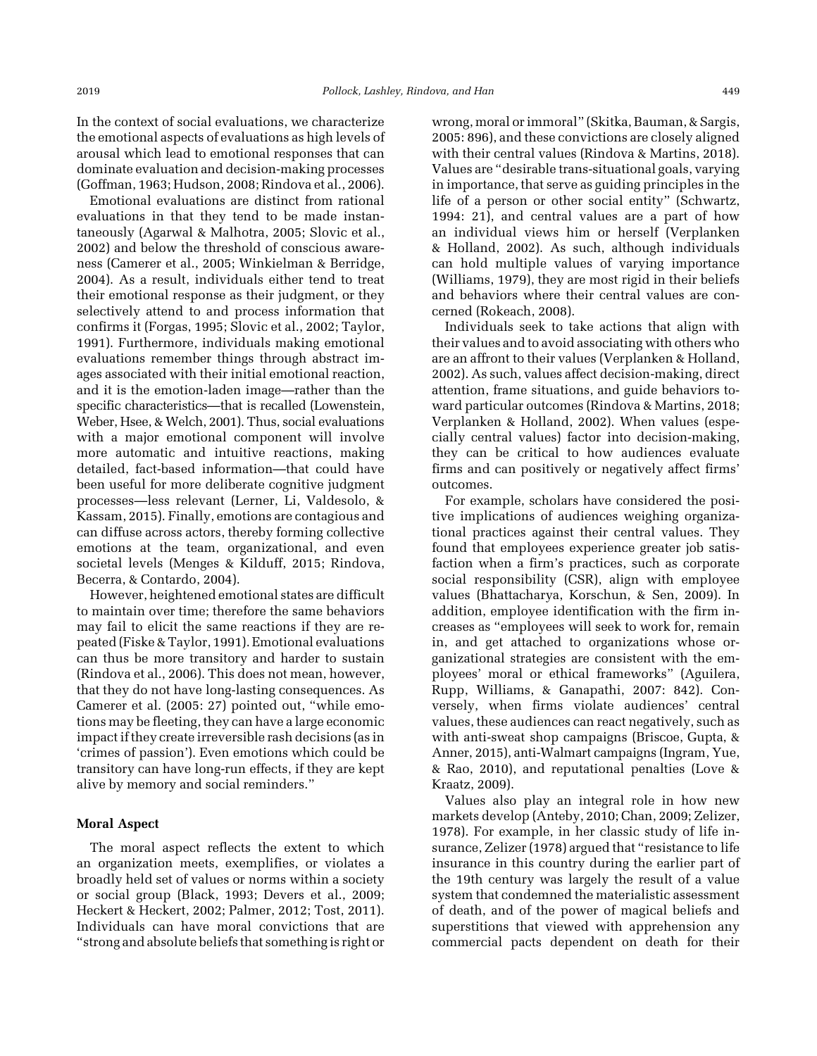In the context of social evaluations, we characterize the emotional aspects of evaluations as high levels of arousal which lead to emotional responses that can dominate evaluation and decision-making processes (Goffman, 1963; Hudson, 2008; Rindova et al., 2006).

Emotional evaluations are distinct from rational evaluations in that they tend to be made instantaneously (Agarwal & Malhotra, 2005; Slovic et al., 2002) and below the threshold of conscious awareness (Camerer et al., 2005; Winkielman & Berridge, 2004). As a result, individuals either tend to treat their emotional response as their judgment, or they selectively attend to and process information that confirms it (Forgas, 1995; Slovic et al., 2002; Taylor, 1991). Furthermore, individuals making emotional evaluations remember things through abstract images associated with their initial emotional reaction, and it is the emotion-laden image—rather than the specific characteristics—that is recalled (Lowenstein, Weber, Hsee, & Welch, 2001). Thus, social evaluations with a major emotional component will involve more automatic and intuitive reactions, making detailed, fact-based information—that could have been useful for more deliberate cognitive judgment processes—less relevant (Lerner, Li, Valdesolo, & Kassam, 2015). Finally, emotions are contagious and can diffuse across actors, thereby forming collective emotions at the team, organizational, and even societal levels (Menges & Kilduff, 2015; Rindova, Becerra, & Contardo, 2004).

However, heightened emotional states are difficult to maintain over time; therefore the same behaviors may fail to elicit the same reactions if they are repeated (Fiske & Taylor, 1991). Emotional evaluations can thus be more transitory and harder to sustain (Rindova et al., 2006). This does not mean, however, that they do not have long-lasting consequences. As Camerer et al. (2005: 27) pointed out, "while emotions may be fleeting, they can have a large economic impact if they create irreversible rash decisions (as in 'crimes of passion'). Even emotions which could be transitory can have long-run effects, if they are kept alive by memory and social reminders."

### Moral Aspect

The moral aspect reflects the extent to which an organization meets, exemplifies, or violates a broadly held set of values or norms within a society or social group (Black, 1993; Devers et al., 2009; Heckert & Heckert, 2002; Palmer, 2012; Tost, 2011). Individuals can have moral convictions that are "strong and absolute beliefs that something is right or wrong, moral or immoral" (Skitka, Bauman, & Sargis, 2005: 896), and these convictions are closely aligned with their central values (Rindova & Martins, 2018). Values are "desirable trans-situational goals, varying in importance, that serve as guiding principles in the life of a person or other social entity" (Schwartz, 1994: 21), and central values are a part of how an individual views him or herself (Verplanken & Holland, 2002). As such, although individuals can hold multiple values of varying importance (Williams, 1979), they are most rigid in their beliefs and behaviors where their central values are concerned (Rokeach, 2008).

Individuals seek to take actions that align with their values and to avoid associating with others who are an affront to their values (Verplanken & Holland, 2002). As such, values affect decision-making, direct attention, frame situations, and guide behaviors toward particular outcomes (Rindova & Martins, 2018; Verplanken & Holland, 2002). When values (especially central values) factor into decision-making, they can be critical to how audiences evaluate firms and can positively or negatively affect firms' outcomes.

For example, scholars have considered the positive implications of audiences weighing organizational practices against their central values. They found that employees experience greater job satisfaction when a firm's practices, such as corporate social responsibility (CSR), align with employee values (Bhattacharya, Korschun, & Sen, 2009). In addition, employee identification with the firm increases as "employees will seek to work for, remain in, and get attached to organizations whose organizational strategies are consistent with the employees' moral or ethical frameworks" (Aguilera, Rupp, Williams, & Ganapathi, 2007: 842). Conversely, when firms violate audiences' central values, these audiences can react negatively, such as with anti-sweat shop campaigns (Briscoe, Gupta, & Anner, 2015), anti-Walmart campaigns (Ingram, Yue, & Rao, 2010), and reputational penalties (Love & Kraatz, 2009).

Values also play an integral role in how new markets develop (Anteby, 2010; Chan, 2009; Zelizer, 1978). For example, in her classic study of life insurance, Zelizer (1978) argued that "resistance to life insurance in this country during the earlier part of the 19th century was largely the result of a value system that condemned the materialistic assessment of death, and of the power of magical beliefs and superstitions that viewed with apprehension any commercial pacts dependent on death for their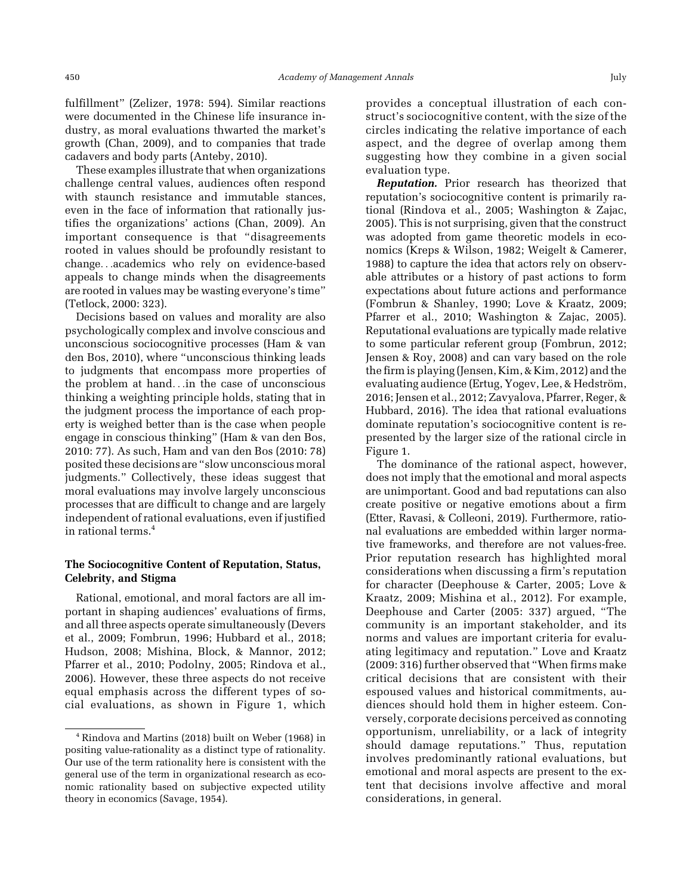fulfillment" (Zelizer, 1978: 594). Similar reactions were documented in the Chinese life insurance industry, as moral evaluations thwarted the market's growth (Chan, 2009), and to companies that trade cadavers and body parts (Anteby, 2010).

These examples illustrate that when organizations challenge central values, audiences often respond with staunch resistance and immutable stances, even in the face of information that rationally justifies the organizations' actions (Chan, 2009). An important consequence is that "disagreements rooted in values should be profoundly resistant to change…academics who rely on evidence-based appeals to change minds when the disagreements are rooted in values may be wasting everyone's time" (Tetlock, 2000: 323).

Decisions based on values and morality are also psychologically complex and involve conscious and unconscious sociocognitive processes (Ham & van den Bos, 2010), where "unconscious thinking leads to judgments that encompass more properties of the problem at hand…in the case of unconscious thinking a weighting principle holds, stating that in the judgment process the importance of each property is weighed better than is the case when people engage in conscious thinking" (Ham & van den Bos, 2010: 77). As such, Ham and van den Bos (2010: 78) posited these decisions are "slow unconscious moral judgments." Collectively, these ideas suggest that moral evaluations may involve largely unconscious processes that are difficult to change and are largely independent of rational evaluations, even if justified in rational terms.[4]

### The Sociocognitive Content of Reputation, Status, Celebrity, and Stigma

Rational, emotional, and moral factors are all important in shaping audiences' evaluations of firms, and all three aspects operate simultaneously (Devers et al., 2009; Fombrun, 1996; Hubbard et al., 2018; Hudson, 2008; Mishina, Block, & Mannor, 2012; Pfarrer et al., 2010; Podolny, 2005; Rindova et al., 2006). However, these three aspects do not receive equal emphasis across the different types of social evaluations, as shown in Figure 1, which provides a conceptual illustration of each construct's sociocognitive content, with the size of the circles indicating the relative importance of each aspect, and the degree of overlap among them suggesting how they combine in a given social evaluation type.

***Reputation.*** Prior research has theorized that reputation's sociocognitive content is primarily rational (Rindova et al., 2005; Washington & Zajac, 2005). This is not surprising, given that the construct was adopted from game theoretic models in economics (Kreps & Wilson, 1982; Weigelt & Camerer, 1988) to capture the idea that actors rely on observable attributes or a history of past actions to form expectations about future actions and performance (Fombrun & Shanley, 1990; Love & Kraatz, 2009; Pfarrer et al., 2010; Washington & Zajac, 2005). Reputational evaluations are typically made relative to some particular referent group (Fombrun, 2012; Jensen & Roy, 2008) and can vary based on the role the firm is playing (Jensen, Kim, & Kim, 2012) and the evaluating audience (Ertug, Yogev, Lee, & Hedström, 2016; Jensen et al., 2012; Zavyalova, Pfarrer, Reger, & Hubbard, 2016). The idea that rational evaluations dominate reputation's sociocognitive content is represented by the larger size of the rational circle in Figure 1.

The dominance of the rational aspect, however, does not imply that the emotional and moral aspects are unimportant. Good and bad reputations can also create positive or negative emotions about a firm (Etter, Ravasi, & Colleoni, 2019). Furthermore, rational evaluations are embedded within larger normative frameworks, and therefore are not values-free. Prior reputation research has highlighted moral considerations when discussing a firm's reputation for character (Deephouse & Carter, 2005; Love & Kraatz, 2009; Mishina et al., 2012). For example, Deephouse and Carter (2005: 337) argued, "The community is an important stakeholder, and its norms and values are important criteria for evaluating legitimacy and reputation." Love and Kraatz (2009: 316) further observed that "When firms make critical decisions that are consistent with their espoused values and historical commitments, audiences should hold them in higher esteem. Conversely, corporate decisions perceived as connoting opportunism, unreliability, or a lack of integrity should damage reputations." Thus, reputation involves predominantly rational evaluations, but emotional and moral aspects are present to the extent that decisions involve affective and moral considerations, in general.

[4] Rindova and Martins (2018) built on Weber (1968) in positing value-rationality as a distinct type of rationality. Our use of the term rationality here is consistent with the general use of the term in organizational research as economic rationality based on subjective expected utility theory in economics (Savage, 1954).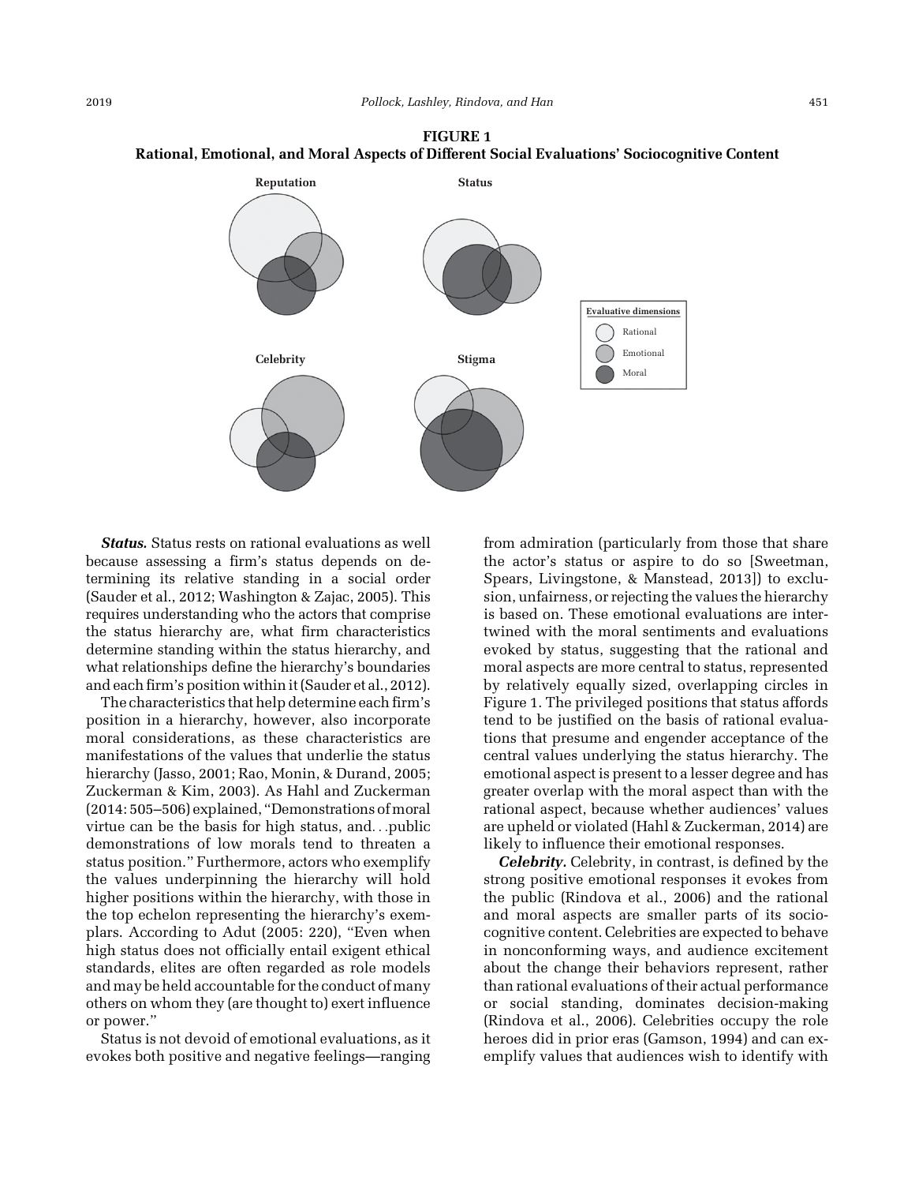**FIGURE 1**
**Rational, Emotional, and Moral Aspects of Different Social Evaluations' Sociocognitive Content**

***Status.*** Status rests on rational evaluations as well because assessing a firm's status depends on determining its relative standing in a social order (Sauder et al., 2012; Washington & Zajac, 2005). This requires understanding who the actors that comprise the status hierarchy are, what firm characteristics determine standing within the status hierarchy, and what relationships define the hierarchy's boundaries and each firm's position within it (Sauder et al., 2012).

The characteristics that help determine each firm's position in a hierarchy, however, also incorporate moral considerations, as these characteristics are manifestations of the values that underlie the status hierarchy (Jasso, 2001; Rao, Monin, & Durand, 2005; Zuckerman & Kim, 2003). As Hahl and Zuckerman (2014: 505–506) explained, "Demonstrations of moral virtue can be the basis for high status, and. . .public demonstrations of low morals tend to threaten a status position." Furthermore, actors who exemplify the values underpinning the hierarchy will hold higher positions within the hierarchy, with those in the top echelon representing the hierarchy's exemplars. According to Adut (2005: 220), "Even when high status does not officially entail exigent ethical standards, elites are often regarded as role models and may be held accountable for the conduct of many others on whom they (are thought to) exert influence or power."

Status is not devoid of emotional evaluations, as it evokes both positive and negative feelings—ranging from admiration (particularly from those that share the actor's status or aspire to do so [Sweetman, Spears, Livingstone, & Manstead, 2013]) to exclusion, unfairness, or rejecting the values the hierarchy is based on. These emotional evaluations are intertwined with the moral sentiments and evaluations evoked by status, suggesting that the rational and moral aspects are more central to status, represented by relatively equally sized, overlapping circles in Figure 1. The privileged positions that status affords tend to be justified on the basis of rational evaluations that presume and engender acceptance of the central values underlying the status hierarchy. The emotional aspect is present to a lesser degree and has greater overlap with the moral aspect than with the rational aspect, because whether audiences' values are upheld or violated (Hahl & Zuckerman, 2014) are likely to influence their emotional responses.

***Celebrity.*** Celebrity, in contrast, is defined by the strong positive emotional responses it evokes from the public (Rindova et al., 2006) and the rational and moral aspects are smaller parts of its sociocognitive content. Celebrities are expected to behave in nonconforming ways, and audience excitement about the change their behaviors represent, rather than rational evaluations of their actual performance or social standing, dominates decision-making (Rindova et al., 2006). Celebrities occupy the role heroes did in prior eras (Gamson, 1994) and can exemplify values that audiences wish to identify with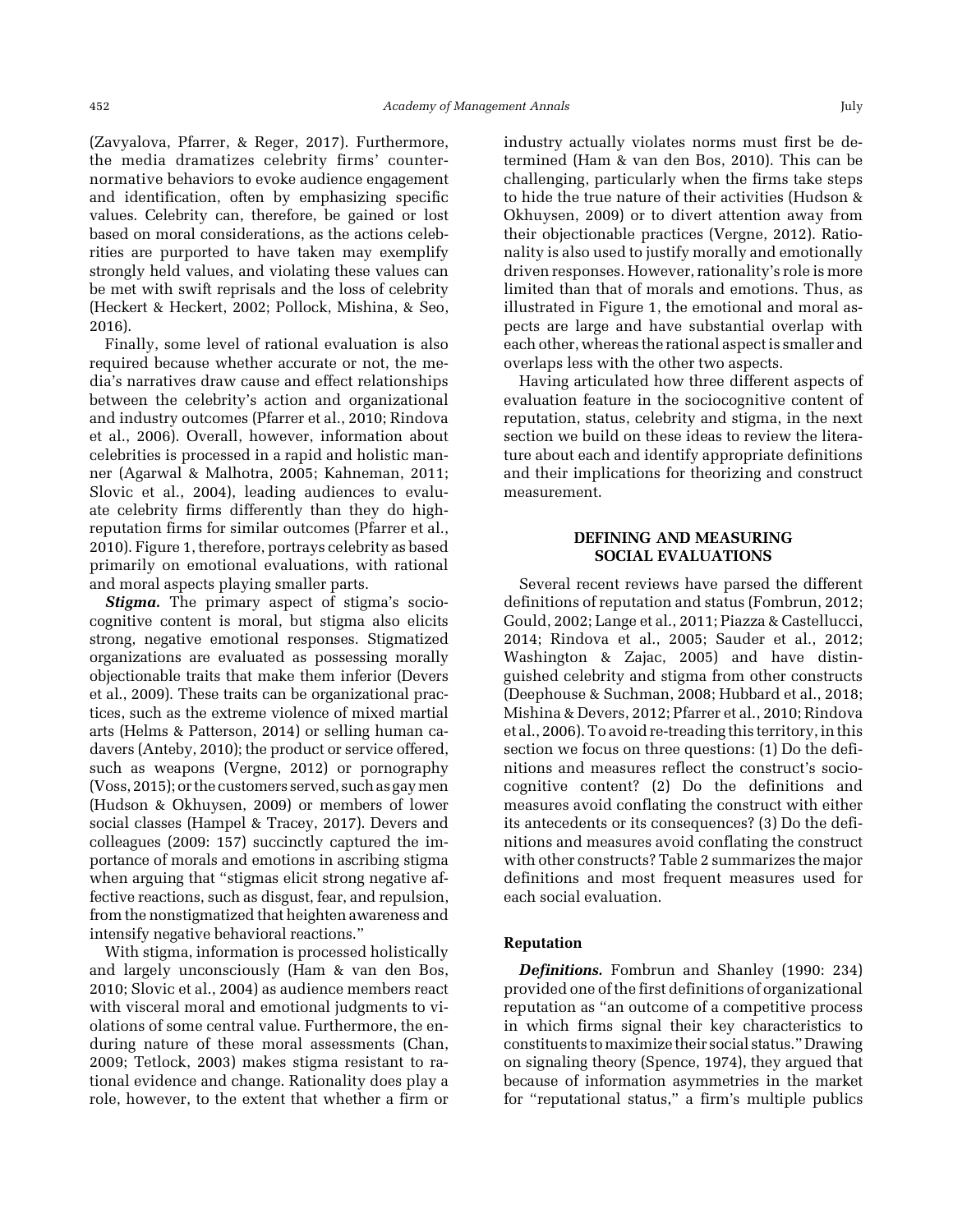(Zavyalova, Pfarrer, & Reger, 2017). Furthermore, the media dramatizes celebrity firms' counter-normative behaviors to evoke audience engagement and identification, often by emphasizing specific values. Celebrity can, therefore, be gained or lost based on moral considerations, as the actions celebrities are purported to have taken may exemplify strongly held values, and violating these values can be met with swift reprisals and the loss of celebrity (Heckert & Heckert, 2002; Pollock, Mishina, & Seo, 2016).

Finally, some level of rational evaluation is also required because whether accurate or not, the media's narratives draw cause and effect relationships between the celebrity's action and organizational and industry outcomes (Pfarrer et al., 2010; Rindova et al., 2006). Overall, however, information about celebrities is processed in a rapid and holistic manner (Agarwal & Malhotra, 2005; Kahneman, 2011; Slovic et al., 2004), leading audiences to evaluate celebrity firms differently than they do high-reputation firms for similar outcomes (Pfarrer et al., 2010). Figure 1, therefore, portrays celebrity as based primarily on emotional evaluations, with rational and moral aspects playing smaller parts.

***Stigma.*** The primary aspect of stigma's sociocognitive content is moral, but stigma also elicits strong, negative emotional responses. Stigmatized organizations are evaluated as possessing morally objectionable traits that make them inferior (Devers et al., 2009). These traits can be organizational practices, such as the extreme violence of mixed martial arts (Helms & Patterson, 2014) or selling human cadavers (Anteby, 2010); the product or service offered, such as weapons (Vergne, 2012) or pornography (Voss, 2015); or the customers served, such as gay men (Hudson & Okhuysen, 2009) or members of lower social classes (Hampel & Tracey, 2017). Devers and colleagues (2009: 157) succinctly captured the importance of morals and emotions in ascribing stigma when arguing that "stigmas elicit strong negative affective reactions, such as disgust, fear, and repulsion, from the nonstigmatized that heighten awareness and intensify negative behavioral reactions."

With stigma, information is processed holistically and largely unconsciously (Ham & van den Bos, 2010; Slovic et al., 2004) as audience members react with visceral moral and emotional judgments to violations of some central value. Furthermore, the enduring nature of these moral assessments (Chan, 2009; Tetlock, 2003) makes stigma resistant to rational evidence and change. Rationality does play a role, however, to the extent that whether a firm or industry actually violates norms must first be determined (Ham & van den Bos, 2010). This can be challenging, particularly when the firms take steps to hide the true nature of their activities (Hudson & Okhuysen, 2009) or to divert attention away from their objectionable practices (Vergne, 2012). Rationality is also used to justify morally and emotionally driven responses. However, rationality's role is more limited than that of morals and emotions. Thus, as illustrated in Figure 1, the emotional and moral aspects are large and have substantial overlap with each other, whereas the rational aspect is smaller and overlaps less with the other two aspects.

Having articulated how three different aspects of evaluation feature in the sociocognitive content of reputation, status, celebrity and stigma, in the next section we build on these ideas to review the literature about each and identify appropriate definitions and their implications for theorizing and construct measurement.

## DEFINING AND MEASURING SOCIAL EVALUATIONS

Several recent reviews have parsed the different definitions of reputation and status (Fombrun, 2012; Gould, 2002; Lange et al., 2011; Piazza & Castellucci, 2014; Rindova et al., 2005; Sauder et al., 2012; Washington & Zajac, 2005) and have distinguished celebrity and stigma from other constructs (Deephouse & Suchman, 2008; Hubbard et al., 2018; Mishina & Devers, 2012; Pfarrer et al., 2010; Rindova et al., 2006). To avoid re-treading this territory, in this section we focus on three questions: (1) Do the definitions and measures reflect the construct's sociocognitive content? (2) Do the definitions and measures avoid conflating the construct with either its antecedents or its consequences? (3) Do the definitions and measures avoid conflating the construct with other constructs? Table 2 summarizes the major definitions and most frequent measures used for each social evaluation.

### Reputation

***Definitions.*** Fombrun and Shanley (1990: 234) provided one of the first definitions of organizational reputation as "an outcome of a competitive process in which firms signal their key characteristics to constituents to maximize their social status." Drawing on signaling theory (Spence, 1974), they argued that because of information asymmetries in the market for "reputational status," a firm's multiple publics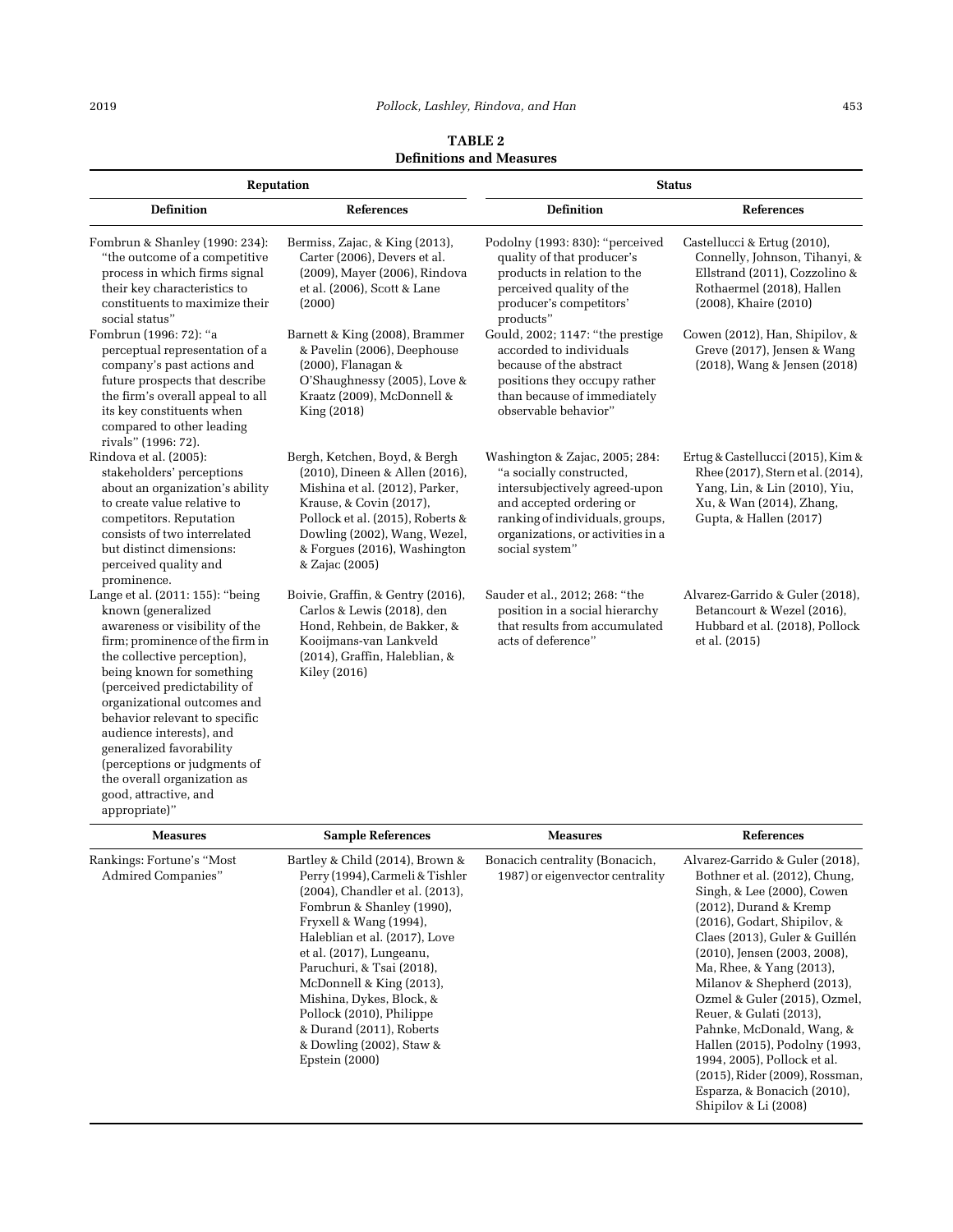**TABLE 2**
**Definitions and Measures**

| Reputation | | Status | |
|---|---|---|---|
| **Definition** | **References** | **Definition** | **References** |
| Fombrun & Shanley (1990: 234): "the outcome of a competitive process in which firms signal their key characteristics to constituents to maximize their social status" | Bermiss, Zajac, & King (2013), Carter (2006), Devers et al. (2009), Mayer (2006), Rindova et al. (2006), Scott & Lane (2000) | Podolny (1993: 830): "perceived quality of that producer's products in relation to the perceived quality of the producer's competitors' products" | Castellucci & Ertug (2010), Connelly, Johnson, Tihanyi, & Ellstrand (2011), Cozzolino & Rothaermel (2018), Hallen (2008), Khaire (2010) |
| Fombrun (1996: 72): "a perceptual representation of a company's past actions and future prospects that describe the firm's overall appeal to all its key constituents when compared to other leading rivals" (1996: 72). | Barnett & King (2008), Brammer & Pavelin (2006), Deephouse (2000), Flanagan & O'Shaughnessy (2005), Love & Kraatz (2009), McDonnell & King (2018) | Gould, 2002; 1147: "the prestige accorded to individuals because of the abstract positions they occupy rather than because of immediately observable behavior" | Cowen (2012), Han, Shipilov, & Greve (2017), Jensen & Wang (2018), Wang & Jensen (2018) |
| Rindova et al. (2005): stakeholders' perceptions about an organization's ability to create value relative to competitors. Reputation consists of two interrelated but distinct dimensions: perceived quality and prominence. | Bergh, Ketchen, Boyd, & Bergh (2010), Dineen & Allen (2016), Mishina et al. (2012), Parker, Krause, & Covin (2017), Pollock et al. (2015), Roberts & Dowling (2002), Wang, Wezel, & Forgues (2016), Washington & Zajac (2005) | Washington & Zajac, 2005; 284: "a socially constructed, intersubjectively agreed-upon and accepted ordering or ranking of individuals, groups, organizations, or activities in a social system" | Ertug & Castellucci (2015), Kim & Rhee (2017), Stern et al. (2014), Yang, Lin, & Lin (2010), Yiu, Xu, & Wan (2014), Zhang, Gupta, & Hallen (2017) |
| Lange et al. (2011: 155): "being known (generalized awareness or visibility of the firm; prominence of the firm in the collective perception), being known for something (perceived predictability of organizational outcomes and behavior relevant to specific audience interests), and generalized favorability (perceptions or judgments of the overall organization as good, attractive, and appropriate)" | Boivie, Graffin, & Gentry (2016), Carlos & Lewis (2018), den Hond, Rehbein, de Bakker, & Kooijmans-van Lankveld (2014), Graffin, Haleblian, & Kiley (2016) | Sauder et al., 2012; 268: "the position in a social hierarchy that results from accumulated acts of deference" | Alvarez-Garrido & Guler (2018), Betancourt & Wezel (2016), Hubbard et al. (2018), Pollock et al. (2015) |
| **Measures** | **Sample References** | **Measures** | **References** |
| Rankings: Fortune's "Most Admired Companies" | Bartley & Child (2014), Brown & Perry (1994), Carmeli & Tishler (2004), Chandler et al. (2013), Fombrun & Shanley (1990), Fryxell & Wang (1994), Haleblian et al. (2017), Love et al. (2017), Lungeanu, Paruchuri, & Tsai (2018), McDonnell & King (2013), Mishina, Dykes, Block, & Pollock (2010), Philippe & Durand (2011), Roberts & Dowling (2002), Staw & Epstein (2000) | Bonacich centrality (Bonacich, 1987) or eigenvector centrality | Alvarez-Garrido & Guler (2018), Bothner et al. (2012), Chung, Singh, & Lee (2000), Cowen (2012), Durand & Kremp (2016), Godart, Shipilov, & Claes (2013), Guler & Guillén (2010), Jensen (2003, 2008), Ma, Rhee, & Yang (2013), Milanov & Shepherd (2013), Ozmel & Guler (2015), Ozmel, Reuer, & Gulati (2013), Pahnke, McDonald, Wang, & Hallen (2015), Podolny (1993, 1994, 2005), Pollock et al. (2015), Rider (2009), Rossman, Esparza, & Bonacich (2010), Shipilov & Li (2008) |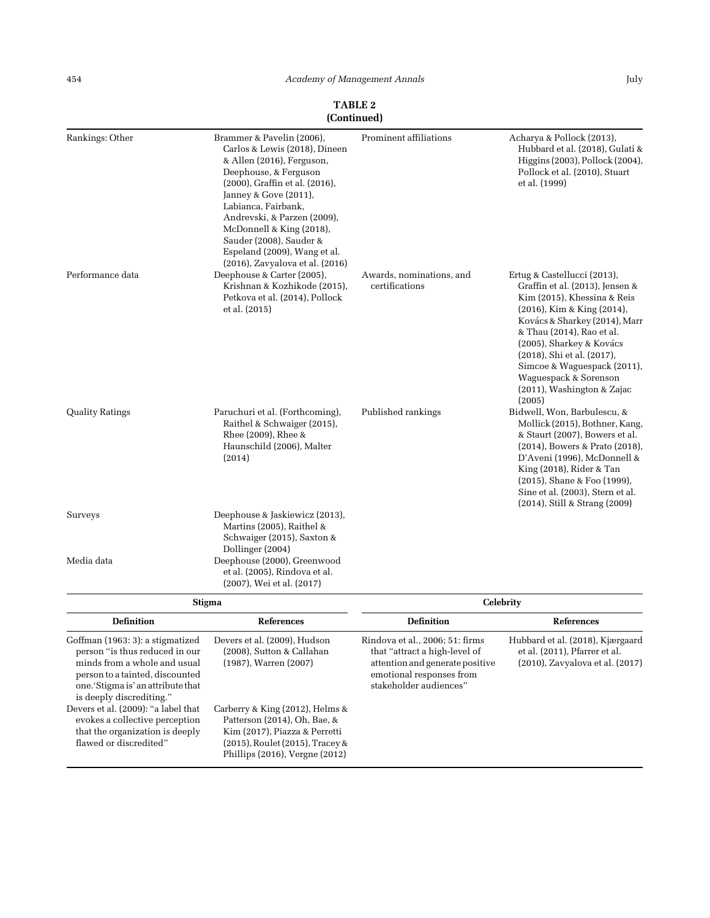**TABLE 2**
**(Continued)**

| | | | |
|---|---|---|---|
| Rankings: Other | Brammer & Pavelin (2006), Carlos & Lewis (2018), Dineen & Allen (2016), Ferguson, Deephouse, & Ferguson (2000), Graffin et al. (2016), Janney & Gove (2011), Labianca, Fairbank, Andrevski, & Parzen (2009), McDonnell & King (2018), Sauder (2008), Sauder & Espeland (2009), Wang et al. (2016), Zavyalova et al. (2016) | Prominent affiliations | Acharya & Pollock (2013), Hubbard et al. (2018), Gulati & Higgins (2003), Pollock (2004), Pollock et al. (2010), Stuart et al. (1999) |
| Performance data | Deephouse & Carter (2005), Krishnan & Kozhikode (2015), Petkova et al. (2014), Pollock et al. (2015) | Awards, nominations, and certifications | Ertug & Castellucci (2013), Graffin et al. (2013), Jensen & Kim (2015), Khessina & Reis (2016), Kim & King (2014), Kovács & Sharkey (2014), Marr & Thau (2014), Rao et al. (2005), Sharkey & Kovács (2018), Shi et al. (2017), Simcoe & Waguespack (2011), Waguespack & Sorenson (2011), Washington & Zajac (2005) |
| Quality Ratings | Paruchuri et al. (Forthcoming), Raithel & Schwaiger (2015), Rhee (2009), Rhee & Haunschild (2006), Malter (2014) | Published rankings | Bidwell, Won, Barbulescu, & Mollick (2015), Bothner, Kang, & Staurt (2007), Bowers et al. (2014), Bowers & Prato (2018), D'Aveni (1996), McDonnell & King (2018), Rider & Tan (2015), Shane & Foo (1999), Sine et al. (2003), Stern et al. (2014), Still & Strang (2009) |
| Surveys | Deephouse & Jaskiewicz (2013), Martins (2005), Raithel & Schwaiger (2015), Saxton & Dollinger (2004) | | |
| Media data | Deephouse (2000), Greenwood et al. (2005), Rindova et al. (2007), Wei et al. (2017) | | |
| **Stigma** | | **Celebrity** | |
| **Definition** | **References** | **Definition** | **References** |
| Goffman (1963: 3): a stigmatized person "is thus reduced in our minds from a whole and usual person to a tainted, discounted one.'Stigma is' an attribute that is deeply discrediting." | Devers et al. (2009), Hudson (2008), Sutton & Callahan (1987), Warren (2007) | Rindova et al., 2006; 51: firms that "attract a high-level of attention and generate positive emotional responses from stakeholder audiences" | Hubbard et al. (2018), Kjærgaard et al. (2011), Pfarrer et al. (2010), Zavyalova et al. (2017) |
| Devers et al. (2009): "a label that evokes a collective perception that the organization is deeply flawed or discredited" | Carberry & King (2012), Helms & Patterson (2014), Oh, Bae, & Kim (2017), Piazza & Perretti (2015), Roulet (2015), Tracey & Phillips (2016), Vergne (2012) | | |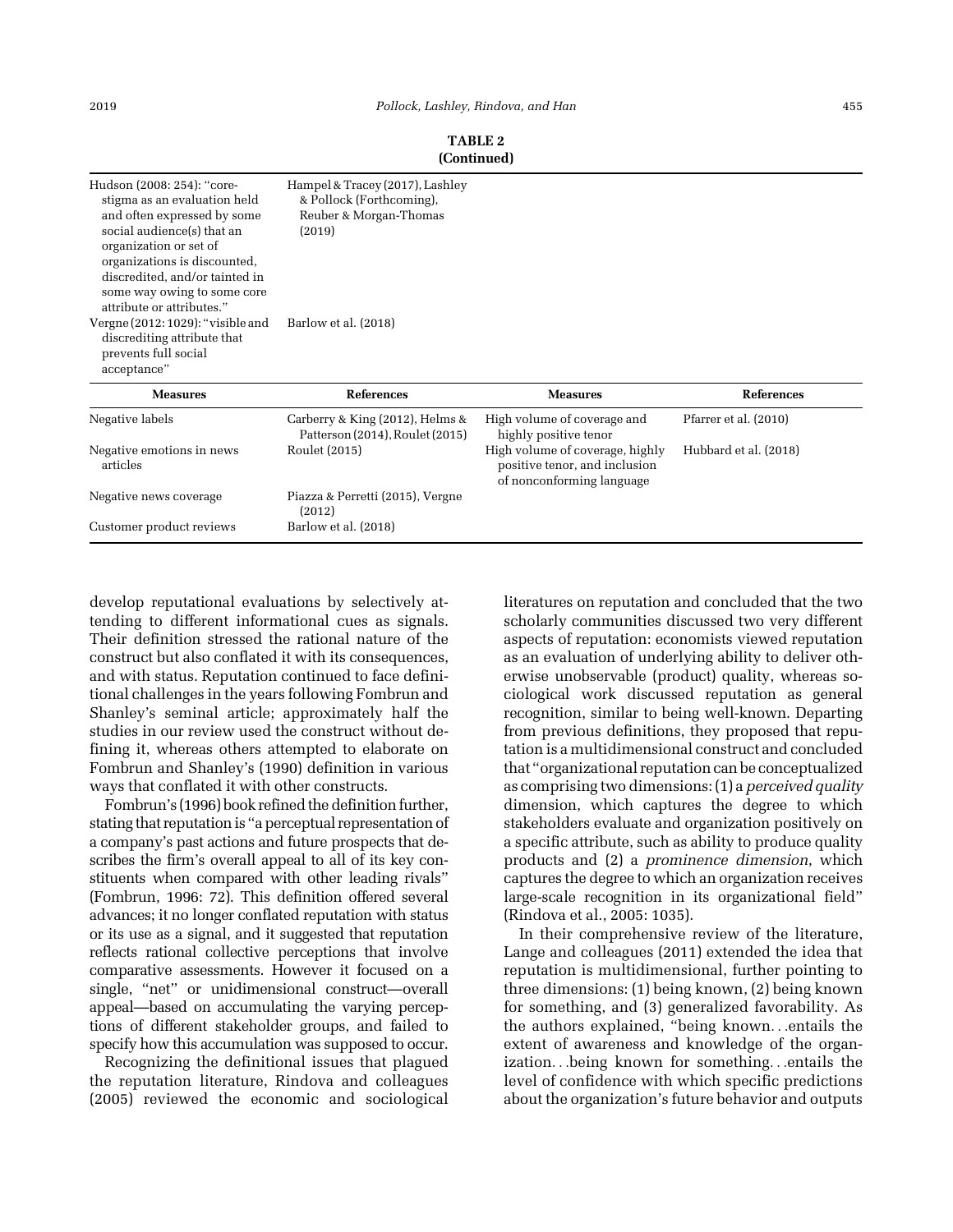**TABLE 2**
**(Continued)**

| | | | |
|---|---|---|---|
| Hudson (2008: 254): "core-stigma as an evaluation held and often expressed by some social audience(s) that an organization or set of organizations is discounted, discredited, and/or tainted in some way owing to some core attribute or attributes." | Hampel & Tracey (2017), Lashley & Pollock (Forthcoming), Reuber & Morgan-Thomas (2019) | | |
| Vergne (2012: 1029): "visible and discrediting attribute that prevents full social acceptance" | Barlow et al. (2018) | | |
| **Measures** | **References** | **Measures** | **References** |
| Negative labels | Carberry & King (2012), Helms & Patterson (2014), Roulet (2015) | High volume of coverage and highly positive tenor | Pfarrer et al. (2010) |
| Negative emotions in news articles | Roulet (2015) | High volume of coverage, highly positive tenor, and inclusion of nonconforming language | Hubbard et al. (2018) |
| Negative news coverage | Piazza & Perretti (2015), Vergne (2012) | | |
| Customer product reviews | Barlow et al. (2018) | | |

develop reputational evaluations by selectively attending to different informational cues as signals. Their definition stressed the rational nature of the construct but also conflated it with its consequences, and with status. Reputation continued to face definitional challenges in the years following Fombrun and Shanley's seminal article; approximately half the studies in our review used the construct without defining it, whereas others attempted to elaborate on Fombrun and Shanley's (1990) definition in various ways that conflated it with other constructs.

Fombrun's (1996) book refined the definition further, stating that reputation is "a perceptual representation of a company's past actions and future prospects that describes the firm's overall appeal to all of its key constituents when compared with other leading rivals" (Fombrun, 1996: 72). This definition offered several advances; it no longer conflated reputation with status or its use as a signal, and it suggested that reputation reflects rational collective perceptions that involve comparative assessments. However it focused on a single, "net" or unidimensional construct—overall appeal—based on accumulating the varying perceptions of different stakeholder groups, and failed to specify how this accumulation was supposed to occur.

Recognizing the definitional issues that plagued the reputation literature, Rindova and colleagues (2005) reviewed the economic and sociological literatures on reputation and concluded that the two scholarly communities discussed two very different aspects of reputation: economists viewed reputation as an evaluation of underlying ability to deliver otherwise unobservable (product) quality, whereas sociological work discussed reputation as general recognition, similar to being well-known. Departing from previous definitions, they proposed that reputation is a multidimensional construct and concluded that "organizational reputation can be conceptualized as comprising two dimensions: (1) a *perceived quality* dimension, which captures the degree to which stakeholders evaluate and organization positively on a specific attribute, such as ability to produce quality products and (2) a *prominence dimension*, which captures the degree to which an organization receives large-scale recognition in its organizational field" (Rindova et al., 2005: 1035).

In their comprehensive review of the literature, Lange and colleagues (2011) extended the idea that reputation is multidimensional, further pointing to three dimensions: (1) being known, (2) being known for something, and (3) generalized favorability. As the authors explained, "being known. . .entails the extent of awareness and knowledge of the organization. . .being known for something. . .entails the level of confidence with which specific predictions about the organization's future behavior and outputs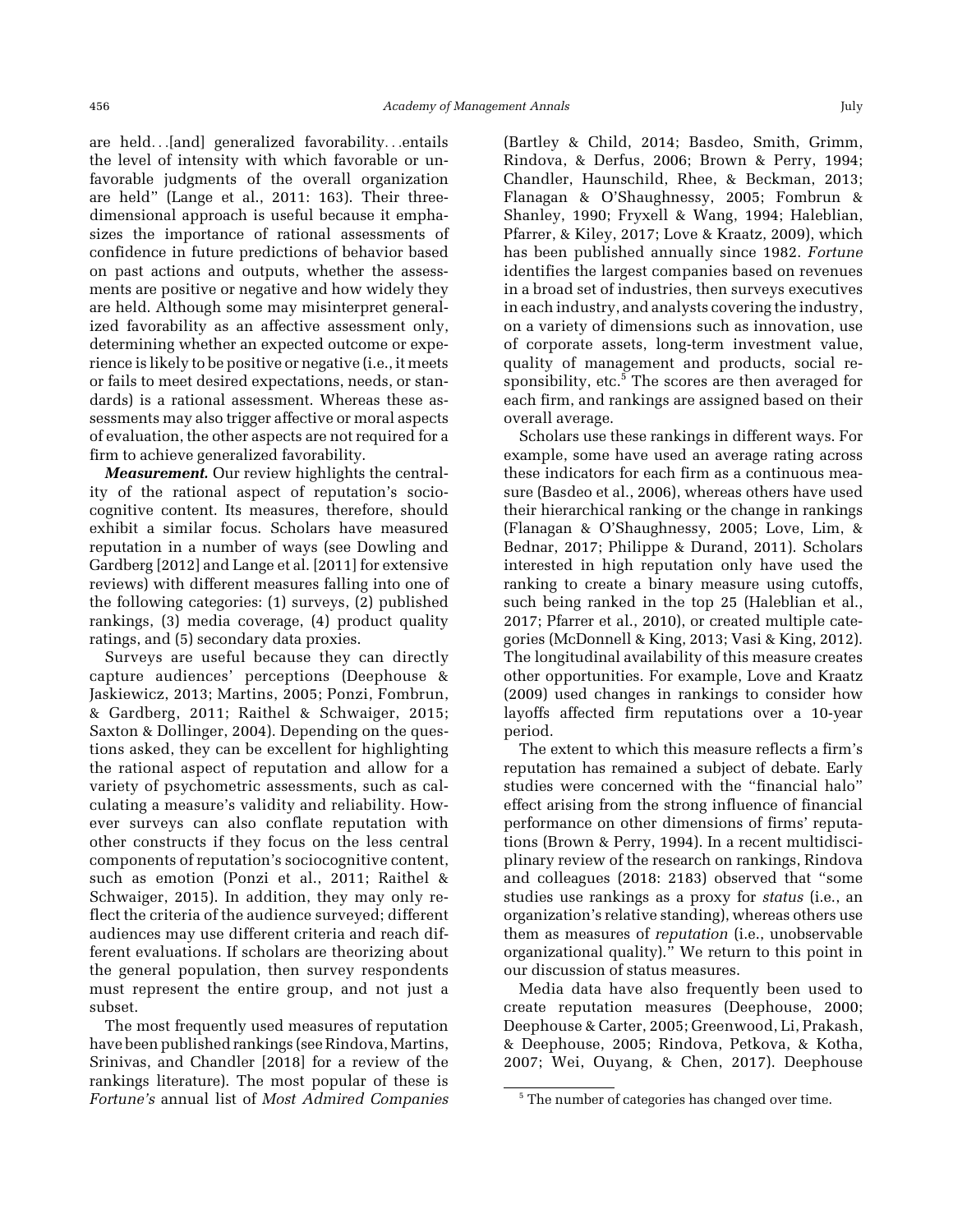are held…[and] generalized favorability…entails the level of intensity with which favorable or unfavorable judgments of the overall organization are held" (Lange et al., 2011: 163). Their three-dimensional approach is useful because it emphasizes the importance of rational assessments of confidence in future predictions of behavior based on past actions and outputs, whether the assessments are positive or negative and how widely they are held. Although some may misinterpret generalized favorability as an affective assessment only, determining whether an expected outcome or experience is likely to be positive or negative (i.e., it meets or fails to meet desired expectations, needs, or standards) is a rational assessment. Whereas these assessments may also trigger affective or moral aspects of evaluation, the other aspects are not required for a firm to achieve generalized favorability.

***Measurement.*** Our review highlights the centrality of the rational aspect of reputation's sociocognitive content. Its measures, therefore, should exhibit a similar focus. Scholars have measured reputation in a number of ways (see Dowling and Gardberg [2012] and Lange et al. [2011] for extensive reviews) with different measures falling into one of the following categories: (1) surveys, (2) published rankings, (3) media coverage, (4) product quality ratings, and (5) secondary data proxies.

Surveys are useful because they can directly capture audiences' perceptions (Deephouse & Jaskiewicz, 2013; Martins, 2005; Ponzi, Fombrun, & Gardberg, 2011; Raithel & Schwaiger, 2015; Saxton & Dollinger, 2004). Depending on the questions asked, they can be excellent for highlighting the rational aspect of reputation and allow for a variety of psychometric assessments, such as calculating a measure's validity and reliability. However surveys can also conflate reputation with other constructs if they focus on the less central components of reputation's sociocognitive content, such as emotion (Ponzi et al., 2011; Raithel & Schwaiger, 2015). In addition, they may only reflect the criteria of the audience surveyed; different audiences may use different criteria and reach different evaluations. If scholars are theorizing about the general population, then survey respondents must represent the entire group, and not just a subset.

The most frequently used measures of reputation have been published rankings (see Rindova, Martins, Srinivas, and Chandler [2018] for a review of the rankings literature). The most popular of these is *Fortune's* annual list of *Most Admired Companies* (Bartley & Child, 2014; Basdeo, Smith, Grimm, Rindova, & Derfus, 2006; Brown & Perry, 1994; Chandler, Haunschild, Rhee, & Beckman, 2013; Flanagan & O'Shaughnessy, 2005; Fombrun & Shanley, 1990; Fryxell & Wang, 1994; Haleblian, Pfarrer, & Kiley, 2017; Love & Kraatz, 2009), which has been published annually since 1982. *Fortune* identifies the largest companies based on revenues in a broad set of industries, then surveys executives in each industry, and analysts covering the industry, on a variety of dimensions such as innovation, use of corporate assets, long-term investment value, quality of management and products, social responsibility, etc.[5] The scores are then averaged for each firm, and rankings are assigned based on their overall average.

Scholars use these rankings in different ways. For example, some have used an average rating across these indicators for each firm as a continuous measure (Basdeo et al., 2006), whereas others have used their hierarchical ranking or the change in rankings (Flanagan & O'Shaughnessy, 2005; Love, Lim, & Bednar, 2017; Philippe & Durand, 2011). Scholars interested in high reputation only have used the ranking to create a binary measure using cutoffs, such being ranked in the top 25 (Haleblian et al., 2017; Pfarrer et al., 2010), or created multiple categories (McDonnell & King, 2013; Vasi & King, 2012). The longitudinal availability of this measure creates other opportunities. For example, Love and Kraatz (2009) used changes in rankings to consider how layoffs affected firm reputations over a 10-year period.

The extent to which this measure reflects a firm's reputation has remained a subject of debate. Early studies were concerned with the "financial halo" effect arising from the strong influence of financial performance on other dimensions of firms' reputations (Brown & Perry, 1994). In a recent multidisciplinary review of the research on rankings, Rindova and colleagues (2018: 2183) observed that "some studies use rankings as a proxy for *status* (i.e., an organization's relative standing), whereas others use them as measures of *reputation* (i.e., unobservable organizational quality)." We return to this point in our discussion of status measures.

Media data have also frequently been used to create reputation measures (Deephouse, 2000; Deephouse & Carter, 2005; Greenwood, Li, Prakash, & Deephouse, 2005; Rindova, Petkova, & Kotha, 2007; Wei, Ouyang, & Chen, 2017). Deephouse

[5] The number of categories has changed over time.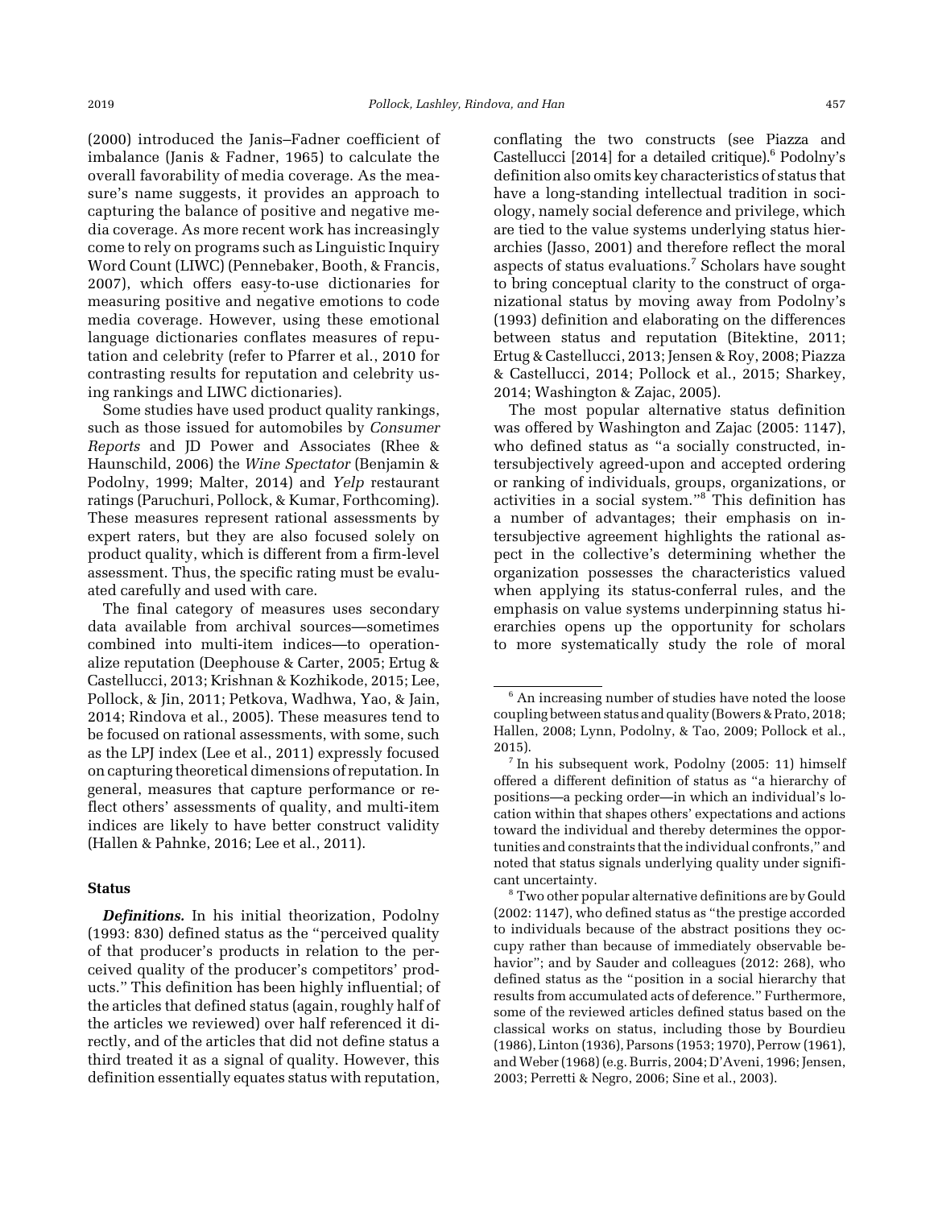(2000) introduced the Janis–Fadner coefficient of imbalance (Janis & Fadner, 1965) to calculate the overall favorability of media coverage. As the measure's name suggests, it provides an approach to capturing the balance of positive and negative media coverage. As more recent work has increasingly come to rely on programs such as Linguistic Inquiry Word Count (LIWC) (Pennebaker, Booth, & Francis, 2007), which offers easy-to-use dictionaries for measuring positive and negative emotions to code media coverage. However, using these emotional language dictionaries conflates measures of reputation and celebrity (refer to Pfarrer et al., 2010 for contrasting results for reputation and celebrity using rankings and LIWC dictionaries).

Some studies have used product quality rankings, such as those issued for automobiles by *Consumer Reports* and JD Power and Associates (Rhee & Haunschild, 2006) the *Wine Spectator* (Benjamin & Podolny, 1999; Malter, 2014) and *Yelp* restaurant ratings (Paruchuri, Pollock, & Kumar, Forthcoming). These measures represent rational assessments by expert raters, but they are also focused solely on product quality, which is different from a firm-level assessment. Thus, the specific rating must be evaluated carefully and used with care.

The final category of measures uses secondary data available from archival sources—sometimes combined into multi-item indices—to operationalize reputation (Deephouse & Carter, 2005; Ertug & Castellucci, 2013; Krishnan & Kozhikode, 2015; Lee, Pollock, & Jin, 2011; Petkova, Wadhwa, Yao, & Jain, 2014; Rindova et al., 2005). These measures tend to be focused on rational assessments, with some, such as the LPJ index (Lee et al., 2011) expressly focused on capturing theoretical dimensions of reputation. In general, measures that capture performance or reflect others' assessments of quality, and multi-item indices are likely to have better construct validity (Hallen & Pahnke, 2016; Lee et al., 2011).

### Status

***Definitions.*** In his initial theorization, Podolny (1993: 830) defined status as the "perceived quality of that producer's products in relation to the perceived quality of the producer's competitors' products." This definition has been highly influential; of the articles that defined status (again, roughly half of the articles we reviewed) over half referenced it directly, and of the articles that did not define status a third treated it as a signal of quality. However, this definition essentially equates status with reputation, conflating the two constructs (see Piazza and Castellucci [2014] for a detailed critique).[6] Podolny's definition also omits key characteristics of status that have a long-standing intellectual tradition in sociology, namely social deference and privilege, which are tied to the value systems underlying status hierarchies (Jasso, 2001) and therefore reflect the moral aspects of status evaluations.[7] Scholars have sought to bring conceptual clarity to the construct of organizational status by moving away from Podolny's (1993) definition and elaborating on the differences between status and reputation (Bitektine, 2011; Ertug & Castellucci, 2013; Jensen & Roy, 2008; Piazza & Castellucci, 2014; Pollock et al., 2015; Sharkey, 2014; Washington & Zajac, 2005).

The most popular alternative status definition was offered by Washington and Zajac (2005: 1147), who defined status as "a socially constructed, intersubjectively agreed-upon and accepted ordering or ranking of individuals, groups, organizations, or activities in a social system."[8] This definition has a number of advantages; their emphasis on intersubjective agreement highlights the rational aspect in the collective's determining whether the organization possesses the characteristics valued when applying its status-conferral rules, and the emphasis on value systems underpinning status hierarchies opens up the opportunity for scholars to more systematically study the role of moral

[6] An increasing number of studies have noted the loose coupling between status and quality (Bowers & Prato, 2018; Hallen, 2008; Lynn, Podolny, & Tao, 2009; Pollock et al., 2015).

[7] In his subsequent work, Podolny (2005: 11) himself offered a different definition of status as "a hierarchy of positions—a pecking order—in which an individual's location within that shapes others' expectations and actions toward the individual and thereby determines the opportunities and constraints that the individual confronts," and noted that status signals underlying quality under significant uncertainty.

[8] Two other popular alternative definitions are by Gould (2002: 1147), who defined status as "the prestige accorded to individuals because of the abstract positions they occupy rather than because of immediately observable behavior"; and by Sauder and colleagues (2012: 268), who defined status as the "position in a social hierarchy that results from accumulated acts of deference." Furthermore, some of the reviewed articles defined status based on the classical works on status, including those by Bourdieu (1986), Linton (1936), Parsons (1953; 1970), Perrow (1961), and Weber (1968) (e.g. Burris, 2004; D'Aveni, 1996; Jensen, 2003; Perretti & Negro, 2006; Sine et al., 2003).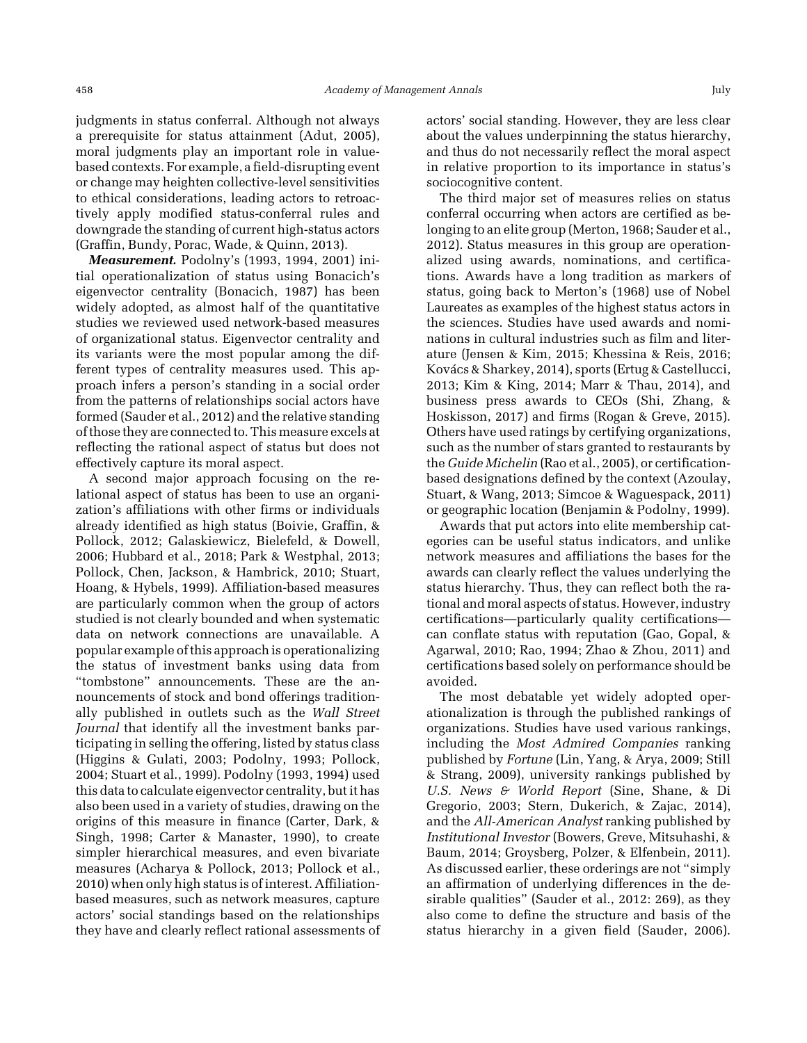judgments in status conferral. Although not always a prerequisite for status attainment (Adut, 2005), moral judgments play an important role in value-based contexts. For example, a field-disrupting event or change may heighten collective-level sensitivities to ethical considerations, leading actors to retroactively apply modified status-conferral rules and downgrade the standing of current high-status actors (Graffin, Bundy, Porac, Wade, & Quinn, 2013).

***Measurement.*** Podolny's (1993, 1994, 2001) initial operationalization of status using Bonacich's eigenvector centrality (Bonacich, 1987) has been widely adopted, as almost half of the quantitative studies we reviewed used network-based measures of organizational status. Eigenvector centrality and its variants were the most popular among the different types of centrality measures used. This approach infers a person's standing in a social order from the patterns of relationships social actors have formed (Sauder et al., 2012) and the relative standing of those they are connected to. This measure excels at reflecting the rational aspect of status but does not effectively capture its moral aspect.

A second major approach focusing on the relational aspect of status has been to use an organization's affiliations with other firms or individuals already identified as high status (Boivie, Graffin, & Pollock, 2012; Galaskiewicz, Bielefeld, & Dowell, 2006; Hubbard et al., 2018; Park & Westphal, 2013; Pollock, Chen, Jackson, & Hambrick, 2010; Stuart, Hoang, & Hybels, 1999). Affiliation-based measures are particularly common when the group of actors studied is not clearly bounded and when systematic data on network connections are unavailable. A popular example of this approach is operationalizing the status of investment banks using data from "tombstone" announcements. These are the announcements of stock and bond offerings traditionally published in outlets such as the *Wall Street Journal* that identify all the investment banks participating in selling the offering, listed by status class (Higgins & Gulati, 2003; Podolny, 1993; Pollock, 2004; Stuart et al., 1999). Podolny (1993, 1994) used this data to calculate eigenvector centrality, but it has also been used in a variety of studies, drawing on the origins of this measure in finance (Carter, Dark, & Singh, 1998; Carter & Manaster, 1990), to create simpler hierarchical measures, and even bivariate measures (Acharya & Pollock, 2013; Pollock et al., 2010) when only high status is of interest. Affiliation-based measures, such as network measures, capture actors' social standings based on the relationships they have and clearly reflect rational assessments of actors' social standing. However, they are less clear about the values underpinning the status hierarchy, and thus do not necessarily reflect the moral aspect in relative proportion to its importance in status's sociocognitive content.

The third major set of measures relies on status conferral occurring when actors are certified as belonging to an elite group (Merton, 1968; Sauder et al., 2012). Status measures in this group are operationalized using awards, nominations, and certifications. Awards have a long tradition as markers of status, going back to Merton's (1968) use of Nobel Laureates as examples of the highest status actors in the sciences. Studies have used awards and nominations in cultural industries such as film and literature (Jensen & Kim, 2015; Khessina & Reis, 2016; Kovács & Sharkey, 2014), sports (Ertug & Castellucci, 2013; Kim & King, 2014; Marr & Thau, 2014), and business press awards to CEOs (Shi, Zhang, & Hoskisson, 2017) and firms (Rogan & Greve, 2015). Others have used ratings by certifying organizations, such as the number of stars granted to restaurants by the *Guide Michelin* (Rao et al., 2005), or certification-based designations defined by the context (Azoulay, Stuart, & Wang, 2013; Simcoe & Waguespack, 2011) or geographic location (Benjamin & Podolny, 1999).

Awards that put actors into elite membership categories can be useful status indicators, and unlike network measures and affiliations the bases for the awards can clearly reflect the values underlying the status hierarchy. Thus, they can reflect both the rational and moral aspects of status. However, industry certifications—particularly quality certifications—can conflate status with reputation (Gao, Gopal, & Agarwal, 2010; Rao, 1994; Zhao & Zhou, 2011) and certifications based solely on performance should be avoided.

The most debatable yet widely adopted operationalization is through the published rankings of organizations. Studies have used various rankings, including the *Most Admired Companies* ranking published by *Fortune* (Lin, Yang, & Arya, 2009; Still & Strang, 2009), university rankings published by *U.S. News & World Report* (Sine, Shane, & Di Gregorio, 2003; Stern, Dukerich, & Zajac, 2014), and the *All-American Analyst* ranking published by *Institutional Investor* (Bowers, Greve, Mitsuhashi, & Baum, 2014; Groysberg, Polzer, & Elfenbein, 2011). As discussed earlier, these orderings are not "simply an affirmation of underlying differences in the desirable qualities" (Sauder et al., 2012: 269), as they also come to define the structure and basis of the status hierarchy in a given field (Sauder, 2006).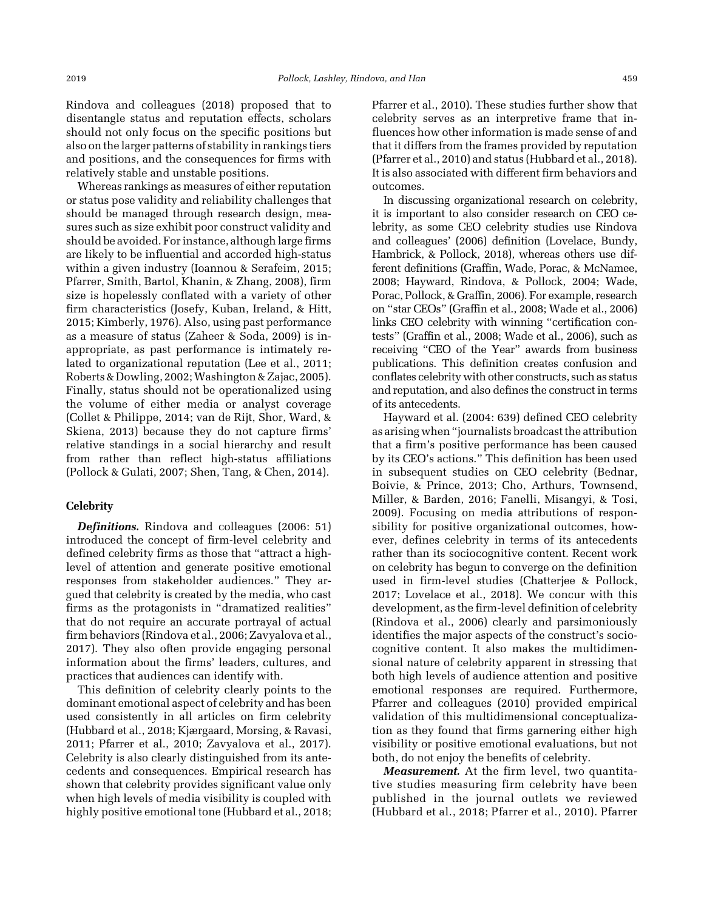Rindova and colleagues (2018) proposed that to disentangle status and reputation effects, scholars should not only focus on the specific positions but also on the larger patterns of stability in rankings tiers and positions, and the consequences for firms with relatively stable and unstable positions.

Whereas rankings as measures of either reputation or status pose validity and reliability challenges that should be managed through research design, measures such as size exhibit poor construct validity and should be avoided. For instance, although large firms are likely to be influential and accorded high-status within a given industry (Ioannou & Serafeim, 2015; Pfarrer, Smith, Bartol, Khanin, & Zhang, 2008), firm size is hopelessly conflated with a variety of other firm characteristics (Josefy, Kuban, Ireland, & Hitt, 2015; Kimberly, 1976). Also, using past performance as a measure of status (Zaheer & Soda, 2009) is inappropriate, as past performance is intimately related to organizational reputation (Lee et al., 2011; Roberts & Dowling, 2002; Washington & Zajac, 2005). Finally, status should not be operationalized using the volume of either media or analyst coverage (Collet & Philippe, 2014; van de Rijt, Shor, Ward, & Skiena, 2013) because they do not capture firms' relative standings in a social hierarchy and result from rather than reflect high-status affiliations (Pollock & Gulati, 2007; Shen, Tang, & Chen, 2014).

### Celebrity

***Definitions.*** Rindova and colleagues (2006: 51) introduced the concept of firm-level celebrity and defined celebrity firms as those that "attract a high-level of attention and generate positive emotional responses from stakeholder audiences." They argued that celebrity is created by the media, who cast firms as the protagonists in "dramatized realities" that do not require an accurate portrayal of actual firm behaviors (Rindova et al., 2006; Zavyalova et al., 2017). They also often provide engaging personal information about the firms' leaders, cultures, and practices that audiences can identify with.

This definition of celebrity clearly points to the dominant emotional aspect of celebrity and has been used consistently in all articles on firm celebrity (Hubbard et al., 2018; Kjærgaard, Morsing, & Ravasi, 2011; Pfarrer et al., 2010; Zavyalova et al., 2017). Celebrity is also clearly distinguished from its antecedents and consequences. Empirical research has shown that celebrity provides significant value only when high levels of media visibility is coupled with highly positive emotional tone (Hubbard et al., 2018; Pfarrer et al., 2010). These studies further show that celebrity serves as an interpretive frame that influences how other information is made sense of and that it differs from the frames provided by reputation (Pfarrer et al., 2010) and status (Hubbard et al., 2018). It is also associated with different firm behaviors and outcomes.

In discussing organizational research on celebrity, it is important to also consider research on CEO celebrity, as some CEO celebrity studies use Rindova and colleagues' (2006) definition (Lovelace, Bundy, Hambrick, & Pollock, 2018), whereas others use different definitions (Graffin, Wade, Porac, & McNamee, 2008; Hayward, Rindova, & Pollock, 2004; Wade, Porac, Pollock, & Graffin, 2006). For example, research on "star CEOs" (Graffin et al., 2008; Wade et al., 2006) links CEO celebrity with winning "certification contests" (Graffin et al., 2008; Wade et al., 2006), such as receiving "CEO of the Year" awards from business publications. This definition creates confusion and conflates celebrity with other constructs, such as status and reputation, and also defines the construct in terms of its antecedents.

Hayward et al. (2004: 639) defined CEO celebrity as arising when "journalists broadcast the attribution that a firm's positive performance has been caused by its CEO's actions." This definition has been used in subsequent studies on CEO celebrity (Bednar, Boivie, & Prince, 2013; Cho, Arthurs, Townsend, Miller, & Barden, 2016; Fanelli, Misangyi, & Tosi, 2009). Focusing on media attributions of responsibility for positive organizational outcomes, however, defines celebrity in terms of its antecedents rather than its sociocognitive content. Recent work on celebrity has begun to converge on the definition used in firm-level studies (Chatterjee & Pollock, 2017; Lovelace et al., 2018). We concur with this development, as the firm-level definition of celebrity (Rindova et al., 2006) clearly and parsimoniously identifies the major aspects of the construct's sociocognitive content. It also makes the multidimensional nature of celebrity apparent in stressing that both high levels of audience attention and positive emotional responses are required. Furthermore, Pfarrer and colleagues (2010) provided empirical validation of this multidimensional conceptualization as they found that firms garnering either high visibility or positive emotional evaluations, but not both, do not enjoy the benefits of celebrity.

***Measurement.*** At the firm level, two quantitative studies measuring firm celebrity have been published in the journal outlets we reviewed (Hubbard et al., 2018; Pfarrer et al., 2010). Pfarrer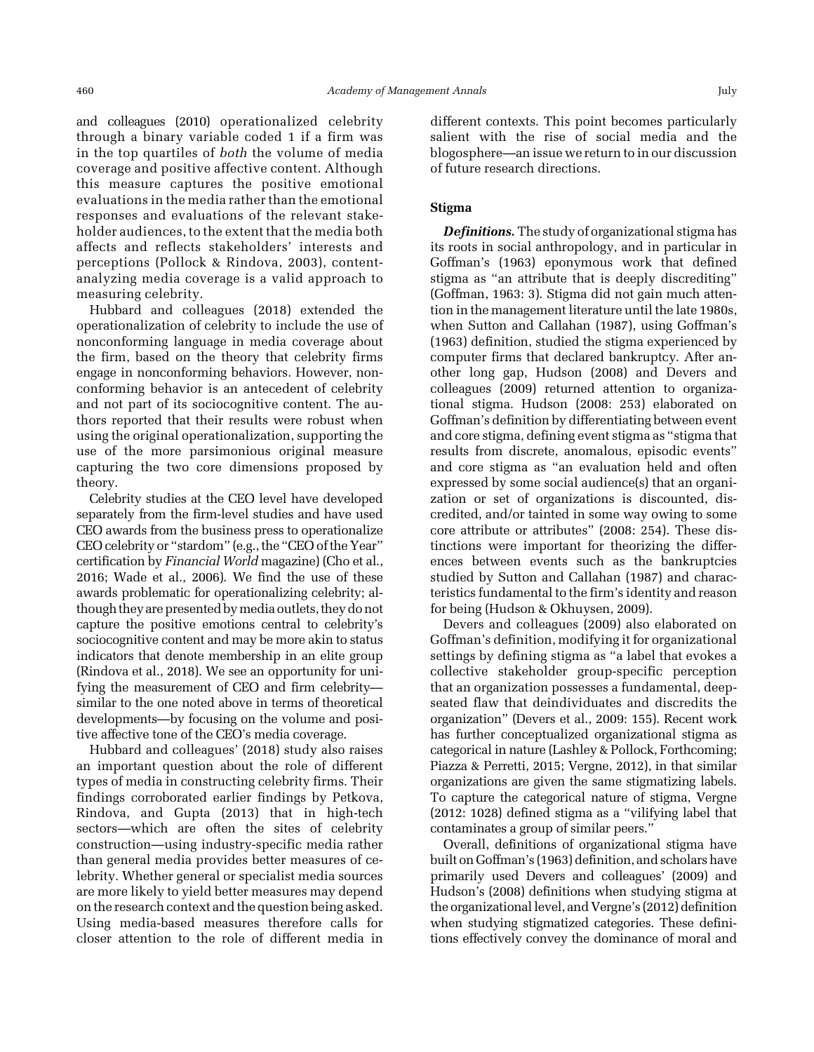and colleagues (2010) operationalized celebrity through a binary variable coded 1 if a firm was in the top quartiles of *both* the volume of media coverage and positive affective content. Although this measure captures the positive emotional evaluations in the media rather than the emotional responses and evaluations of the relevant stakeholder audiences, to the extent that the media both affects and reflects stakeholders' interests and perceptions (Pollock & Rindova, 2003), content-analyzing media coverage is a valid approach to measuring celebrity.

Hubbard and colleagues (2018) extended the operationalization of celebrity to include the use of nonconforming language in media coverage about the firm, based on the theory that celebrity firms engage in nonconforming behaviors. However, nonconforming behavior is an antecedent of celebrity and not part of its sociocognitive content. The authors reported that their results were robust when using the original operationalization, supporting the use of the more parsimonious original measure capturing the two core dimensions proposed by theory.

Celebrity studies at the CEO level have developed separately from the firm-level studies and have used CEO awards from the business press to operationalize CEO celebrity or "stardom" (e.g., the "CEO of the Year" certification by *Financial World* magazine) (Cho et al., 2016; Wade et al., 2006). We find the use of these awards problematic for operationalizing celebrity; although they are presented by media outlets, they do not capture the positive emotions central to celebrity's sociocognitive content and may be more akin to status indicators that denote membership in an elite group (Rindova et al., 2018). We see an opportunity for unifying the measurement of CEO and firm celebrity—similar to the one noted above in terms of theoretical developments—by focusing on the volume and positive affective tone of the CEO's media coverage.

Hubbard and colleagues' (2018) study also raises an important question about the role of different types of media in constructing celebrity firms. Their findings corroborated earlier findings by Petkova, Rindova, and Gupta (2013) that in high-tech sectors—which are often the sites of celebrity construction—using industry-specific media rather than general media provides better measures of celebrity. Whether general or specialist media sources are more likely to yield better measures may depend on the research context and the question being asked. Using media-based measures therefore calls for closer attention to the role of different media in different contexts. This point becomes particularly salient with the rise of social media and the blogosphere—an issue we return to in our discussion of future research directions.

### Stigma

***Definitions.*** The study of organizational stigma has its roots in social anthropology, and in particular in Goffman's (1963) eponymous work that defined stigma as "an attribute that is deeply discrediting" (Goffman, 1963: 3). Stigma did not gain much attention in the management literature until the late 1980s, when Sutton and Callahan (1987), using Goffman's (1963) definition, studied the stigma experienced by computer firms that declared bankruptcy. After another long gap, Hudson (2008) and Devers and colleagues (2009) returned attention to organizational stigma. Hudson (2008: 253) elaborated on Goffman's definition by differentiating between event and core stigma, defining event stigma as "stigma that results from discrete, anomalous, episodic events" and core stigma as "an evaluation held and often expressed by some social audience(s) that an organization or set of organizations is discounted, discredited, and/or tainted in some way owing to some core attribute or attributes" (2008: 254). These distinctions were important for theorizing the differences between events such as the bankruptcies studied by Sutton and Callahan (1987) and characteristics fundamental to the firm's identity and reason for being (Hudson & Okhuysen, 2009).

Devers and colleagues (2009) also elaborated on Goffman's definition, modifying it for organizational settings by defining stigma as "a label that evokes a collective stakeholder group-specific perception that an organization possesses a fundamental, deep-seated flaw that deindividuates and discredits the organization" (Devers et al., 2009: 155). Recent work has further conceptualized organizational stigma as categorical in nature (Lashley & Pollock, Forthcoming; Piazza & Perretti, 2015; Vergne, 2012), in that similar organizations are given the same stigmatizing labels. To capture the categorical nature of stigma, Vergne (2012: 1028) defined stigma as a "vilifying label that contaminates a group of similar peers."

Overall, definitions of organizational stigma have built on Goffman's (1963) definition, and scholars have primarily used Devers and colleagues' (2009) and Hudson's (2008) definitions when studying stigma at the organizational level, and Vergne's (2012) definition when studying stigmatized categories. These definitions effectively convey the dominance of moral and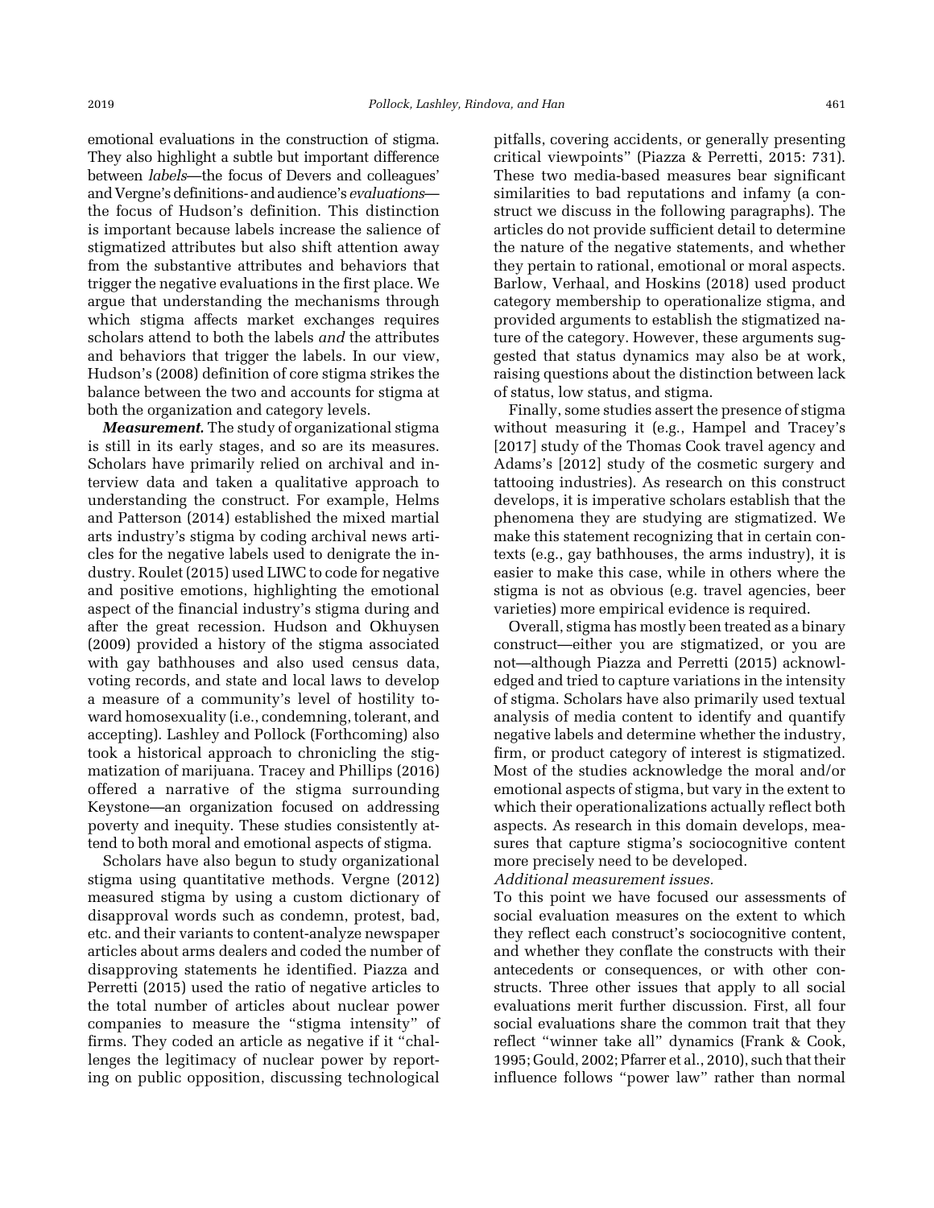emotional evaluations in the construction of stigma. They also highlight a subtle but important difference between *labels*—the focus of Devers and colleagues' and Vergne's definitions- and audience's *evaluations*—the focus of Hudson's definition. This distinction is important because labels increase the salience of stigmatized attributes but also shift attention away from the substantive attributes and behaviors that trigger the negative evaluations in the first place. We argue that understanding the mechanisms through which stigma affects market exchanges requires scholars attend to both the labels *and* the attributes and behaviors that trigger the labels. In our view, Hudson's (2008) definition of core stigma strikes the balance between the two and accounts for stigma at both the organization and category levels.

***Measurement.*** The study of organizational stigma is still in its early stages, and so are its measures. Scholars have primarily relied on archival and interview data and taken a qualitative approach to understanding the construct. For example, Helms and Patterson (2014) established the mixed martial arts industry's stigma by coding archival news articles for the negative labels used to denigrate the industry. Roulet (2015) used LIWC to code for negative and positive emotions, highlighting the emotional aspect of the financial industry's stigma during and after the great recession. Hudson and Okhuysen (2009) provided a history of the stigma associated with gay bathhouses and also used census data, voting records, and state and local laws to develop a measure of a community's level of hostility toward homosexuality (i.e., condemning, tolerant, and accepting). Lashley and Pollock (Forthcoming) also took a historical approach to chronicling the stigmatization of marijuana. Tracey and Phillips (2016) offered a narrative of the stigma surrounding Keystone—an organization focused on addressing poverty and inequity. These studies consistently attend to both moral and emotional aspects of stigma.

Scholars have also begun to study organizational stigma using quantitative methods. Vergne (2012) measured stigma by using a custom dictionary of disapproval words such as condemn, protest, bad, etc. and their variants to content-analyze newspaper articles about arms dealers and coded the number of disapproving statements he identified. Piazza and Perretti (2015) used the ratio of negative articles to the total number of articles about nuclear power companies to measure the "stigma intensity" of firms. They coded an article as negative if it "challenges the legitimacy of nuclear power by reporting on public opposition, discussing technological pitfalls, covering accidents, or generally presenting critical viewpoints" (Piazza & Perretti, 2015: 731). These two media-based measures bear significant similarities to bad reputations and infamy (a construct we discuss in the following paragraphs). The articles do not provide sufficient detail to determine the nature of the negative statements, and whether they pertain to rational, emotional or moral aspects. Barlow, Verhaal, and Hoskins (2018) used product category membership to operationalize stigma, and provided arguments to establish the stigmatized nature of the category. However, these arguments suggested that status dynamics may also be at work, raising questions about the distinction between lack of status, low status, and stigma.

Finally, some studies assert the presence of stigma without measuring it (e.g., Hampel and Tracey's [2017] study of the Thomas Cook travel agency and Adams's [2012] study of the cosmetic surgery and tattooing industries). As research on this construct develops, it is imperative scholars establish that the phenomena they are studying are stigmatized. We make this statement recognizing that in certain contexts (e.g., gay bathhouses, the arms industry), it is easier to make this case, while in others where the stigma is not as obvious (e.g. travel agencies, beer varieties) more empirical evidence is required.

Overall, stigma has mostly been treated as a binary construct—either you are stigmatized, or you are not—although Piazza and Perretti (2015) acknowledged and tried to capture variations in the intensity of stigma. Scholars have also primarily used textual analysis of media content to identify and quantify negative labels and determine whether the industry, firm, or product category of interest is stigmatized. Most of the studies acknowledge the moral and/or emotional aspects of stigma, but vary in the extent to which their operationalizations actually reflect both aspects. As research in this domain develops, measures that capture stigma's sociocognitive content more precisely need to be developed.

*Additional measurement issues.*

To this point we have focused our assessments of social evaluation measures on the extent to which they reflect each construct's sociocognitive content, and whether they conflate the constructs with their antecedents or consequences, or with other constructs. Three other issues that apply to all social evaluations merit further discussion. First, all four social evaluations share the common trait that they reflect "winner take all" dynamics (Frank & Cook, 1995; Gould, 2002; Pfarrer et al., 2010), such that their influence follows "power law" rather than normal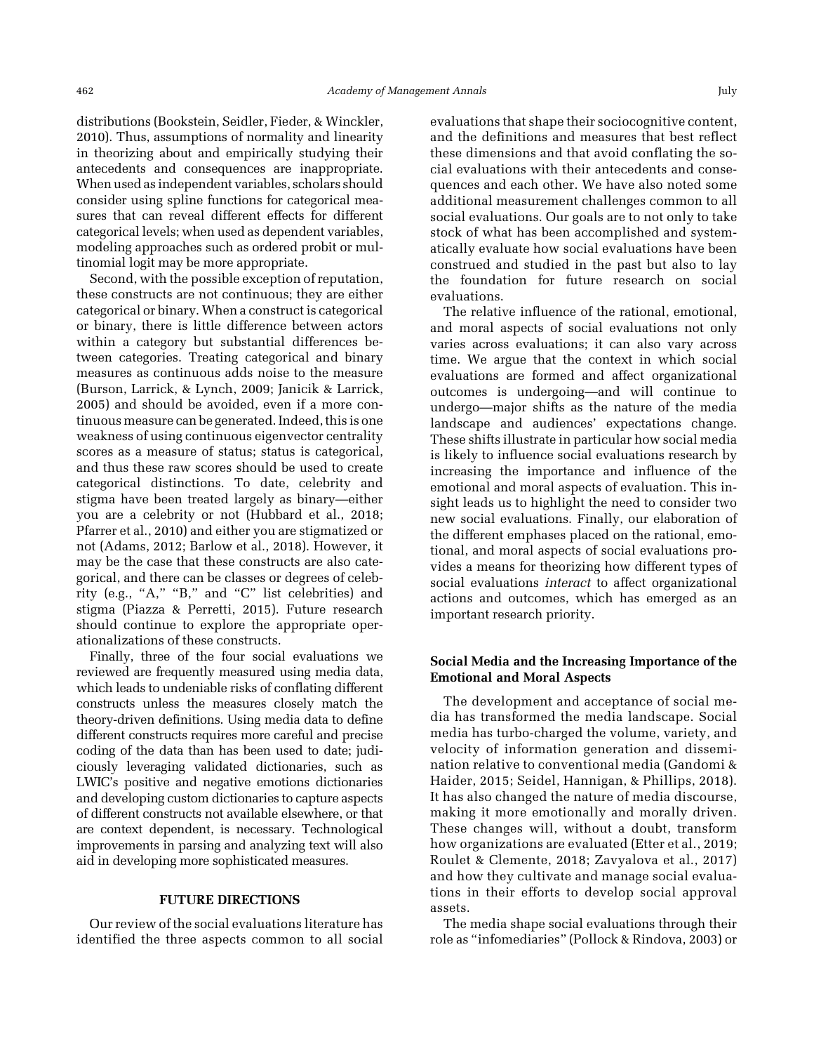distributions (Bookstein, Seidler, Fieder, & Winckler, 2010). Thus, assumptions of normality and linearity in theorizing about and empirically studying their antecedents and consequences are inappropriate. When used as independent variables, scholars should consider using spline functions for categorical measures that can reveal different effects for different categorical levels; when used as dependent variables, modeling approaches such as ordered probit or multinomial logit may be more appropriate.

Second, with the possible exception of reputation, these constructs are not continuous; they are either categorical or binary. When a construct is categorical or binary, there is little difference between actors within a category but substantial differences between categories. Treating categorical and binary measures as continuous adds noise to the measure (Burson, Larrick, & Lynch, 2009; Janicik & Larrick, 2005) and should be avoided, even if a more continuous measure can be generated. Indeed, this is one weakness of using continuous eigenvector centrality scores as a measure of status; status is categorical, and thus these raw scores should be used to create categorical distinctions. To date, celebrity and stigma have been treated largely as binary—either you are a celebrity or not (Hubbard et al., 2018; Pfarrer et al., 2010) and either you are stigmatized or not (Adams, 2012; Barlow et al., 2018). However, it may be the case that these constructs are also categorical, and there can be classes or degrees of celebrity (e.g., "A," "B," and "C" list celebrities) and stigma (Piazza & Perretti, 2015). Future research should continue to explore the appropriate operationalizations of these constructs.

Finally, three of the four social evaluations we reviewed are frequently measured using media data, which leads to undeniable risks of conflating different constructs unless the measures closely match the theory-driven definitions. Using media data to define different constructs requires more careful and precise coding of the data than has been used to date; judiciously leveraging validated dictionaries, such as LWIC's positive and negative emotions dictionaries and developing custom dictionaries to capture aspects of different constructs not available elsewhere, or that are context dependent, is necessary. Technological improvements in parsing and analyzing text will also aid in developing more sophisticated measures.

## FUTURE DIRECTIONS

Our review of the social evaluations literature has identified the three aspects common to all social evaluations that shape their sociocognitive content, and the definitions and measures that best reflect these dimensions and that avoid conflating the social evaluations with their antecedents and consequences and each other. We have also noted some additional measurement challenges common to all social evaluations. Our goals are to not only to take stock of what has been accomplished and systematically evaluate how social evaluations have been construed and studied in the past but also to lay the foundation for future research on social evaluations.

The relative influence of the rational, emotional, and moral aspects of social evaluations not only varies across evaluations; it can also vary across time. We argue that the context in which social evaluations are formed and affect organizational outcomes is undergoing—and will continue to undergo—major shifts as the nature of the media landscape and audiences' expectations change. These shifts illustrate in particular how social media is likely to influence social evaluations research by increasing the importance and influence of the emotional and moral aspects of evaluation. This insight leads us to highlight the need to consider two new social evaluations. Finally, our elaboration of the different emphases placed on the rational, emotional, and moral aspects of social evaluations provides a means for theorizing how different types of social evaluations *interact* to affect organizational actions and outcomes, which has emerged as an important research priority.

### Social Media and the Increasing Importance of the Emotional and Moral Aspects

The development and acceptance of social media has transformed the media landscape. Social media has turbo-charged the volume, variety, and velocity of information generation and dissemination relative to conventional media (Gandomi & Haider, 2015; Seidel, Hannigan, & Phillips, 2018). It has also changed the nature of media discourse, making it more emotionally and morally driven. These changes will, without a doubt, transform how organizations are evaluated (Etter et al., 2019; Roulet & Clemente, 2018; Zavyalova et al., 2017) and how they cultivate and manage social evaluations in their efforts to develop social approval assets.

The media shape social evaluations through their role as "infomediaries" (Pollock & Rindova, 2003) or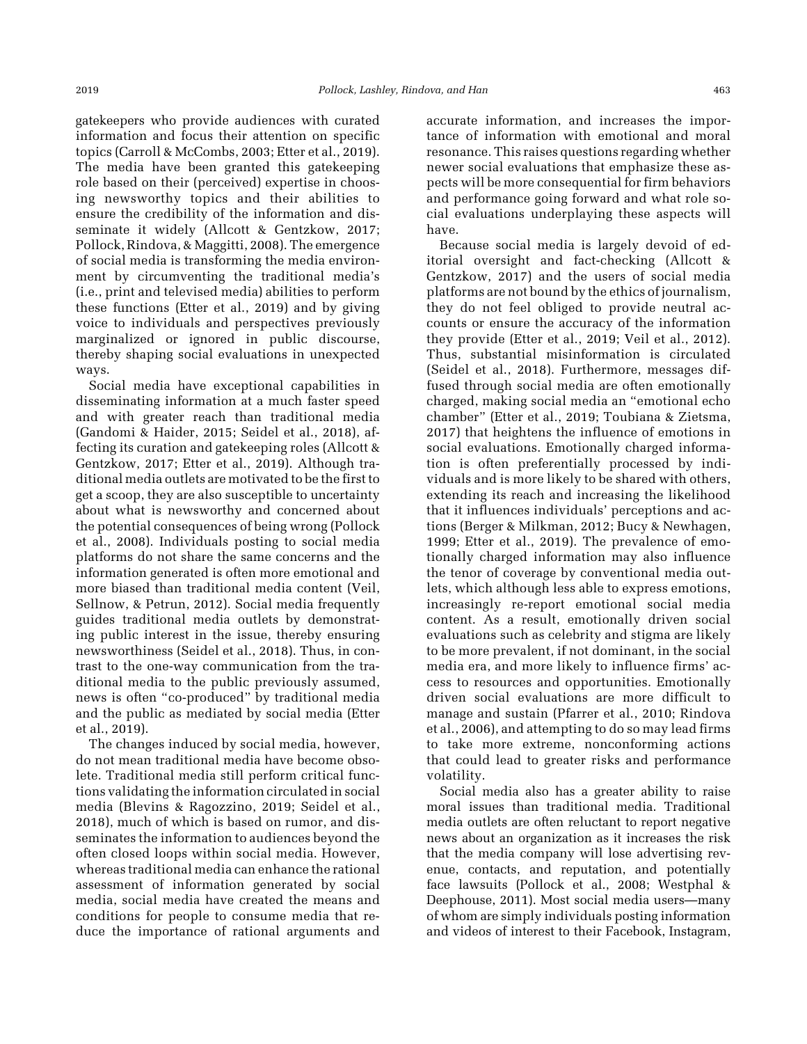gatekeepers who provide audiences with curated information and focus their attention on specific topics (Carroll & McCombs, 2003; Etter et al., 2019). The media have been granted this gatekeeping role based on their (perceived) expertise in choosing newsworthy topics and their abilities to ensure the credibility of the information and disseminate it widely (Allcott & Gentzkow, 2017; Pollock, Rindova, & Maggitti, 2008). The emergence of social media is transforming the media environment by circumventing the traditional media's (i.e., print and televised media) abilities to perform these functions (Etter et al., 2019) and by giving voice to individuals and perspectives previously marginalized or ignored in public discourse, thereby shaping social evaluations in unexpected ways.

Social media have exceptional capabilities in disseminating information at a much faster speed and with greater reach than traditional media (Gandomi & Haider, 2015; Seidel et al., 2018), affecting its curation and gatekeeping roles (Allcott & Gentzkow, 2017; Etter et al., 2019). Although traditional media outlets are motivated to be the first to get a scoop, they are also susceptible to uncertainty about what is newsworthy and concerned about the potential consequences of being wrong (Pollock et al., 2008). Individuals posting to social media platforms do not share the same concerns and the information generated is often more emotional and more biased than traditional media content (Veil, Sellnow, & Petrun, 2012). Social media frequently guides traditional media outlets by demonstrating public interest in the issue, thereby ensuring newsworthiness (Seidel et al., 2018). Thus, in contrast to the one-way communication from the traditional media to the public previously assumed, news is often "co-produced" by traditional media and the public as mediated by social media (Etter et al., 2019).

The changes induced by social media, however, do not mean traditional media have become obsolete. Traditional media still perform critical functions validating the information circulated in social media (Blevins & Ragozzino, 2019; Seidel et al., 2018), much of which is based on rumor, and disseminates the information to audiences beyond the often closed loops within social media. However, whereas traditional media can enhance the rational assessment of information generated by social media, social media have created the means and conditions for people to consume media that reduce the importance of rational arguments and accurate information, and increases the importance of information with emotional and moral resonance. This raises questions regarding whether newer social evaluations that emphasize these aspects will be more consequential for firm behaviors and performance going forward and what role social evaluations underplaying these aspects will have.

Because social media is largely devoid of editorial oversight and fact-checking (Allcott & Gentzkow, 2017) and the users of social media platforms are not bound by the ethics of journalism, they do not feel obliged to provide neutral accounts or ensure the accuracy of the information they provide (Etter et al., 2019; Veil et al., 2012). Thus, substantial misinformation is circulated (Seidel et al., 2018). Furthermore, messages diffused through social media are often emotionally charged, making social media an "emotional echo chamber" (Etter et al., 2019; Toubiana & Zietsma, 2017) that heightens the influence of emotions in social evaluations. Emotionally charged information is often preferentially processed by individuals and is more likely to be shared with others, extending its reach and increasing the likelihood that it influences individuals' perceptions and actions (Berger & Milkman, 2012; Bucy & Newhagen, 1999; Etter et al., 2019). The prevalence of emotionally charged information may also influence the tenor of coverage by conventional media outlets, which although less able to express emotions, increasingly re-report emotional social media content. As a result, emotionally driven social evaluations such as celebrity and stigma are likely to be more prevalent, if not dominant, in the social media era, and more likely to influence firms' access to resources and opportunities. Emotionally driven social evaluations are more difficult to manage and sustain (Pfarrer et al., 2010; Rindova et al., 2006), and attempting to do so may lead firms to take more extreme, nonconforming actions that could lead to greater risks and performance volatility.

Social media also has a greater ability to raise moral issues than traditional media. Traditional media outlets are often reluctant to report negative news about an organization as it increases the risk that the media company will lose advertising revenue, contacts, and reputation, and potentially face lawsuits (Pollock et al., 2008; Westphal & Deephouse, 2011). Most social media users—many of whom are simply individuals posting information and videos of interest to their Facebook, Instagram,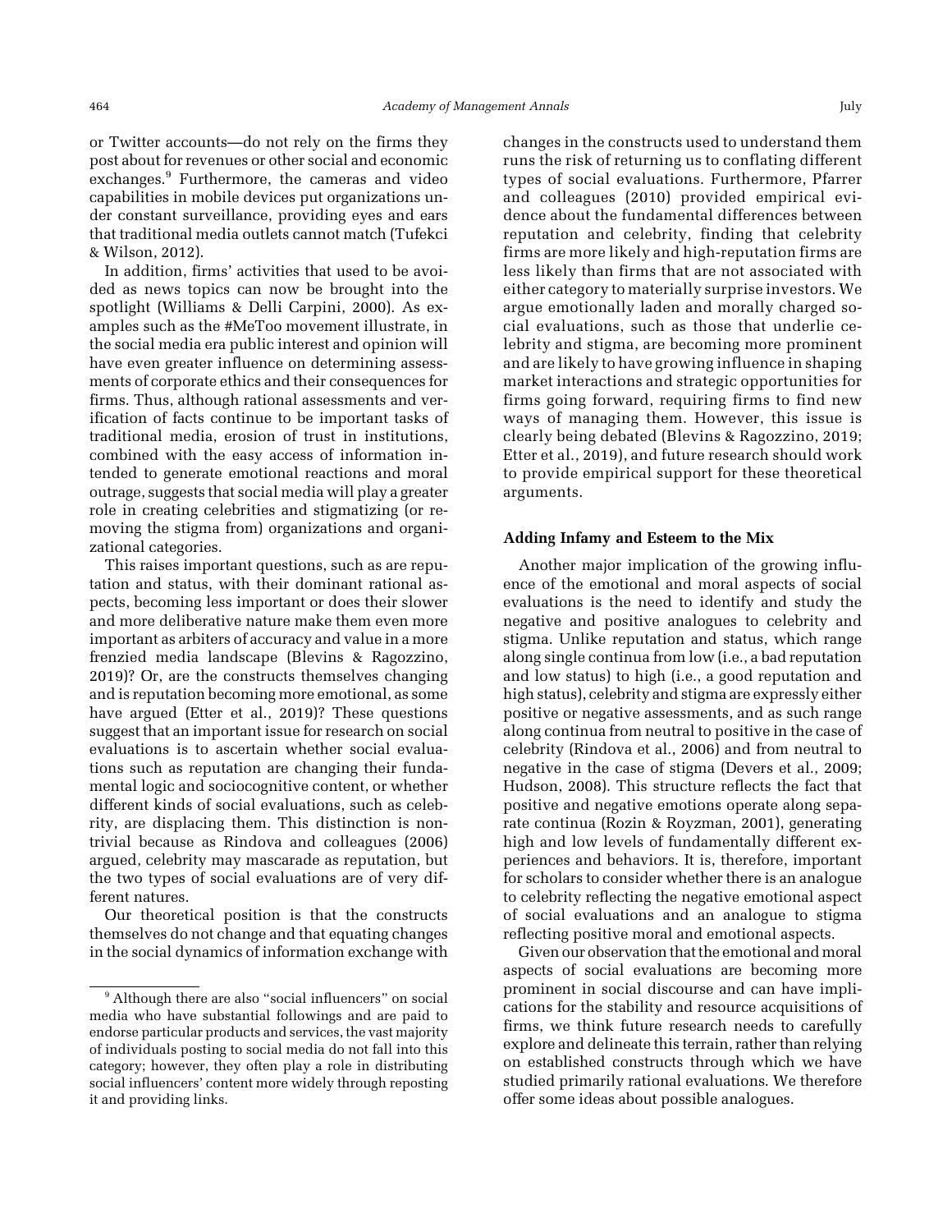or Twitter accounts—do not rely on the firms they post about for revenues or other social and economic exchanges.[9] Furthermore, the cameras and video capabilities in mobile devices put organizations under constant surveillance, providing eyes and ears that traditional media outlets cannot match (Tufekci & Wilson, 2012).

In addition, firms' activities that used to be avoided as news topics can now be brought into the spotlight (Williams & Delli Carpini, 2000). As examples such as the #MeToo movement illustrate, in the social media era public interest and opinion will have even greater influence on determining assessments of corporate ethics and their consequences for firms. Thus, although rational assessments and verification of facts continue to be important tasks of traditional media, erosion of trust in institutions, combined with the easy access of information intended to generate emotional reactions and moral outrage, suggests that social media will play a greater role in creating celebrities and stigmatizing (or removing the stigma from) organizations and organizational categories.

This raises important questions, such as are reputation and status, with their dominant rational aspects, becoming less important or does their slower and more deliberative nature make them even more important as arbiters of accuracy and value in a more frenzied media landscape (Blevins & Ragozzino, 2019)? Or, are the constructs themselves changing and is reputation becoming more emotional, as some have argued (Etter et al., 2019)? These questions suggest that an important issue for research on social evaluations is to ascertain whether social evaluations such as reputation are changing their fundamental logic and sociocognitive content, or whether different kinds of social evaluations, such as celebrity, are displacing them. This distinction is nontrivial because as Rindova and colleagues (2006) argued, celebrity may mascarade as reputation, but the two types of social evaluations are of very different natures.

Our theoretical position is that the constructs themselves do not change and that equating changes in the social dynamics of information exchange with changes in the constructs used to understand them runs the risk of returning us to conflating different types of social evaluations. Furthermore, Pfarrer and colleagues (2010) provided empirical evidence about the fundamental differences between reputation and celebrity, finding that celebrity firms are more likely and high-reputation firms are less likely than firms that are not associated with either category to materially surprise investors. We argue emotionally laden and morally charged social evaluations, such as those that underlie celebrity and stigma, are becoming more prominent and are likely to have growing influence in shaping market interactions and strategic opportunities for firms going forward, requiring firms to find new ways of managing them. However, this issue is clearly being debated (Blevins & Ragozzino, 2019; Etter et al., 2019), and future research should work to provide empirical support for these theoretical arguments.

### Adding Infamy and Esteem to the Mix

Another major implication of the growing influence of the emotional and moral aspects of social evaluations is the need to identify and study the negative and positive analogues to celebrity and stigma. Unlike reputation and status, which range along single continua from low (i.e., a bad reputation and low status) to high (i.e., a good reputation and high status), celebrity and stigma are expressly either positive or negative assessments, and as such range along continua from neutral to positive in the case of celebrity (Rindova et al., 2006) and from neutral to negative in the case of stigma (Devers et al., 2009; Hudson, 2008). This structure reflects the fact that positive and negative emotions operate along separate continua (Rozin & Royzman, 2001), generating high and low levels of fundamentally different experiences and behaviors. It is, therefore, important for scholars to consider whether there is an analogue to celebrity reflecting the negative emotional aspect of social evaluations and an analogue to stigma reflecting positive moral and emotional aspects.

Given our observation that the emotional and moral aspects of social evaluations are becoming more prominent in social discourse and can have implications for the stability and resource acquisitions of firms, we think future research needs to carefully explore and delineate this terrain, rather than relying on established constructs through which we have studied primarily rational evaluations. We therefore offer some ideas about possible analogues.

[9] Although there are also "social influencers" on social media who have substantial followings and are paid to endorse particular products and services, the vast majority of individuals posting to social media do not fall into this category; however, they often play a role in distributing social influencers' content more widely through reposting it and providing links.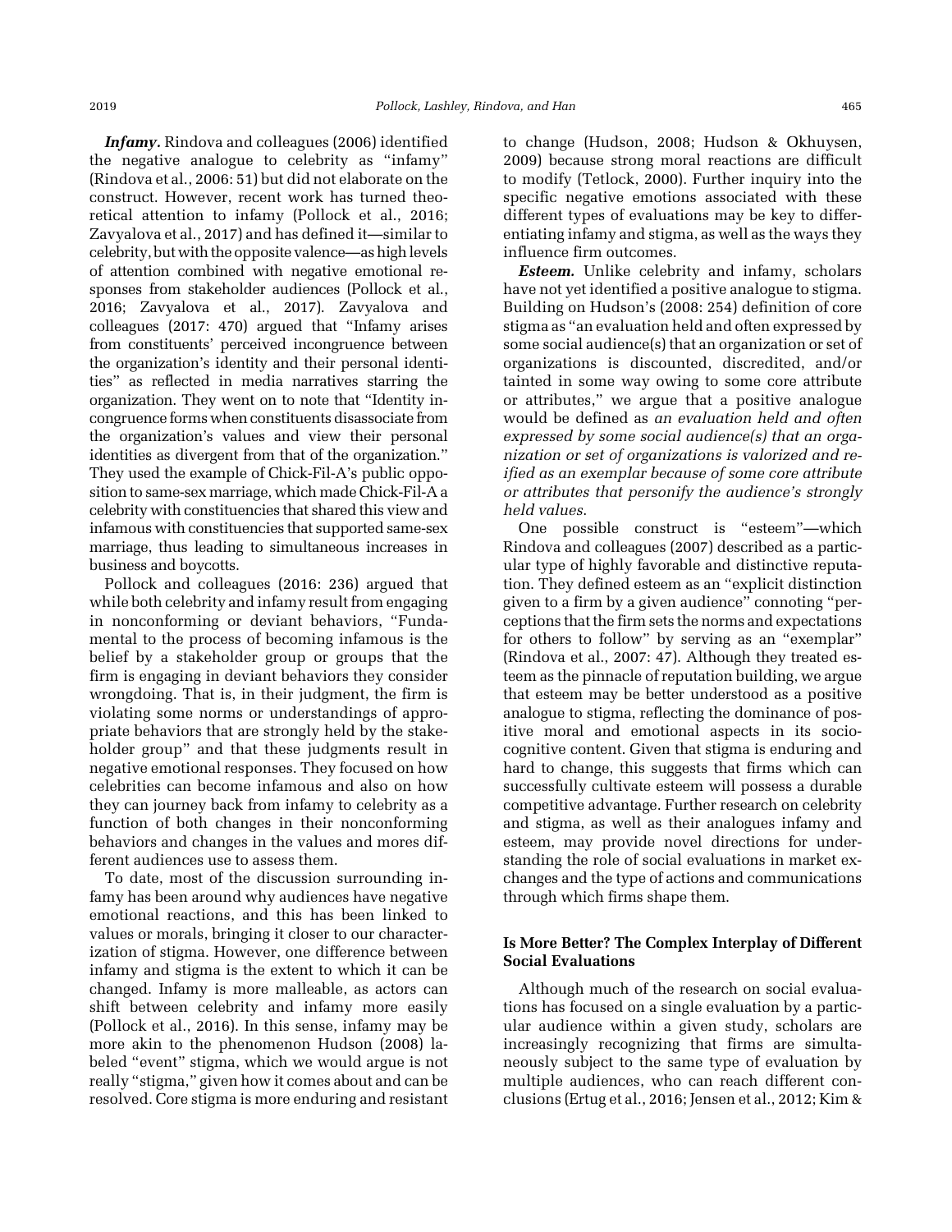***Infamy.*** Rindova and colleagues (2006) identified the negative analogue to celebrity as "infamy" (Rindova et al., 2006: 51) but did not elaborate on the construct. However, recent work has turned theoretical attention to infamy (Pollock et al., 2016; Zavyalova et al., 2017) and has defined it—similar to celebrity, but with the opposite valence—as high levels of attention combined with negative emotional responses from stakeholder audiences (Pollock et al., 2016; Zavyalova et al., 2017). Zavyalova and colleagues (2017: 470) argued that "Infamy arises from constituents' perceived incongruence between the organization's identity and their personal identities" as reflected in media narratives starring the organization. They went on to note that "Identity incongruence forms when constituents disassociate from the organization's values and view their personal identities as divergent from that of the organization." They used the example of Chick-Fil-A's public opposition to same-sex marriage, which made Chick-Fil-A a celebrity with constituencies that shared this view and infamous with constituencies that supported same-sex marriage, thus leading to simultaneous increases in business and boycotts.

Pollock and colleagues (2016: 236) argued that while both celebrity and infamy result from engaging in nonconforming or deviant behaviors, "Fundamental to the process of becoming infamous is the belief by a stakeholder group or groups that the firm is engaging in deviant behaviors they consider wrongdoing. That is, in their judgment, the firm is violating some norms or understandings of appropriate behaviors that are strongly held by the stakeholder group" and that these judgments result in negative emotional responses. They focused on how celebrities can become infamous and also on how they can journey back from infamy to celebrity as a function of both changes in their nonconforming behaviors and changes in the values and mores different audiences use to assess them.

To date, most of the discussion surrounding infamy has been around why audiences have negative emotional reactions, and this has been linked to values or morals, bringing it closer to our characterization of stigma. However, one difference between infamy and stigma is the extent to which it can be changed. Infamy is more malleable, as actors can shift between celebrity and infamy more easily (Pollock et al., 2016). In this sense, infamy may be more akin to the phenomenon Hudson (2008) labeled "event" stigma, which we would argue is not really "stigma," given how it comes about and can be resolved. Core stigma is more enduring and resistant to change (Hudson, 2008; Hudson & Okhuysen, 2009) because strong moral reactions are difficult to modify (Tetlock, 2000). Further inquiry into the specific negative emotions associated with these different types of evaluations may be key to differentiating infamy and stigma, as well as the ways they influence firm outcomes.

***Esteem.*** Unlike celebrity and infamy, scholars have not yet identified a positive analogue to stigma. Building on Hudson's (2008: 254) definition of core stigma as "an evaluation held and often expressed by some social audience(s) that an organization or set of organizations is discounted, discredited, and/or tainted in some way owing to some core attribute or attributes," we argue that a positive analogue would be defined as *an evaluation held and often expressed by some social audience(s) that an organization or set of organizations is valorized and reified as an exemplar because of some core attribute or attributes that personify the audience's strongly held values*.

One possible construct is "esteem"—which Rindova and colleagues (2007) described as a particular type of highly favorable and distinctive reputation. They defined esteem as an "explicit distinction given to a firm by a given audience" connoting "perceptions that the firm sets the norms and expectations for others to follow" by serving as an "exemplar" (Rindova et al., 2007: 47). Although they treated esteem as the pinnacle of reputation building, we argue that esteem may be better understood as a positive analogue to stigma, reflecting the dominance of positive moral and emotional aspects in its sociocognitive content. Given that stigma is enduring and hard to change, this suggests that firms which can successfully cultivate esteem will possess a durable competitive advantage. Further research on celebrity and stigma, as well as their analogues infamy and esteem, may provide novel directions for understanding the role of social evaluations in market exchanges and the type of actions and communications through which firms shape them.

### Is More Better? The Complex Interplay of Different Social Evaluations

Although much of the research on social evaluations has focused on a single evaluation by a particular audience within a given study, scholars are increasingly recognizing that firms are simultaneously subject to the same type of evaluation by multiple audiences, who can reach different conclusions (Ertug et al., 2016; Jensen et al., 2012; Kim &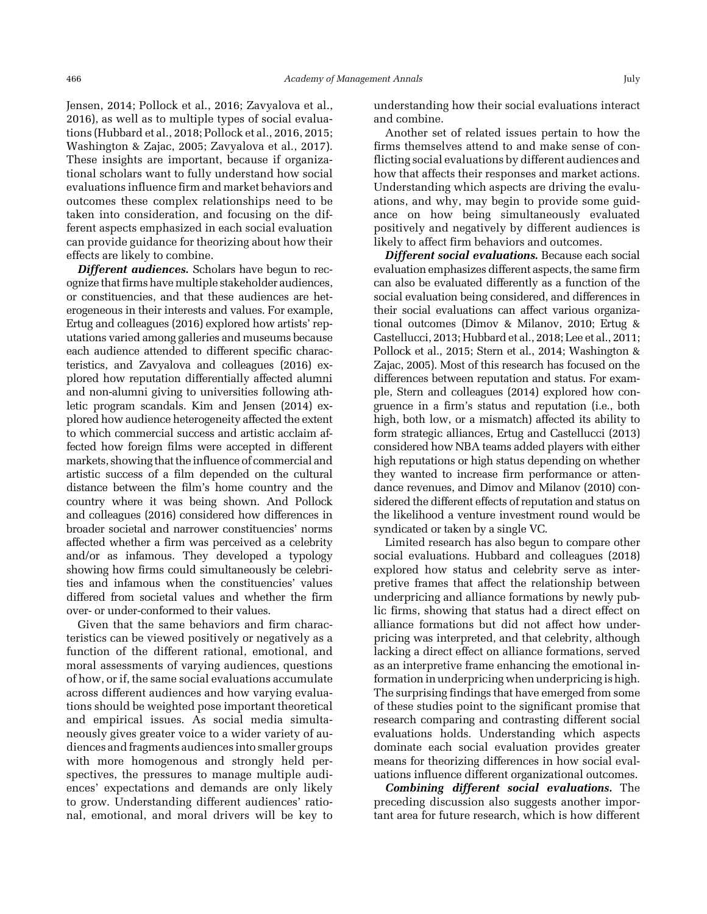Jensen, 2014; Pollock et al., 2016; Zavyalova et al., 2016), as well as to multiple types of social evaluations (Hubbard et al., 2018; Pollock et al., 2016, 2015; Washington & Zajac, 2005; Zavyalova et al., 2017). These insights are important, because if organizational scholars want to fully understand how social evaluations influence firm and market behaviors and outcomes these complex relationships need to be taken into consideration, and focusing on the different aspects emphasized in each social evaluation can provide guidance for theorizing about how their effects are likely to combine.

***Different audiences.*** Scholars have begun to recognize that firms have multiple stakeholder audiences, or constituencies, and that these audiences are heterogeneous in their interests and values. For example, Ertug and colleagues (2016) explored how artists' reputations varied among galleries and museums because each audience attended to different specific characteristics, and Zavyalova and colleagues (2016) explored how reputation differentially affected alumni and non-alumni giving to universities following athletic program scandals. Kim and Jensen (2014) explored how audience heterogeneity affected the extent to which commercial success and artistic acclaim affected how foreign films were accepted in different markets, showing that the influence of commercial and artistic success of a film depended on the cultural distance between the film's home country and the country where it was being shown. And Pollock and colleagues (2016) considered how differences in broader societal and narrower constituencies' norms affected whether a firm was perceived as a celebrity and/or as infamous. They developed a typology showing how firms could simultaneously be celebrities and infamous when the constituencies' values differed from societal values and whether the firm over- or under-conformed to their values.

Given that the same behaviors and firm characteristics can be viewed positively or negatively as a function of the different rational, emotional, and moral assessments of varying audiences, questions of how, or if, the same social evaluations accumulate across different audiences and how varying evaluations should be weighted pose important theoretical and empirical issues. As social media simultaneously gives greater voice to a wider variety of audiences and fragments audiences into smaller groups with more homogenous and strongly held perspectives, the pressures to manage multiple audiences' expectations and demands are only likely to grow. Understanding different audiences' rational, emotional, and moral drivers will be key to understanding how their social evaluations interact and combine.

Another set of related issues pertain to how the firms themselves attend to and make sense of conflicting social evaluations by different audiences and how that affects their responses and market actions. Understanding which aspects are driving the evaluations, and why, may begin to provide some guidance on how being simultaneously evaluated positively and negatively by different audiences is likely to affect firm behaviors and outcomes.

***Different social evaluations.*** Because each social evaluation emphasizes different aspects, the same firm can also be evaluated differently as a function of the social evaluation being considered, and differences in their social evaluations can affect various organizational outcomes (Dimov & Milanov, 2010; Ertug & Castellucci, 2013; Hubbard et al., 2018; Lee et al., 2011; Pollock et al., 2015; Stern et al., 2014; Washington & Zajac, 2005). Most of this research has focused on the differences between reputation and status. For example, Stern and colleagues (2014) explored how congruence in a firm's status and reputation (i.e., both high, both low, or a mismatch) affected its ability to form strategic alliances, Ertug and Castellucci (2013) considered how NBA teams added players with either high reputations or high status depending on whether they wanted to increase firm performance or attendance revenues, and Dimov and Milanov (2010) considered the different effects of reputation and status on the likelihood a venture investment round would be syndicated or taken by a single VC.

Limited research has also begun to compare other social evaluations. Hubbard and colleagues (2018) explored how status and celebrity serve as interpretive frames that affect the relationship between underpricing and alliance formations by newly public firms, showing that status had a direct effect on alliance formations but did not affect how underpricing was interpreted, and that celebrity, although lacking a direct effect on alliance formations, served as an interpretive frame enhancing the emotional information in underpricing when underpricing is high. The surprising findings that have emerged from some of these studies point to the significant promise that research comparing and contrasting different social evaluations holds. Understanding which aspects dominate each social evaluation provides greater means for theorizing differences in how social evaluations influence different organizational outcomes.

***Combining different social evaluations.*** The preceding discussion also suggests another important area for future research, which is how different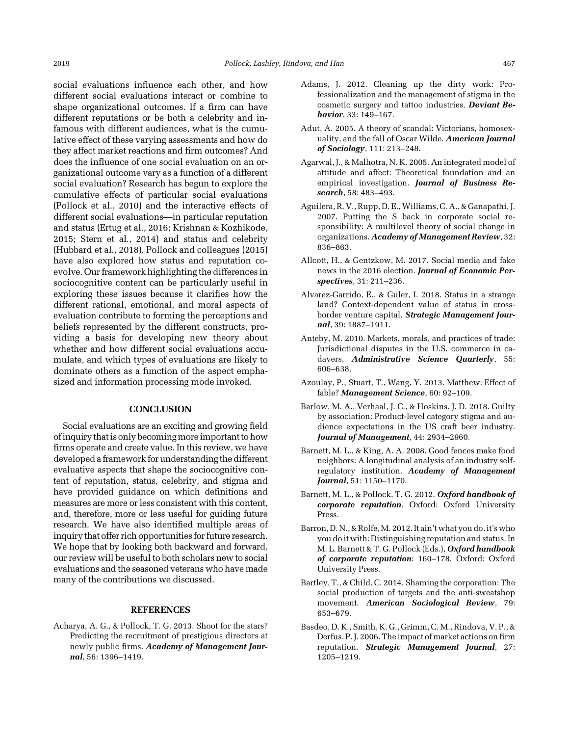social evaluations influence each other, and how different social evaluations interact or combine to shape organizational outcomes. If a firm can have different reputations or be both a celebrity and infamous with different audiences, what is the cumulative effect of these varying assessments and how do they affect market reactions and firm outcomes? And does the influence of one social evaluation on an organizational outcome vary as a function of a different social evaluation? Research has begun to explore the cumulative effects of particular social evaluations (Pollock et al., 2010) and the interactive effects of different social evaluations—in particular reputation and status (Ertug et al., 2016; Krishnan & Kozhikode, 2015; Stern et al., 2014) and status and celebrity (Hubbard et al., 2018). Pollock and colleagues (2015) have also explored how status and reputation coevolve. Our framework highlighting the differences in sociocognitive content can be particularly useful in exploring these issues because it clarifies how the different rational, emotional, and moral aspects of evaluation contribute to forming the perceptions and beliefs represented by the different constructs, providing a basis for developing new theory about whether and how different social evaluations accumulate, and which types of evaluations are likely to dominate others as a function of the aspect emphasized and information processing mode invoked.

## CONCLUSION

Social evaluations are an exciting and growing field of inquiry that is only becoming more important to how firms operate and create value. In this review, we have developed a framework for understanding the different evaluative aspects that shape the sociocognitive content of reputation, status, celebrity, and stigma and have provided guidance on which definitions and measures are more or less consistent with this content, and, therefore, more or less useful for guiding future research. We have also identified multiple areas of inquiry that offer rich opportunities for future research. We hope that by looking both backward and forward, our review will be useful to both scholars new to social evaluations and the seasoned veterans who have made many of the contributions we discussed.

## REFERENCES

Acharya, A. G., & Pollock, T. G. 2013. Shoot for the stars? Predicting the recruitment of prestigious directors at newly public firms. ***Academy of Management Journal***, 56: 1396–1419.

Adams, J. 2012. Cleaning up the dirty work: Professionalization and the management of stigma in the cosmetic surgery and tattoo industries. ***Deviant Behavior***, 33: 149–167.

Adut, A. 2005. A theory of scandal: Victorians, homosexuality, and the fall of Oscar Wilde. ***American Journal of Sociology***, 111: 213–248.

Agarwal, J., & Malhotra, N. K. 2005. An integrated model of attitude and affect: Theoretical foundation and an empirical investigation. ***Journal of Business Research***, 58: 483–493.

Aguilera, R. V., Rupp, D. E., Williams, C. A., & Ganapathi, J. 2007. Putting the S back in corporate social responsibility: A multilevel theory of social change in organizations. ***Academy of Management Review***, 32: 836–863.

Allcott, H., & Gentzkow, M. 2017. Social media and fake news in the 2016 election. ***Journal of Economic Perspectives***, 31: 211–236.

Alvarez-Garrido, E., & Guler, I. 2018. Status in a strange land? Context-dependent value of status in cross-border venture capital. ***Strategic Management Journal***, 39: 1887–1911.

Anteby, M. 2010. Markets, morals, and practices of trade: Jurisdictional disputes in the U.S. commerce in cadavers. ***Administrative Science Quarterly***, 55: 606–638.

Azoulay, P., Stuart, T., Wang, Y. 2013. Matthew: Effect of fable? ***Management Science***, 60: 92–109.

Barlow, M. A., Verhaal, J. C., & Hoskins, J. D. 2018. Guilty by association: Product-level category stigma and audience expectations in the US craft beer industry. ***Journal of Management***, 44: 2934–2960.

Barnett, M. L., & King, A. A. 2008. Good fences make food neighbors: A longitudinal analysis of an industry self-regulatory institution. ***Academy of Management Journal***, 51: 1150–1170.

Barnett, M. L., & Pollock, T. G. 2012. ***Oxford handbook of corporate reputation***. Oxford: Oxford University Press.

Barron, D. N., & Rolfe, M. 2012. It ain't what you do, it's who you do it with: Distinguishing reputation and status. In M. L. Barnett & T. G. Pollock (Eds.), ***Oxford handbook of corporate reputation***: 160–178. Oxford: Oxford University Press.

Bartley, T., & Child, C. 2014. Shaming the corporation: The social production of targets and the anti-sweatshop movement. ***American Sociological Review***, 79: 653–679.

Basdeo, D. K., Smith, K. G., Grimm, C. M., Rindova, V. P., & Derfus, P. J. 2006. The impact of market actions on firm reputation. ***Strategic Management Journal***, 27: 1205–1219.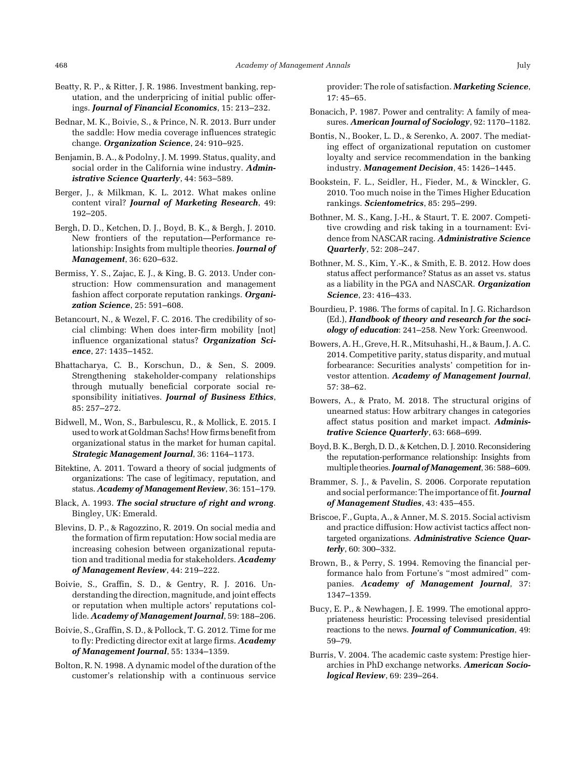Beatty, R. P., & Ritter, J. R. 1986. Investment banking, reputation, and the underpricing of initial public offerings. ***Journal of Financial Economics***, 15: 213–232.

Bednar, M. K., Boivie, S., & Prince, N. R. 2013. Burr under the saddle: How media coverage influences strategic change. ***Organization Science***, 24: 910–925.

Benjamin, B. A., & Podolny, J. M. 1999. Status, quality, and social order in the California wine industry. ***Administrative Science Quarterly***, 44: 563–589.

Berger, J., & Milkman, K. L. 2012. What makes online content viral? ***Journal of Marketing Research***, 49: 192–205.

Bergh, D. D., Ketchen, D. J., Boyd, B. K., & Bergh, J. 2010. New frontiers of the reputation—Performance relationship: Insights from multiple theories. ***Journal of Management***, 36: 620–632.

Bermiss, Y. S., Zajac, E. J., & King, B. G. 2013. Under construction: How commensuration and management fashion affect corporate reputation rankings. ***Organization Science***, 25: 591–608.

Betancourt, N., & Wezel, F. C. 2016. The credibility of social climbing: When does inter-firm mobility [not] influence organizational status? ***Organization Science***, 27: 1435–1452.

Bhattacharya, C. B., Korschun, D., & Sen, S. 2009. Strengthening stakeholder-company relationships through mutually beneficial corporate social responsibility initiatives. ***Journal of Business Ethics***, 85: 257–272.

Bidwell, M., Won, S., Barbulescu, R., & Mollick, E. 2015. I used to work at Goldman Sachs! How firms benefit from organizational status in the market for human capital. ***Strategic Management Journal***, 36: 1164–1173.

Bitektine, A. 2011. Toward a theory of social judgments of organizations: The case of legitimacy, reputation, and status. ***Academy of Management Review***, 36: 151–179.

Black, A. 1993. ***The social structure of right and wrong***. Bingley, UK: Emerald.

Blevins, D. P., & Ragozzino, R. 2019. On social media and the formation of firm reputation: How social media are increasing cohesion between organizational reputation and traditional media for stakeholders. ***Academy of Management Review***, 44: 219–222.

Boivie, S., Graffin, S. D., & Gentry, R. J. 2016. Understanding the direction, magnitude, and joint effects or reputation when multiple actors' reputations collide. ***Academy of Management Journal***, 59: 188–206.

Boivie, S., Graffin, S. D., & Pollock, T. G. 2012. Time for me to fly: Predicting director exit at large firms. ***Academy of Management Journal***, 55: 1334–1359.

Bolton, R. N. 1998. A dynamic model of the duration of the customer's relationship with a continuous service provider: The role of satisfaction. ***Marketing Science***, 17: 45–65.

Bonacich, P. 1987. Power and centrality: A family of measures. ***American Journal of Sociology***, 92: 1170–1182.

Bontis, N., Booker, L. D., & Serenko, A. 2007. The mediating effect of organizational reputation on customer loyalty and service recommendation in the banking industry. ***Management Decision***, 45: 1426–1445.

Bookstein, F. L., Seidler, H., Fieder, M., & Winckler, G. 2010. Too much noise in the Times Higher Education rankings. ***Scientometrics***, 85: 295–299.

Bothner, M. S., Kang, J.-H., & Staurt, T. E. 2007. Competitive crowding and risk taking in a tournament: Evidence from NASCAR racing. ***Administrative Science Quarterly***, 52: 208–247.

Bothner, M. S., Kim, Y.-K., & Smith, E. B. 2012. How does status affect performance? Status as an asset vs. status as a liability in the PGA and NASCAR. ***Organization Science***, 23: 416–433.

Bourdieu, P. 1986. The forms of capital. In J. G. Richardson (Ed.), ***Handbook of theory and research for the sociology of education***: 241–258. New York: Greenwood.

Bowers, A. H., Greve, H. R., Mitsuhashi, H., & Baum, J. A. C. 2014. Competitive parity, status disparity, and mutual forbearance: Securities analysts' competition for investor attention. ***Academy of Management Journal***, 57: 38–62.

Bowers, A., & Prato, M. 2018. The structural origins of unearned status: How arbitrary changes in categories affect status position and market impact. ***Administrative Science Quarterly***, 63: 668–699.

Boyd, B. K., Bergh, D. D., & Ketchen, D. J. 2010. Reconsidering the reputation-performance relationship: Insights from multiple theories. ***Journal of Management***, 36: 588–609.

Brammer, S. J., & Pavelin, S. 2006. Corporate reputation and social performance: The importance of fit. ***Journal of Management Studies***, 43: 435–455.

Briscoe, F., Gupta, A., & Anner, M. S. 2015. Social activism and practice diffusion: How activist tactics affect nontargeted organizations. ***Administrative Science Quarterly***, 60: 300–332.

Brown, B., & Perry, S. 1994. Removing the financial performance halo from Fortune's "most admired" companies. ***Academy of Management Journal***, 37: 1347–1359.

Bucy, E. P., & Newhagen, J. E. 1999. The emotional appropriateness heuristic: Processing televised presidential reactions to the news. ***Journal of Communication***, 49: 59–79.

Burris, V. 2004. The academic caste system: Prestige hierarchies in PhD exchange networks. ***American Sociological Review***, 69: 239–264.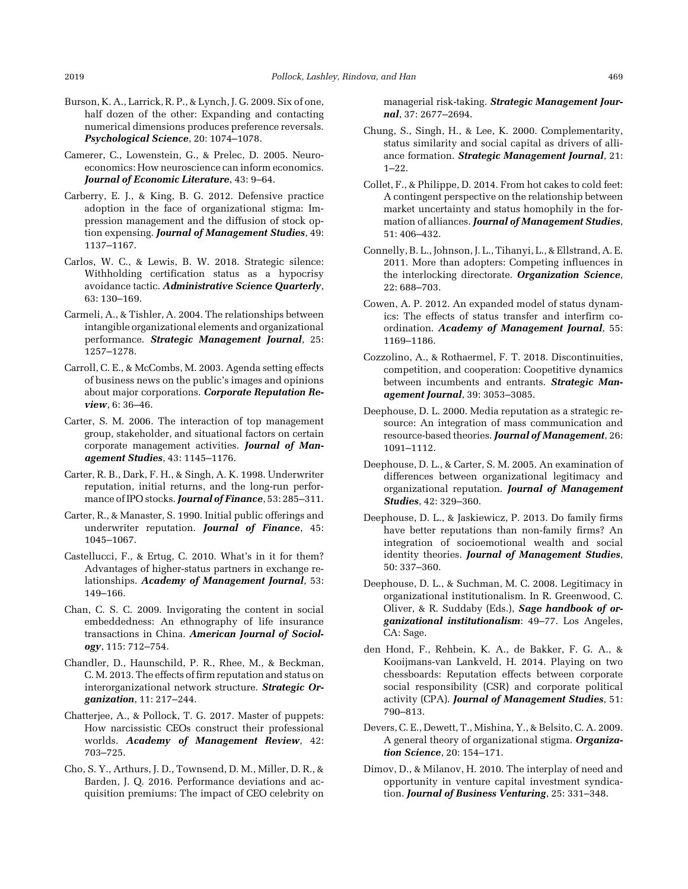Burson, K. A., Larrick, R. P., & Lynch, J. G. 2009. Six of one, half dozen of the other: Expanding and contacting numerical dimensions produces preference reversals. ***Psychological Science***, 20: 1074–1078.

Camerer, C., Lowenstein, G., & Prelec, D. 2005. Neuroeconomics: How neuroscience can inform economics. ***Journal of Economic Literature***, 43: 9–64.

Carberry, E. J., & King, B. G. 2012. Defensive practice adoption in the face of organizational stigma: Impression management and the diffusion of stock option expensing. ***Journal of Management Studies***, 49: 1137–1167.

Carlos, W. C., & Lewis, B. W. 2018. Strategic silence: Withholding certification status as a hypocrisy avoidance tactic. ***Administrative Science Quarterly***, 63: 130–169.

Carmeli, A., & Tishler, A. 2004. The relationships between intangible organizational elements and organizational performance. ***Strategic Management Journal***, 25: 1257–1278.

Carroll, C. E., & McCombs, M. 2003. Agenda setting effects of business news on the public's images and opinions about major corporations. ***Corporate Reputation Review***, 6: 36–46.

Carter, S. M. 2006. The interaction of top management group, stakeholder, and situational factors on certain corporate management activities. ***Journal of Management Studies***, 43: 1145–1176.

Carter, R. B., Dark, F. H., & Singh, A. K. 1998. Underwriter reputation, initial returns, and the long-run performance of IPO stocks. ***Journal of Finance***, 53: 285–311.

Carter, R., & Manaster, S. 1990. Initial public offerings and underwriter reputation. ***Journal of Finance***, 45: 1045–1067.

Castellucci, F., & Ertug, C. 2010. What's in it for them? Advantages of higher-status partners in exchange relationships. ***Academy of Management Journal***, 53: 149–166.

Chan, C. S. C. 2009. Invigorating the content in social embeddedness: An ethnography of life insurance transactions in China. ***American Journal of Sociology***, 115: 712–754.

Chandler, D., Haunschild, P. R., Rhee, M., & Beckman, C. M. 2013. The effects of firm reputation and status on interorganizational network structure. ***Strategic Organization***, 11: 217–244.

Chatterjee, A., & Pollock, T. G. 2017. Master of puppets: How narcissistic CEOs construct their professional worlds. ***Academy of Management Review***, 42: 703–725.

Cho, S. Y., Arthurs, J. D., Townsend, D. M., Miller, D. R., & Barden, J. Q. 2016. Performance deviations and acquisition premiums: The impact of CEO celebrity on managerial risk-taking. ***Strategic Management Journal***, 37: 2677–2694.

Chung, S., Singh, H., & Lee, K. 2000. Complementarity, status similarity and social capital as drivers of alliance formation. ***Strategic Management Journal***, 21: 1–22.

Collet, F., & Philippe, D. 2014. From hot cakes to cold feet: A contingent perspective on the relationship between market uncertainty and status homophily in the formation of alliances. ***Journal of Management Studies***, 51: 406–432.

Connelly, B. L., Johnson, J. L., Tihanyi, L., & Ellstrand, A. E. 2011. More than adopters: Competing influences in the interlocking directorate. ***Organization Science***, 22: 688–703.

Cowen, A. P. 2012. An expanded model of status dynamics: The effects of status transfer and interfirm coordination. ***Academy of Management Journal***, 55: 1169–1186.

Cozzolino, A., & Rothaermel, F. T. 2018. Discontinuities, competition, and cooperation: Coopetitive dynamics between incumbents and entrants. ***Strategic Management Journal***, 39: 3053–3085.

Deephouse, D. L. 2000. Media reputation as a strategic resource: An integration of mass communication and resource-based theories. ***Journal of Management***, 26: 1091–1112.

Deephouse, D. L., & Carter, S. M. 2005. An examination of differences between organizational legitimacy and organizational reputation. ***Journal of Management Studies***, 42: 329–360.

Deephouse, D. L., & Jaskiewicz, P. 2013. Do family firms have better reputations than non-family firms? An integration of socioemotional wealth and social identity theories. ***Journal of Management Studies***, 50: 337–360.

Deephouse, D. L., & Suchman, M. C. 2008. Legitimacy in organizational institutionalism. In R. Greenwood, C. Oliver, & R. Suddaby (Eds.), ***Sage handbook of organizational institutionalism***: 49–77. Los Angeles, CA: Sage.

den Hond, F., Rehbein, K. A., de Bakker, F. G. A., & Kooijmans-van Lankveld, H. 2014. Playing on two chessboards: Reputation effects between corporate social responsibility (CSR) and corporate political activity (CPA). ***Journal of Management Studies***, 51: 790–813.

Devers, C. E., Dewett, T., Mishina, Y., & Belsito, C. A. 2009. A general theory of organizational stigma. ***Organization Science***, 20: 154–171.

Dimov, D., & Milanov, H. 2010. The interplay of need and opportunity in venture capital investment syndication. ***Journal of Business Venturing***, 25: 331–348.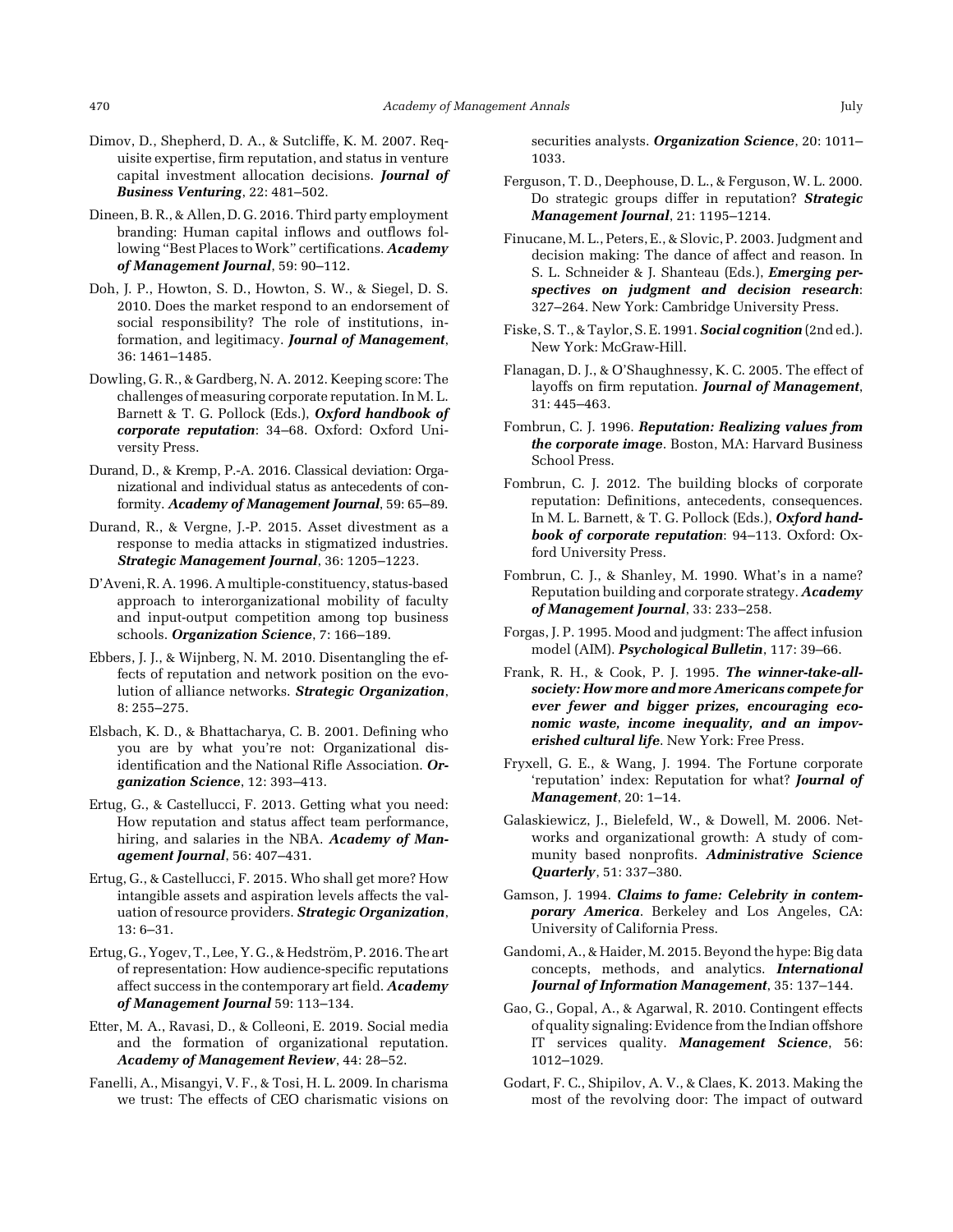Dimov, D., Shepherd, D. A., & Sutcliffe, K. M. 2007. Requisite expertise, firm reputation, and status in venture capital investment allocation decisions. ***Journal of Business Venturing***, 22: 481–502.

Dineen, B. R., & Allen, D. G. 2016. Third party employment branding: Human capital inflows and outflows following "Best Places to Work" certifications. ***Academy of Management Journal***, 59: 90–112.

Doh, J. P., Howton, S. D., Howton, S. W., & Siegel, D. S. 2010. Does the market respond to an endorsement of social responsibility? The role of institutions, information, and legitimacy. ***Journal of Management***, 36: 1461–1485.

Dowling, G. R., & Gardberg, N. A. 2012. Keeping score: The challenges of measuring corporate reputation. In M. L. Barnett & T. G. Pollock (Eds.), ***Oxford handbook of corporate reputation***: 34–68. Oxford: Oxford University Press.

Durand, D., & Kremp, P.-A. 2016. Classical deviation: Organizational and individual status as antecedents of conformity. ***Academy of Management Journal***, 59: 65–89.

Durand, R., & Vergne, J.-P. 2015. Asset divestment as a response to media attacks in stigmatized industries. ***Strategic Management Journal***, 36: 1205–1223.

D'Aveni, R. A. 1996. A multiple-constituency, status-based approach to interorganizational mobility of faculty and input-output competition among top business schools. ***Organization Science***, 7: 166–189.

Ebbers, J. J., & Wijnberg, N. M. 2010. Disentangling the effects of reputation and network position on the evolution of alliance networks. ***Strategic Organization***, 8: 255–275.

Elsbach, K. D., & Bhattacharya, C. B. 2001. Defining who you are by what you're not: Organizational disidentification and the National Rifle Association. ***Organization Science***, 12: 393–413.

Ertug, G., & Castellucci, F. 2013. Getting what you need: How reputation and status affect team performance, hiring, and salaries in the NBA. ***Academy of Management Journal***, 56: 407–431.

Ertug, G., & Castellucci, F. 2015. Who shall get more? How intangible assets and aspiration levels affects the valuation of resource providers. ***Strategic Organization***, 13: 6–31.

Ertug, G., Yogev, T., Lee, Y. G., & Hedström, P. 2016. The art of representation: How audience-specific reputations affect success in the contemporary art field. ***Academy of Management Journal*** 59: 113–134.

Etter, M. A., Ravasi, D., & Colleoni, E. 2019. Social media and the formation of organizational reputation. ***Academy of Management Review***, 44: 28–52.

Fanelli, A., Misangyi, V. F., & Tosi, H. L. 2009. In charisma we trust: The effects of CEO charismatic visions on securities analysts. ***Organization Science***, 20: 1011–1033.

Ferguson, T. D., Deephouse, D. L., & Ferguson, W. L. 2000. Do strategic groups differ in reputation? ***Strategic Management Journal***, 21: 1195–1214.

Finucane, M. L., Peters, E., & Slovic, P. 2003. Judgment and decision making: The dance of affect and reason. In S. L. Schneider & J. Shanteau (Eds.), ***Emerging perspectives on judgment and decision research***: 327–264. New York: Cambridge University Press.

Fiske, S. T., & Taylor, S. E. 1991. ***Social cognition*** (2nd ed.). New York: McGraw-Hill.

Flanagan, D. J., & O'Shaughnessy, K. C. 2005. The effect of layoffs on firm reputation. ***Journal of Management***, 31: 445–463.

Fombrun, C. J. 1996. ***Reputation: Realizing values from the corporate image***. Boston, MA: Harvard Business School Press.

Fombrun, C. J. 2012. The building blocks of corporate reputation: Definitions, antecedents, consequences. In M. L. Barnett, & T. G. Pollock (Eds.), ***Oxford handbook of corporate reputation***: 94–113. Oxford: Oxford University Press.

Fombrun, C. J., & Shanley, M. 1990. What's in a name? Reputation building and corporate strategy. ***Academy of Management Journal***, 33: 233–258.

Forgas, J. P. 1995. Mood and judgment: The affect infusion model (AIM). ***Psychological Bulletin***, 117: 39–66.

Frank, R. H., & Cook, P. J. 1995. ***The winner-take-all-society: How more and more Americans compete for ever fewer and bigger prizes, encouraging economic waste, income inequality, and an impoverished cultural life***. New York: Free Press.

Fryxell, G. E., & Wang, J. 1994. The Fortune corporate 'reputation' index: Reputation for what? ***Journal of Management***, 20: 1–14.

Galaskiewicz, J., Bielefeld, W., & Dowell, M. 2006. Networks and organizational growth: A study of community based nonprofits. ***Administrative Science Quarterly***, 51: 337–380.

Gamson, J. 1994. ***Claims to fame: Celebrity in contemporary America***. Berkeley and Los Angeles, CA: University of California Press.

Gandomi, A., & Haider, M. 2015. Beyond the hype: Big data concepts, methods, and analytics. ***International Journal of Information Management***, 35: 137–144.

Gao, G., Gopal, A., & Agarwal, R. 2010. Contingent effects of quality signaling: Evidence from the Indian offshore IT services quality. ***Management Science***, 56: 1012–1029.

Godart, F. C., Shipilov, A. V., & Claes, K. 2013. Making the most of the revolving door: The impact of outward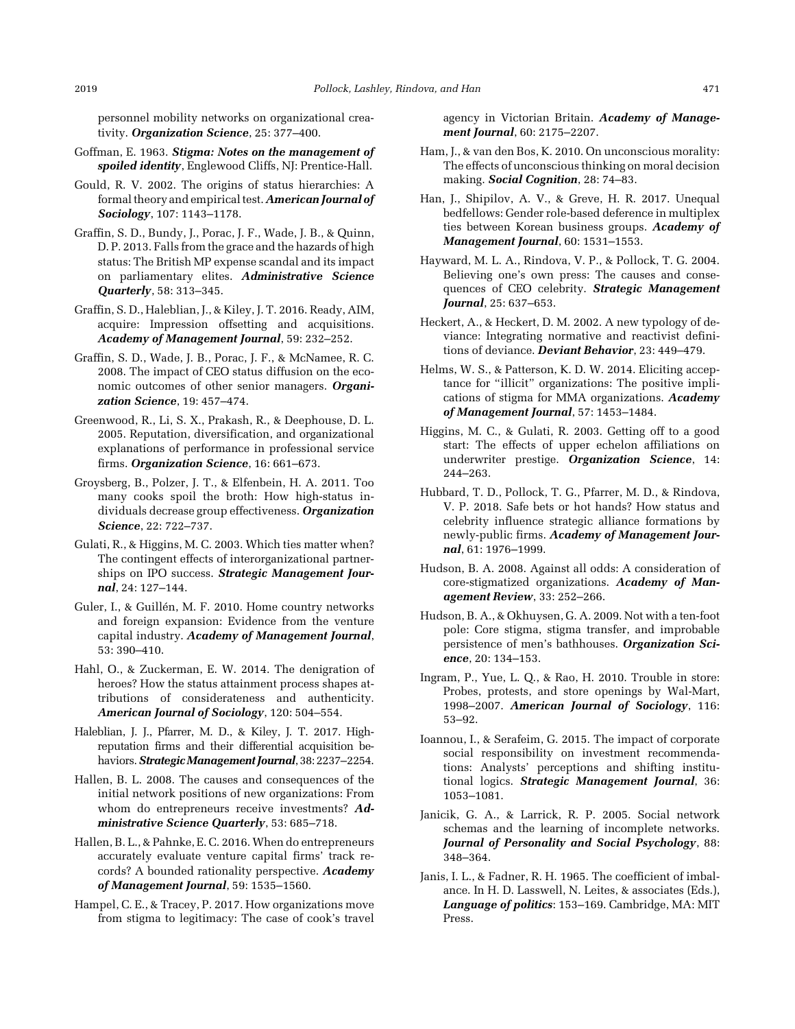personnel mobility networks on organizational creativity. ***Organization Science***, 25: 377–400.

Goffman, E. 1963. ***Stigma: Notes on the management of spoiled identity***, Englewood Cliffs, NJ: Prentice-Hall.

Gould, R. V. 2002. The origins of status hierarchies: A formal theory and empirical test. ***American Journal of Sociology***, 107: 1143–1178.

Graffin, S. D., Bundy, J., Porac, J. F., Wade, J. B., & Quinn, D. P. 2013. Falls from the grace and the hazards of high status: The British MP expense scandal and its impact on parliamentary elites. ***Administrative Science Quarterly***, 58: 313–345.

Graffin, S. D., Haleblian, J., & Kiley, J. T. 2016. Ready, AIM, acquire: Impression offsetting and acquisitions. ***Academy of Management Journal***, 59: 232–252.

Graffin, S. D., Wade, J. B., Porac, J. F., & McNamee, R. C. 2008. The impact of CEO status diffusion on the economic outcomes of other senior managers. ***Organization Science***, 19: 457–474.

Greenwood, R., Li, S. X., Prakash, R., & Deephouse, D. L. 2005. Reputation, diversification, and organizational explanations of performance in professional service firms. ***Organization Science***, 16: 661–673.

Groysberg, B., Polzer, J. T., & Elfenbein, H. A. 2011. Too many cooks spoil the broth: How high-status individuals decrease group effectiveness. ***Organization Science***, 22: 722–737.

Gulati, R., & Higgins, M. C. 2003. Which ties matter when? The contingent effects of interorganizational partnerships on IPO success. ***Strategic Management Journal***, 24: 127–144.

Guler, I., & Guillén, M. F. 2010. Home country networks and foreign expansion: Evidence from the venture capital industry. ***Academy of Management Journal***, 53: 390–410.

Hahl, O., & Zuckerman, E. W. 2014. The denigration of heroes? How the status attainment process shapes attributions of considerateness and authenticity. ***American Journal of Sociology***, 120: 504–554.

Haleblian, J. J., Pfarrer, M. D., & Kiley, J. T. 2017. High-reputation firms and their differential acquisition behaviors. ***Strategic Management Journal***, 38: 2237–2254.

Hallen, B. L. 2008. The causes and consequences of the initial network positions of new organizations: From whom do entrepreneurs receive investments? ***Administrative Science Quarterly***, 53: 685–718.

Hallen, B. L., & Pahnke, E. C. 2016. When do entrepreneurs accurately evaluate venture capital firms' track records? A bounded rationality perspective. ***Academy of Management Journal***, 59: 1535–1560.

Hampel, C. E., & Tracey, P. 2017. How organizations move from stigma to legitimacy: The case of cook's travel agency in Victorian Britain. ***Academy of Management Journal***, 60: 2175–2207.

Ham, J., & van den Bos, K. 2010. On unconscious morality: The effects of unconscious thinking on moral decision making. ***Social Cognition***, 28: 74–83.

Han, J., Shipilov, A. V., & Greve, H. R. 2017. Unequal bedfellows: Gender role-based deference in multiplex ties between Korean business groups. ***Academy of Management Journal***, 60: 1531–1553.

Hayward, M. L. A., Rindova, V. P., & Pollock, T. G. 2004. Believing one's own press: The causes and consequences of CEO celebrity. ***Strategic Management Journal***, 25: 637–653.

Heckert, A., & Heckert, D. M. 2002. A new typology of deviance: Integrating normative and reactivist definitions of deviance. ***Deviant Behavior***, 23: 449–479.

Helms, W. S., & Patterson, K. D. W. 2014. Eliciting acceptance for "illicit" organizations: The positive implications of stigma for MMA organizations. ***Academy of Management Journal***, 57: 1453–1484.

Higgins, M. C., & Gulati, R. 2003. Getting off to a good start: The effects of upper echelon affiliations on underwriter prestige. ***Organization Science***, 14: 244–263.

Hubbard, T. D., Pollock, T. G., Pfarrer, M. D., & Rindova, V. P. 2018. Safe bets or hot hands? How status and celebrity influence strategic alliance formations by newly-public firms. ***Academy of Management Journal***, 61: 1976–1999.

Hudson, B. A. 2008. Against all odds: A consideration of core-stigmatized organizations. ***Academy of Management Review***, 33: 252–266.

Hudson, B. A., & Okhuysen, G. A. 2009. Not with a ten-foot pole: Core stigma, stigma transfer, and improbable persistence of men's bathhouses. ***Organization Science***, 20: 134–153.

Ingram, P., Yue, L. Q., & Rao, H. 2010. Trouble in store: Probes, protests, and store openings by Wal-Mart, 1998–2007. ***American Journal of Sociology***, 116: 53–92.

Ioannou, I., & Serafeim, G. 2015. The impact of corporate social responsibility on investment recommendations: Analysts' perceptions and shifting institutional logics. ***Strategic Management Journal***, 36: 1053–1081.

Janicik, G. A., & Larrick, R. P. 2005. Social network schemas and the learning of incomplete networks. ***Journal of Personality and Social Psychology***, 88: 348–364.

Janis, I. L., & Fadner, R. H. 1965. The coefficient of imbalance. In H. D. Lasswell, N. Leites, & associates (Eds.), ***Language of politics***: 153–169. Cambridge, MA: MIT Press.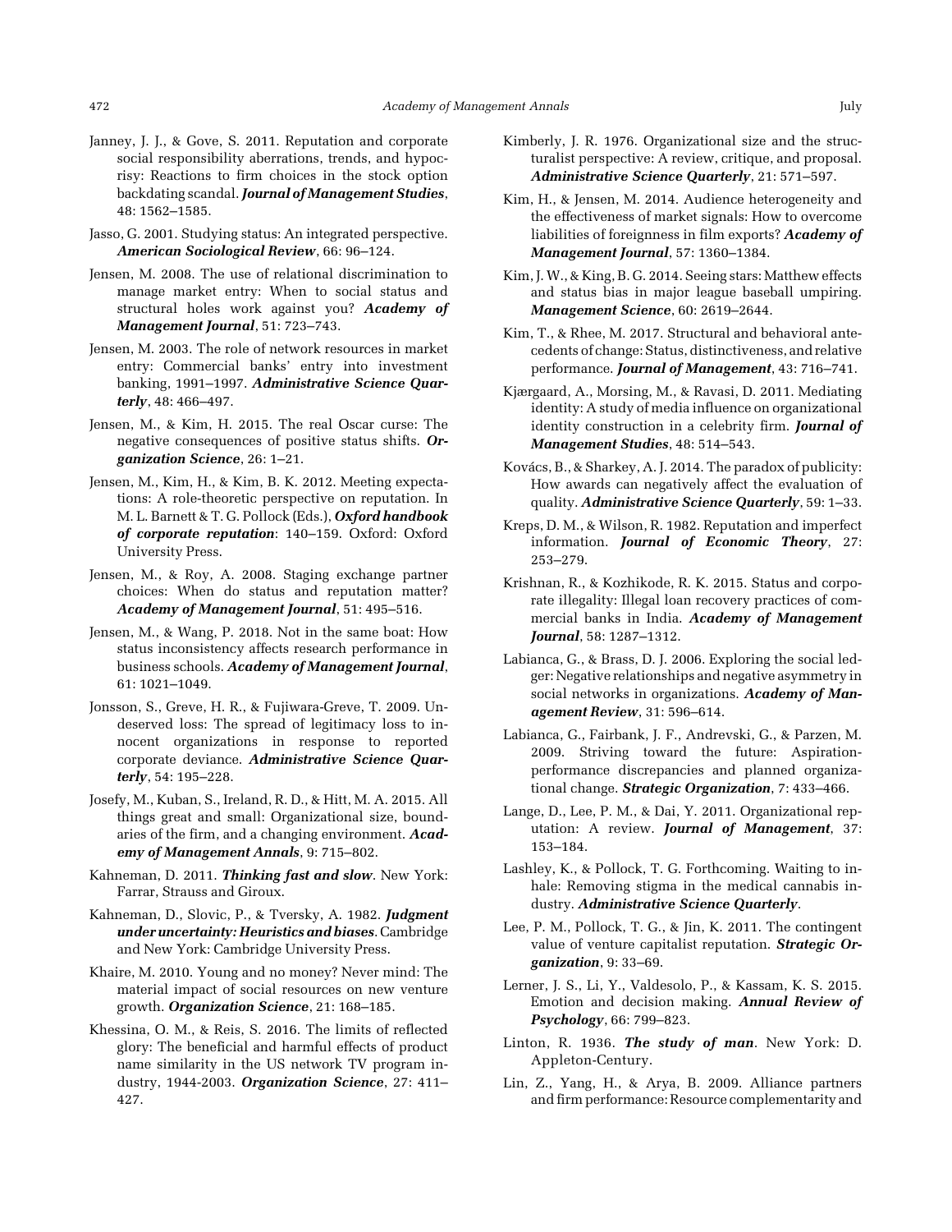Janney, J. J., & Gove, S. 2011. Reputation and corporate social responsibility aberrations, trends, and hypocrisy: Reactions to firm choices in the stock option backdating scandal. ***Journal of Management Studies***, 48: 1562–1585.

Jasso, G. 2001. Studying status: An integrated perspective. ***American Sociological Review***, 66: 96–124.

Jensen, M. 2008. The use of relational discrimination to manage market entry: When to social status and structural holes work against you? ***Academy of Management Journal***, 51: 723–743.

Jensen, M. 2003. The role of network resources in market entry: Commercial banks' entry into investment banking, 1991–1997. ***Administrative Science Quarterly***, 48: 466–497.

Jensen, M., & Kim, H. 2015. The real Oscar curse: The negative consequences of positive status shifts. ***Organization Science***, 26: 1–21.

Jensen, M., Kim, H., & Kim, B. K. 2012. Meeting expectations: A role-theoretic perspective on reputation. In M. L. Barnett & T. G. Pollock (Eds.), ***Oxford handbook of corporate reputation***: 140–159. Oxford: Oxford University Press.

Jensen, M., & Roy, A. 2008. Staging exchange partner choices: When do status and reputation matter? ***Academy of Management Journal***, 51: 495–516.

Jensen, M., & Wang, P. 2018. Not in the same boat: How status inconsistency affects research performance in business schools. ***Academy of Management Journal***, 61: 1021–1049.

Jonsson, S., Greve, H. R., & Fujiwara-Greve, T. 2009. Undeserved loss: The spread of legitimacy loss to innocent organizations in response to reported corporate deviance. ***Administrative Science Quarterly***, 54: 195–228.

Josefy, M., Kuban, S., Ireland, R. D., & Hitt, M. A. 2015. All things great and small: Organizational size, boundaries of the firm, and a changing environment. ***Academy of Management Annals***, 9: 715–802.

Kahneman, D. 2011. ***Thinking fast and slow***. New York: Farrar, Strauss and Giroux.

Kahneman, D., Slovic, P., & Tversky, A. 1982. ***Judgment under uncertainty: Heuristics and biases***. Cambridge and New York: Cambridge University Press.

Khaire, M. 2010. Young and no money? Never mind: The material impact of social resources on new venture growth. ***Organization Science***, 21: 168–185.

Khessina, O. M., & Reis, S. 2016. The limits of reflected glory: The beneficial and harmful effects of product name similarity in the US network TV program industry, 1944-2003. ***Organization Science***, 27: 411–427.

Kimberly, J. R. 1976. Organizational size and the structuralist perspective: A review, critique, and proposal. ***Administrative Science Quarterly***, 21: 571–597.

Kim, H., & Jensen, M. 2014. Audience heterogeneity and the effectiveness of market signals: How to overcome liabilities of foreignness in film exports? ***Academy of Management Journal***, 57: 1360–1384.

Kim, J. W., & King, B. G. 2014. Seeing stars: Matthew effects and status bias in major league baseball umpiring. ***Management Science***, 60: 2619–2644.

Kim, T., & Rhee, M. 2017. Structural and behavioral antecedents of change: Status, distinctiveness, and relative performance. ***Journal of Management***, 43: 716–741.

Kjærgaard, A., Morsing, M., & Ravasi, D. 2011. Mediating identity: A study of media influence on organizational identity construction in a celebrity firm. ***Journal of Management Studies***, 48: 514–543.

Kovács, B., & Sharkey, A. J. 2014. The paradox of publicity: How awards can negatively affect the evaluation of quality. ***Administrative Science Quarterly***, 59: 1–33.

Kreps, D. M., & Wilson, R. 1982. Reputation and imperfect information. ***Journal of Economic Theory***, 27: 253–279.

Krishnan, R., & Kozhikode, R. K. 2015. Status and corporate illegality: Illegal loan recovery practices of commercial banks in India. ***Academy of Management Journal***, 58: 1287–1312.

Labianca, G., & Brass, D. J. 2006. Exploring the social ledger: Negative relationships and negative asymmetry in social networks in organizations. ***Academy of Management Review***, 31: 596–614.

Labianca, G., Fairbank, J. F., Andrevski, G., & Parzen, M. 2009. Striving toward the future: Aspiration-performance discrepancies and planned organizational change. ***Strategic Organization***, 7: 433–466.

Lange, D., Lee, P. M., & Dai, Y. 2011. Organizational reputation: A review. ***Journal of Management***, 37: 153–184.

Lashley, K., & Pollock, T. G. Forthcoming. Waiting to inhale: Removing stigma in the medical cannabis industry. ***Administrative Science Quarterly***.

Lee, P. M., Pollock, T. G., & Jin, K. 2011. The contingent value of venture capitalist reputation. ***Strategic Organization***, 9: 33–69.

Lerner, J. S., Li, Y., Valdesolo, P., & Kassam, K. S. 2015. Emotion and decision making. ***Annual Review of Psychology***, 66: 799–823.

Linton, R. 1936. ***The study of man***. New York: D. Appleton-Century.

Lin, Z., Yang, H., & Arya, B. 2009. Alliance partners and firm performance: Resource complementarity and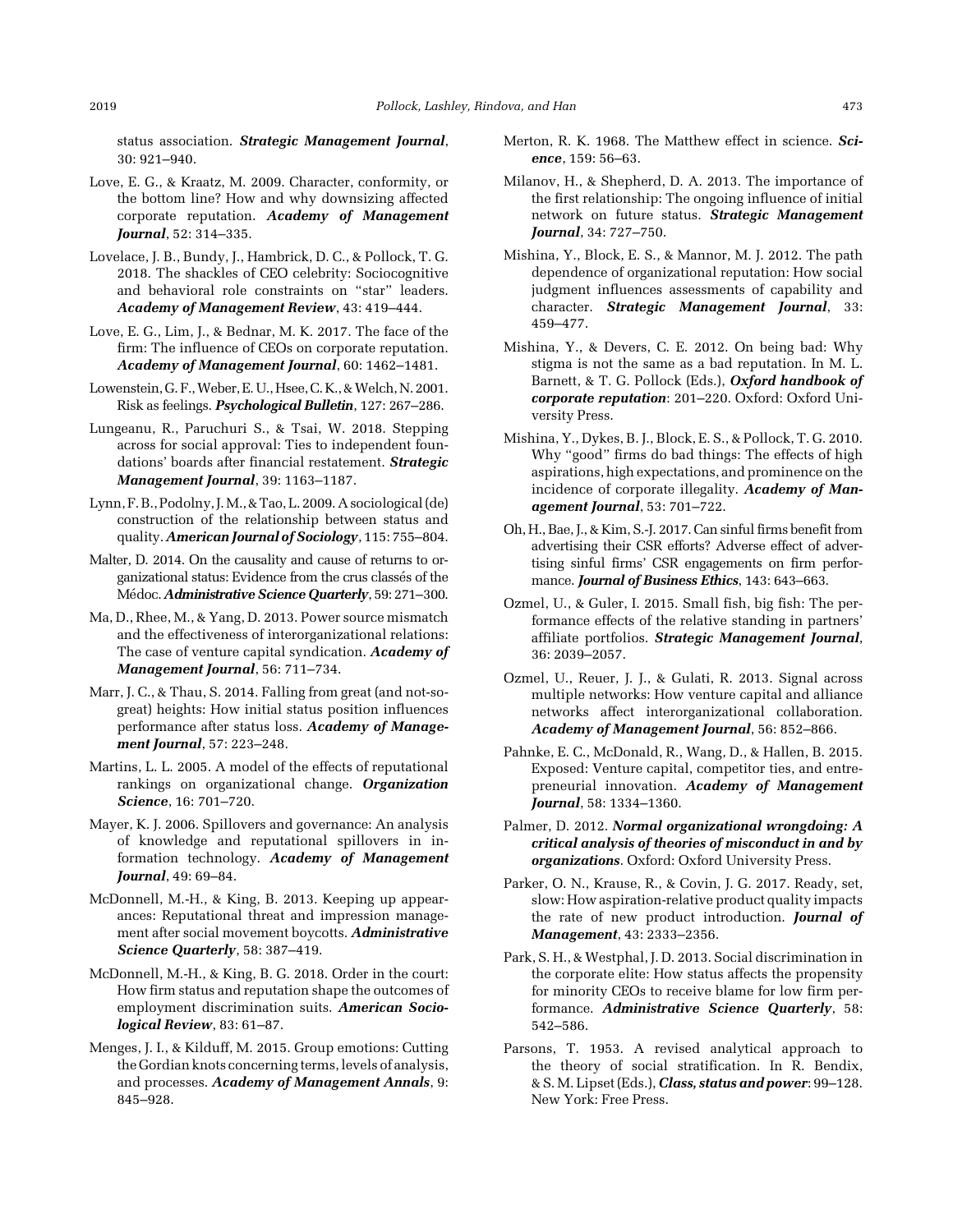status association. ***Strategic Management Journal***, 30: 921–940.

Love, E. G., & Kraatz, M. 2009. Character, conformity, or the bottom line? How and why downsizing affected corporate reputation. ***Academy of Management Journal***, 52: 314–335.

Lovelace, J. B., Bundy, J., Hambrick, D. C., & Pollock, T. G. 2018. The shackles of CEO celebrity: Sociocognitive and behavioral role constraints on "star" leaders. ***Academy of Management Review***, 43: 419–444.

Love, E. G., Lim, J., & Bednar, M. K. 2017. The face of the firm: The influence of CEOs on corporate reputation. ***Academy of Management Journal***, 60: 1462–1481.

Lowenstein, G. F., Weber, E. U., Hsee, C. K., & Welch, N. 2001. Risk as feelings. ***Psychological Bulletin***, 127: 267–286.

Lungeanu, R., Paruchuri S., & Tsai, W. 2018. Stepping across for social approval: Ties to independent foundations' boards after financial restatement. ***Strategic Management Journal***, 39: 1163–1187.

Lynn, F. B., Podolny, J. M., & Tao, L. 2009. A sociological (de) construction of the relationship between status and quality. ***American Journal of Sociology***, 115: 755–804.

Malter, D. 2014. On the causality and cause of returns to organizational status: Evidence from the crus classés of the Médoc. ***Administrative Science Quarterly***, 59: 271–300.

Ma, D., Rhee, M., & Yang, D. 2013. Power source mismatch and the effectiveness of interorganizational relations: The case of venture capital syndication. ***Academy of Management Journal***, 56: 711–734.

Marr, J. C., & Thau, S. 2014. Falling from great (and not-so-great) heights: How initial status position influences performance after status loss. ***Academy of Management Journal***, 57: 223–248.

Martins, L. L. 2005. A model of the effects of reputational rankings on organizational change. ***Organization Science***, 16: 701–720.

Mayer, K. J. 2006. Spillovers and governance: An analysis of knowledge and reputational spillovers in information technology. ***Academy of Management Journal***, 49: 69–84.

McDonnell, M.-H., & King, B. 2013. Keeping up appearances: Reputational threat and impression management after social movement boycotts. ***Administrative Science Quarterly***, 58: 387–419.

McDonnell, M.-H., & King, B. G. 2018. Order in the court: How firm status and reputation shape the outcomes of employment discrimination suits. ***American Sociological Review***, 83: 61–87.

Menges, J. I., & Kilduff, M. 2015. Group emotions: Cutting the Gordian knots concerning terms, levels of analysis, and processes. ***Academy of Management Annals***, 9: 845–928.

Merton, R. K. 1968. The Matthew effect in science. ***Science***, 159: 56–63.

Milanov, H., & Shepherd, D. A. 2013. The importance of the first relationship: The ongoing influence of initial network on future status. ***Strategic Management Journal***, 34: 727–750.

Mishina, Y., Block, E. S., & Mannor, M. J. 2012. The path dependence of organizational reputation: How social judgment influences assessments of capability and character. ***Strategic Management Journal***, 33: 459–477.

Mishina, Y., & Devers, C. E. 2012. On being bad: Why stigma is not the same as a bad reputation. In M. L. Barnett, & T. G. Pollock (Eds.), ***Oxford handbook of corporate reputation***: 201–220. Oxford: Oxford University Press.

Mishina, Y., Dykes, B. J., Block, E. S., & Pollock, T. G. 2010. Why "good" firms do bad things: The effects of high aspirations, high expectations, and prominence on the incidence of corporate illegality. ***Academy of Management Journal***, 53: 701–722.

Oh, H., Bae, J., & Kim, S.-J. 2017. Can sinful firms benefit from advertising their CSR efforts? Adverse effect of advertising sinful firms' CSR engagements on firm performance. ***Journal of Business Ethics***, 143: 643–663.

Ozmel, U., & Guler, I. 2015. Small fish, big fish: The performance effects of the relative standing in partners' affiliate portfolios. ***Strategic Management Journal***, 36: 2039–2057.

Ozmel, U., Reuer, J. J., & Gulati, R. 2013. Signal across multiple networks: How venture capital and alliance networks affect interorganizational collaboration. ***Academy of Management Journal***, 56: 852–866.

Pahnke, E. C., McDonald, R., Wang, D., & Hallen, B. 2015. Exposed: Venture capital, competitor ties, and entrepreneurial innovation. ***Academy of Management Journal***, 58: 1334–1360.

Palmer, D. 2012. ***Normal organizational wrongdoing: A critical analysis of theories of misconduct in and by organizations***. Oxford: Oxford University Press.

Parker, O. N., Krause, R., & Covin, J. G. 2017. Ready, set, slow: How aspiration-relative product quality impacts the rate of new product introduction. ***Journal of Management***, 43: 2333–2356.

Park, S. H., & Westphal, J. D. 2013. Social discrimination in the corporate elite: How status affects the propensity for minority CEOs to receive blame for low firm performance. ***Administrative Science Quarterly***, 58: 542–586.

Parsons, T. 1953. A revised analytical approach to the theory of social stratification. In R. Bendix, & S. M. Lipset (Eds.), ***Class, status and power***: 99–128. New York: Free Press.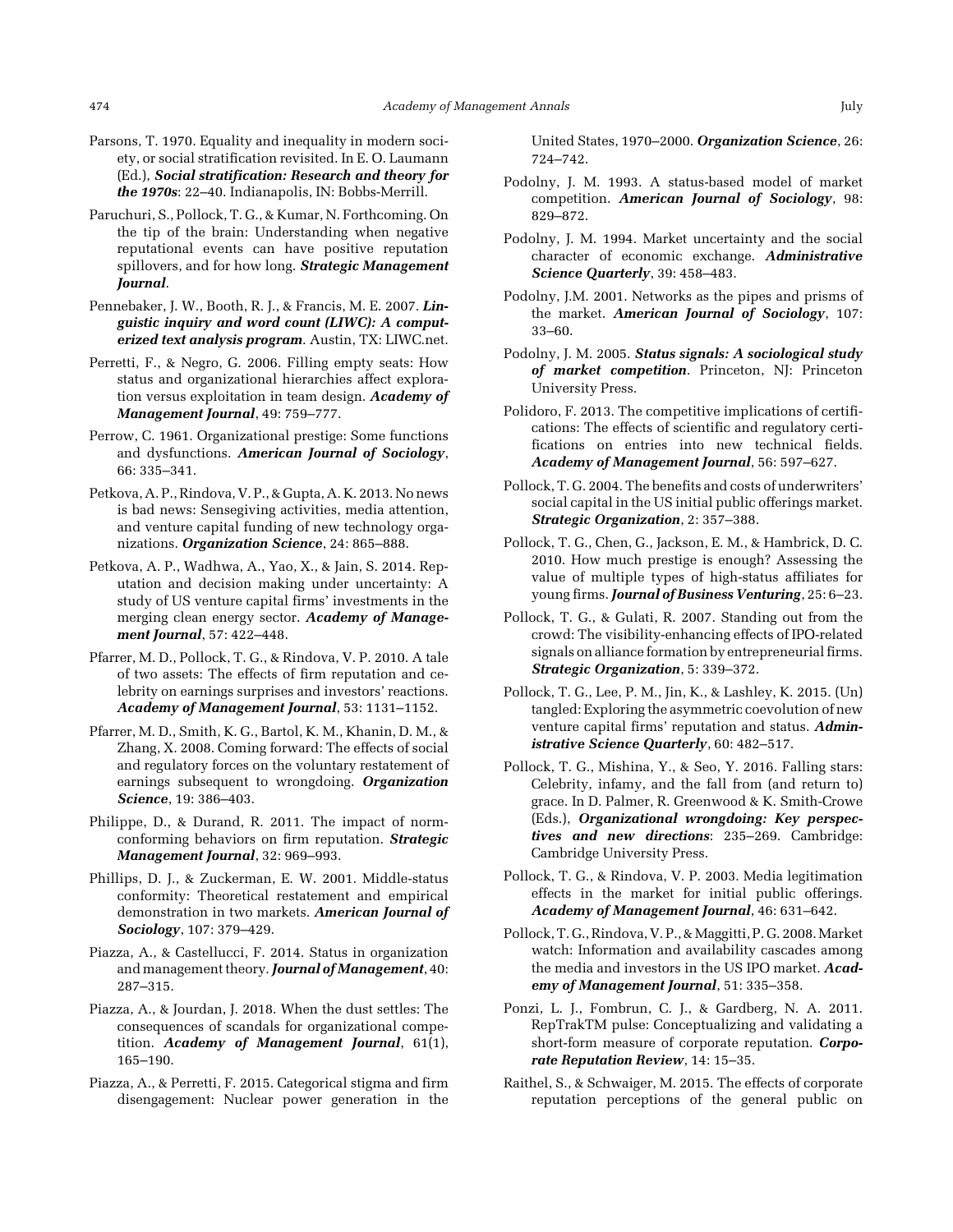Parsons, T. 1970. Equality and inequality in modern society, or social stratification revisited. In E. O. Laumann (Ed.), ***Social stratification: Research and theory for the 1970s***: 22–40. Indianapolis, IN: Bobbs-Merrill.

Paruchuri, S., Pollock, T. G., & Kumar, N. Forthcoming. On the tip of the brain: Understanding when negative reputational events can have positive reputation spillovers, and for how long. ***Strategic Management Journal***.

Pennebaker, J. W., Booth, R. J., & Francis, M. E. 2007. ***Linguistic inquiry and word count (LIWC): A computerized text analysis program***. Austin, TX: LIWC.net.

Perretti, F., & Negro, G. 2006. Filling empty seats: How status and organizational hierarchies affect exploration versus exploitation in team design. ***Academy of Management Journal***, 49: 759–777.

Perrow, C. 1961. Organizational prestige: Some functions and dysfunctions. ***American Journal of Sociology***, 66: 335–341.

Petkova, A. P., Rindova, V. P., & Gupta, A. K. 2013. No news is bad news: Sensegiving activities, media attention, and venture capital funding of new technology organizations. ***Organization Science***, 24: 865–888.

Petkova, A. P., Wadhwa, A., Yao, X., & Jain, S. 2014. Reputation and decision making under uncertainty: A study of US venture capital firms' investments in the merging clean energy sector. ***Academy of Management Journal***, 57: 422–448.

Pfarrer, M. D., Pollock, T. G., & Rindova, V. P. 2010. A tale of two assets: The effects of firm reputation and celebrity on earnings surprises and investors' reactions. ***Academy of Management Journal***, 53: 1131–1152.

Pfarrer, M. D., Smith, K. G., Bartol, K. M., Khanin, D. M., & Zhang, X. 2008. Coming forward: The effects of social and regulatory forces on the voluntary restatement of earnings subsequent to wrongdoing. ***Organization Science***, 19: 386–403.

Philippe, D., & Durand, R. 2011. The impact of norm-conforming behaviors on firm reputation. ***Strategic Management Journal***, 32: 969–993.

Phillips, D. J., & Zuckerman, E. W. 2001. Middle-status conformity: Theoretical restatement and empirical demonstration in two markets. ***American Journal of Sociology***, 107: 379–429.

Piazza, A., & Castellucci, F. 2014. Status in organization and management theory. ***Journal of Management***, 40: 287–315.

Piazza, A., & Jourdan, J. 2018. When the dust settles: The consequences of scandals for organizational competition. ***Academy of Management Journal***, 61(1), 165–190.

Piazza, A., & Perretti, F. 2015. Categorical stigma and firm disengagement: Nuclear power generation in the United States, 1970–2000. ***Organization Science***, 26: 724–742.

Podolny, J. M. 1993. A status-based model of market competition. ***American Journal of Sociology***, 98: 829–872.

Podolny, J. M. 1994. Market uncertainty and the social character of economic exchange. ***Administrative Science Quarterly***, 39: 458–483.

Podolny, J.M. 2001. Networks as the pipes and prisms of the market. ***American Journal of Sociology***, 107: 33–60.

Podolny, J. M. 2005. ***Status signals: A sociological study of market competition***. Princeton, NJ: Princeton University Press.

Polidoro, F. 2013. The competitive implications of certifications: The effects of scientific and regulatory certifications on entries into new technical fields. ***Academy of Management Journal***, 56: 597–627.

Pollock, T. G. 2004. The benefits and costs of underwriters' social capital in the US initial public offerings market. ***Strategic Organization***, 2: 357–388.

Pollock, T. G., Chen, G., Jackson, E. M., & Hambrick, D. C. 2010. How much prestige is enough? Assessing the value of multiple types of high-status affiliates for young firms. ***Journal of Business Venturing***, 25: 6–23.

Pollock, T. G., & Gulati, R. 2007. Standing out from the crowd: The visibility-enhancing effects of IPO-related signals on alliance formation by entrepreneurial firms. ***Strategic Organization***, 5: 339–372.

Pollock, T. G., Lee, P. M., Jin, K., & Lashley, K. 2015. (Un) tangled: Exploring the asymmetric coevolution of new venture capital firms' reputation and status. ***Administrative Science Quarterly***, 60: 482–517.

Pollock, T. G., Mishina, Y., & Seo, Y. 2016. Falling stars: Celebrity, infamy, and the fall from (and return to) grace. In D. Palmer, R. Greenwood & K. Smith-Crowe (Eds.), ***Organizational wrongdoing: Key perspectives and new directions***: 235–269. Cambridge: Cambridge University Press.

Pollock, T. G., & Rindova, V. P. 2003. Media legitimation effects in the market for initial public offerings. ***Academy of Management Journal***, 46: 631–642.

Pollock, T. G., Rindova, V. P., & Maggitti, P. G. 2008. Market watch: Information and availability cascades among the media and investors in the US IPO market. ***Academy of Management Journal***, 51: 335–358.

Ponzi, L. J., Fombrun, C. J., & Gardberg, N. A. 2011. RepTrakTM pulse: Conceptualizing and validating a short-form measure of corporate reputation. ***Corporate Reputation Review***, 14: 15–35.

Raithel, S., & Schwaiger, M. 2015. The effects of corporate reputation perceptions of the general public on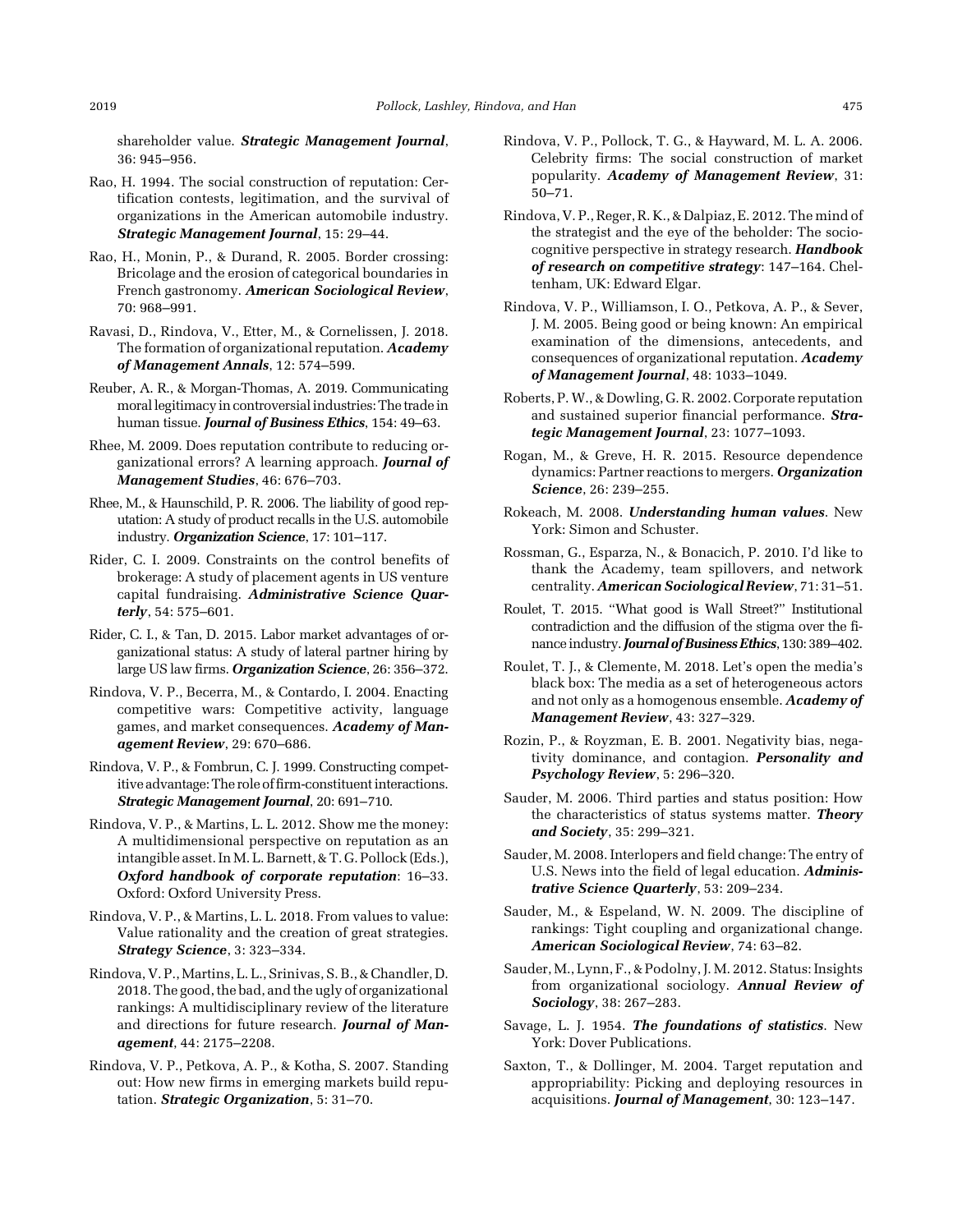shareholder value. ***Strategic Management Journal***, 36: 945–956.

Rao, H. 1994. The social construction of reputation: Certification contests, legitimation, and the survival of organizations in the American automobile industry. ***Strategic Management Journal***, 15: 29–44.

Rao, H., Monin, P., & Durand, R. 2005. Border crossing: Bricolage and the erosion of categorical boundaries in French gastronomy. ***American Sociological Review***, 70: 968–991.

Ravasi, D., Rindova, V., Etter, M., & Cornelissen, J. 2018. The formation of organizational reputation. ***Academy of Management Annals***, 12: 574–599.

Reuber, A. R., & Morgan-Thomas, A. 2019. Communicating moral legitimacy in controversial industries: The trade in human tissue. ***Journal of Business Ethics***, 154: 49–63.

Rhee, M. 2009. Does reputation contribute to reducing organizational errors? A learning approach. ***Journal of Management Studies***, 46: 676–703.

Rhee, M., & Haunschild, P. R. 2006. The liability of good reputation: A study of product recalls in the U.S. automobile industry. ***Organization Science***, 17: 101–117.

Rider, C. I. 2009. Constraints on the control benefits of brokerage: A study of placement agents in US venture capital fundraising. ***Administrative Science Quarterly***, 54: 575–601.

Rider, C. I., & Tan, D. 2015. Labor market advantages of organizational status: A study of lateral partner hiring by large US law firms. ***Organization Science***, 26: 356–372.

Rindova, V. P., Becerra, M., & Contardo, I. 2004. Enacting competitive wars: Competitive activity, language games, and market consequences. ***Academy of Management Review***, 29: 670–686.

Rindova, V. P., & Fombrun, C. J. 1999. Constructing competitive advantage: The role of firm-constituent interactions. ***Strategic Management Journal***, 20: 691–710.

Rindova, V. P., & Martins, L. L. 2012. Show me the money: A multidimensional perspective on reputation as an intangible asset. In M. L. Barnett, & T. G. Pollock (Eds.), ***Oxford handbook of corporate reputation***: 16–33. Oxford: Oxford University Press.

Rindova, V. P., & Martins, L. L. 2018. From values to value: Value rationality and the creation of great strategies. ***Strategy Science***, 3: 323–334.

Rindova, V. P., Martins, L. L., Srinivas, S. B., & Chandler, D. 2018. The good, the bad, and the ugly of organizational rankings: A multidisciplinary review of the literature and directions for future research. ***Journal of Management***, 44: 2175–2208.

Rindova, V. P., Petkova, A. P., & Kotha, S. 2007. Standing out: How new firms in emerging markets build reputation. ***Strategic Organization***, 5: 31–70.

Rindova, V. P., Pollock, T. G., & Hayward, M. L. A. 2006. Celebrity firms: The social construction of market popularity. ***Academy of Management Review***, 31: 50–71.

Rindova, V. P., Reger, R. K., & Dalpiaz, E. 2012. The mind of the strategist and the eye of the beholder: The socio-cognitive perspective in strategy research. ***Handbook of research on competitive strategy***: 147–164. Cheltenham, UK: Edward Elgar.

Rindova, V. P., Williamson, I. O., Petkova, A. P., & Sever, J. M. 2005. Being good or being known: An empirical examination of the dimensions, antecedents, and consequences of organizational reputation. ***Academy of Management Journal***, 48: 1033–1049.

Roberts, P. W., & Dowling, G. R. 2002. Corporate reputation and sustained superior financial performance. ***Strategic Management Journal***, 23: 1077–1093.

Rogan, M., & Greve, H. R. 2015. Resource dependence dynamics: Partner reactions to mergers. ***Organization Science***, 26: 239–255.

Rokeach, M. 2008. ***Understanding human values***. New York: Simon and Schuster.

Rossman, G., Esparza, N., & Bonacich, P. 2010. I'd like to thank the Academy, team spillovers, and network centrality. ***American Sociological Review***, 71: 31–51.

Roulet, T. 2015. "What good is Wall Street?" Institutional contradiction and the diffusion of the stigma over the finance industry. ***Journal of Business Ethics***, 130: 389–402.

Roulet, T. J., & Clemente, M. 2018. Let's open the media's black box: The media as a set of heterogeneous actors and not only as a homogenous ensemble. ***Academy of Management Review***, 43: 327–329.

Rozin, P., & Royzman, E. B. 2001. Negativity bias, negativity dominance, and contagion. ***Personality and Psychology Review***, 5: 296–320.

Sauder, M. 2006. Third parties and status position: How the characteristics of status systems matter. ***Theory and Society***, 35: 299–321.

Sauder, M. 2008. Interlopers and field change: The entry of U.S. News into the field of legal education. ***Administrative Science Quarterly***, 53: 209–234.

Sauder, M., & Espeland, W. N. 2009. The discipline of rankings: Tight coupling and organizational change. ***American Sociological Review***, 74: 63–82.

Sauder, M., Lynn, F., & Podolny, J. M. 2012. Status: Insights from organizational sociology. ***Annual Review of Sociology***, 38: 267–283.

Savage, L. J. 1954. ***The foundations of statistics***. New York: Dover Publications.

Saxton, T., & Dollinger, M. 2004. Target reputation and appropriability: Picking and deploying resources in acquisitions. ***Journal of Management***, 30: 123–147.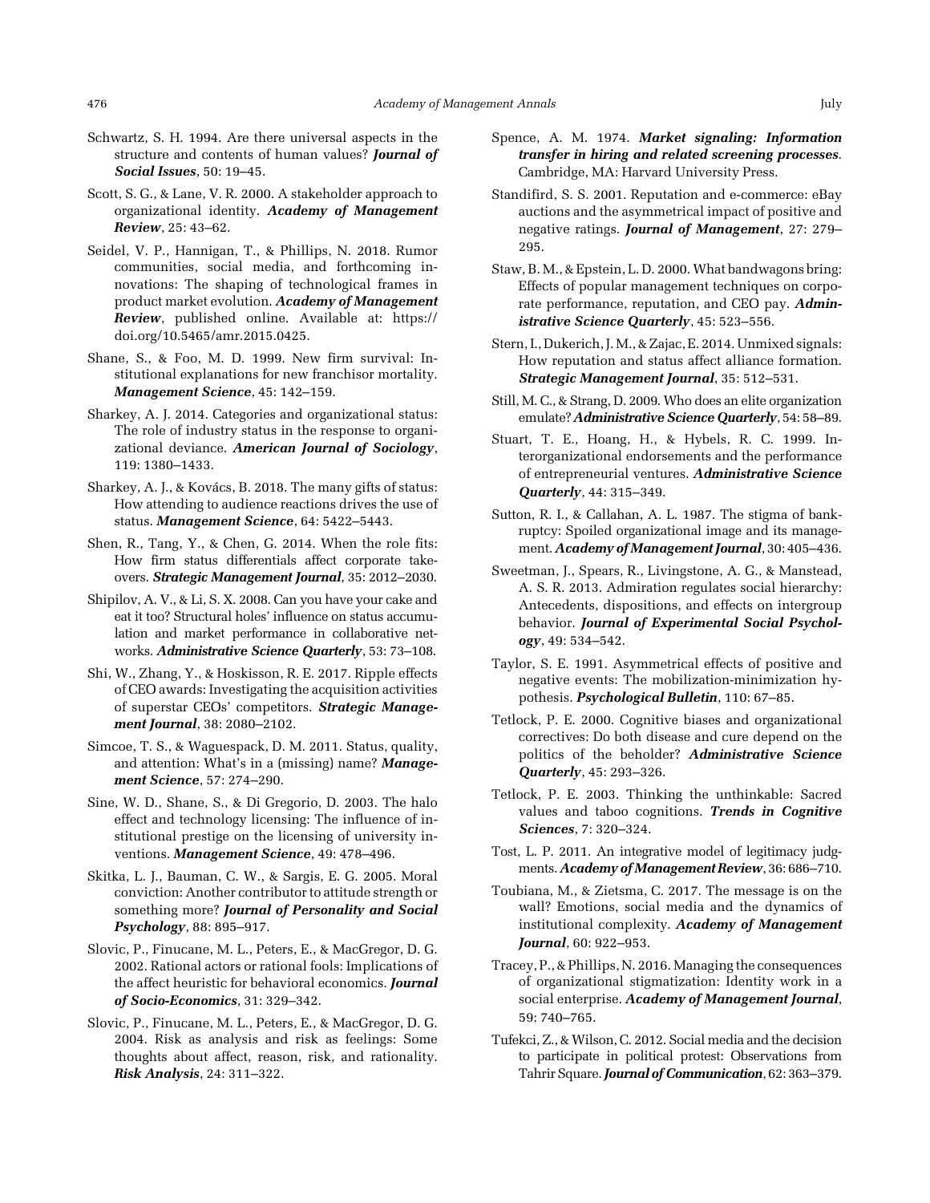Schwartz, S. H. 1994. Are there universal aspects in the structure and contents of human values? ***Journal of Social Issues***, 50: 19–45.

Scott, S. G., & Lane, V. R. 2000. A stakeholder approach to organizational identity. ***Academy of Management Review***, 25: 43–62.

Seidel, V. P., Hannigan, T., & Phillips, N. 2018. Rumor communities, social media, and forthcoming innovations: The shaping of technological frames in product market evolution. ***Academy of Management Review***, published online. Available at: https://doi.org/10.5465/amr.2015.0425.

Shane, S., & Foo, M. D. 1999. New firm survival: Institutional explanations for new franchisor mortality. ***Management Science***, 45: 142–159.

Sharkey, A. J. 2014. Categories and organizational status: The role of industry status in the response to organizational deviance. ***American Journal of Sociology***, 119: 1380–1433.

Sharkey, A. J., & Kovács, B. 2018. The many gifts of status: How attending to audience reactions drives the use of status. ***Management Science***, 64: 5422–5443.

Shen, R., Tang, Y., & Chen, G. 2014. When the role fits: How firm status differentials affect corporate takeovers. ***Strategic Management Journal***, 35: 2012–2030.

Shipilov, A. V., & Li, S. X. 2008. Can you have your cake and eat it too? Structural holes' influence on status accumulation and market performance in collaborative networks. ***Administrative Science Quarterly***, 53: 73–108.

Shi, W., Zhang, Y., & Hoskisson, R. E. 2017. Ripple effects of CEO awards: Investigating the acquisition activities of superstar CEOs' competitors. ***Strategic Management Journal***, 38: 2080–2102.

Simcoe, T. S., & Waguespack, D. M. 2011. Status, quality, and attention: What's in a (missing) name? ***Management Science***, 57: 274–290.

Sine, W. D., Shane, S., & Di Gregorio, D. 2003. The halo effect and technology licensing: The influence of institutional prestige on the licensing of university inventions. ***Management Science***, 49: 478–496.

Skitka, L. J., Bauman, C. W., & Sargis, E. G. 2005. Moral conviction: Another contributor to attitude strength or something more? ***Journal of Personality and Social Psychology***, 88: 895–917.

Slovic, P., Finucane, M. L., Peters, E., & MacGregor, D. G. 2002. Rational actors or rational fools: Implications of the affect heuristic for behavioral economics. ***Journal of Socio-Economics***, 31: 329–342.

Slovic, P., Finucane, M. L., Peters, E., & MacGregor, D. G. 2004. Risk as analysis and risk as feelings: Some thoughts about affect, reason, risk, and rationality. ***Risk Analysis***, 24: 311–322.

Spence, A. M. 1974. ***Market signaling: Information transfer in hiring and related screening processes***. Cambridge, MA: Harvard University Press.

Standifird, S. S. 2001. Reputation and e-commerce: eBay auctions and the asymmetrical impact of positive and negative ratings. ***Journal of Management***, 27: 279–295.

Staw, B. M., & Epstein, L. D. 2000. What bandwagons bring: Effects of popular management techniques on corporate performance, reputation, and CEO pay. ***Administrative Science Quarterly***, 45: 523–556.

Stern, I., Dukerich, J. M., & Zajac, E. 2014. Unmixed signals: How reputation and status affect alliance formation. ***Strategic Management Journal***, 35: 512–531.

Still, M. C., & Strang, D. 2009. Who does an elite organization emulate? ***Administrative Science Quarterly***, 54: 58–89.

Stuart, T. E., Hoang, H., & Hybels, R. C. 1999. Interorganizational endorsements and the performance of entrepreneurial ventures. ***Administrative Science Quarterly***, 44: 315–349.

Sutton, R. I., & Callahan, A. L. 1987. The stigma of bankruptcy: Spoiled organizational image and its management. ***Academy of Management Journal***, 30: 405–436.

Sweetman, J., Spears, R., Livingstone, A. G., & Manstead, A. S. R. 2013. Admiration regulates social hierarchy: Antecedents, dispositions, and effects on intergroup behavior. ***Journal of Experimental Social Psychology***, 49: 534–542.

Taylor, S. E. 1991. Asymmetrical effects of positive and negative events: The mobilization-minimization hypothesis. ***Psychological Bulletin***, 110: 67–85.

Tetlock, P. E. 2000. Cognitive biases and organizational correctives: Do both disease and cure depend on the politics of the beholder? ***Administrative Science Quarterly***, 45: 293–326.

Tetlock, P. E. 2003. Thinking the unthinkable: Sacred values and taboo cognitions. ***Trends in Cognitive Sciences***, 7: 320–324.

Tost, L. P. 2011. An integrative model of legitimacy judgments. ***Academy of Management Review***, 36: 686–710.

Toubiana, M., & Zietsma, C. 2017. The message is on the wall? Emotions, social media and the dynamics of institutional complexity. ***Academy of Management Journal***, 60: 922–953.

Tracey, P., & Phillips, N. 2016. Managing the consequences of organizational stigmatization: Identity work in a social enterprise. ***Academy of Management Journal***, 59: 740–765.

Tufekci, Z., & Wilson, C. 2012. Social media and the decision to participate in political protest: Observations from Tahrir Square. ***Journal of Communication***, 62: 363–379.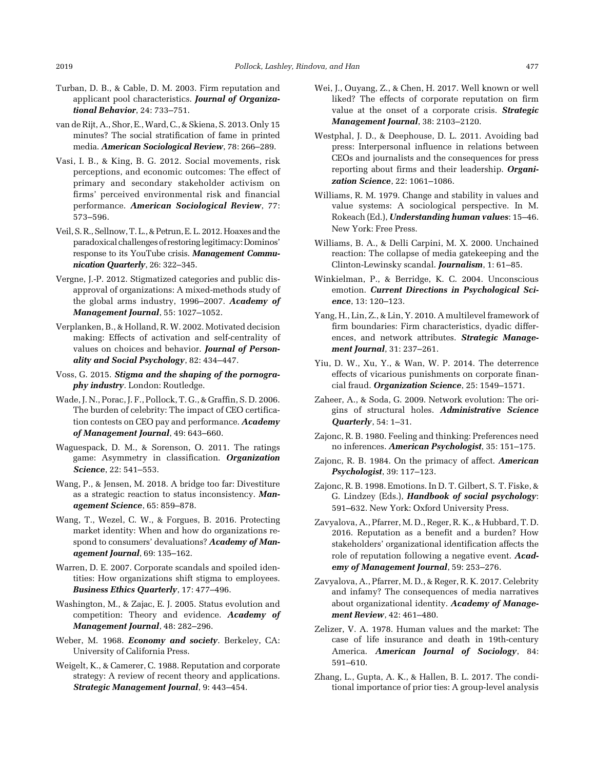Turban, D. B., & Cable, D. M. 2003. Firm reputation and applicant pool characteristics. ***Journal of Organizational Behavior***, 24: 733–751.

van de Rijt, A., Shor, E., Ward, C., & Skiena, S. 2013. Only 15 minutes? The social stratification of fame in printed media. ***American Sociological Review***, 78: 266–289.

Vasi, I. B., & King, B. G. 2012. Social movements, risk perceptions, and economic outcomes: The effect of primary and secondary stakeholder activism on firms' perceived environmental risk and financial performance. ***American Sociological Review***, 77: 573–596.

Veil, S. R., Sellnow, T. L., & Petrun, E. L. 2012. Hoaxes and the paradoxical challenges of restoring legitimacy: Dominos' response to its YouTube crisis. ***Management Communication Quarterly***, 26: 322–345.

Vergne, J.-P. 2012. Stigmatized categories and public disapproval of organizations: A mixed-methods study of the global arms industry, 1996–2007. ***Academy of Management Journal***, 55: 1027–1052.

Verplanken, B., & Holland, R. W. 2002. Motivated decision making: Effects of activation and self-centrality of values on choices and behavior. ***Journal of Personality and Social Psychology***, 82: 434–447.

Voss, G. 2015. ***Stigma and the shaping of the pornography industry***. London: Routledge.

Wade, J. N., Porac, J. F., Pollock, T. G., & Graffin, S. D. 2006. The burden of celebrity: The impact of CEO certification contests on CEO pay and performance. ***Academy of Management Journal***, 49: 643–660.

Waguespack, D. M., & Sorenson, O. 2011. The ratings game: Asymmetry in classification. ***Organization Science***, 22: 541–553.

Wang, P., & Jensen, M. 2018. A bridge too far: Divestiture as a strategic reaction to status inconsistency. ***Management Science***, 65: 859–878.

Wang, T., Wezel, C. W., & Forgues, B. 2016. Protecting market identity: When and how do organizations respond to consumers' devaluations? ***Academy of Management Journal***, 69: 135–162.

Warren, D. E. 2007. Corporate scandals and spoiled identities: How organizations shift stigma to employees. ***Business Ethics Quarterly***, 17: 477–496.

Washington, M., & Zajac, E. J. 2005. Status evolution and competition: Theory and evidence. ***Academy of Management Journal***, 48: 282–296.

Weber, M. 1968. ***Economy and society***. Berkeley, CA: University of California Press.

Weigelt, K., & Camerer, C. 1988. Reputation and corporate strategy: A review of recent theory and applications. ***Strategic Management Journal***, 9: 443–454.

Wei, J., Ouyang, Z., & Chen, H. 2017. Well known or well liked? The effects of corporate reputation on firm value at the onset of a corporate crisis. ***Strategic Management Journal***, 38: 2103–2120.

Westphal, J. D., & Deephouse, D. L. 2011. Avoiding bad press: Interpersonal influence in relations between CEOs and journalists and the consequences for press reporting about firms and their leadership. ***Organization Science***, 22: 1061–1086.

Williams, R. M. 1979. Change and stability in values and value systems: A sociological perspective. In M. Rokeach (Ed.), ***Understanding human values***: 15–46. New York: Free Press.

Williams, B. A., & Delli Carpini, M. X. 2000. Unchained reaction: The collapse of media gatekeeping and the Clinton-Lewinsky scandal. ***Journalism***, 1: 61–85.

Winkielman, P., & Berridge, K. C. 2004. Unconscious emotion. ***Current Directions in Psychological Science***, 13: 120–123.

Yang, H., Lin, Z., & Lin, Y. 2010. A multilevel framework of firm boundaries: Firm characteristics, dyadic differences, and network attributes. ***Strategic Management Journal***, 31: 237–261.

Yiu, D. W., Xu, Y., & Wan, W. P. 2014. The deterrence effects of vicarious punishments on corporate financial fraud. ***Organization Science***, 25: 1549–1571.

Zaheer, A., & Soda, G. 2009. Network evolution: The origins of structural holes. ***Administrative Science Quarterly***, 54: 1–31.

Zajonc, R. B. 1980. Feeling and thinking: Preferences need no inferences. ***American Psychologist***, 35: 151–175.

Zajonc, R. B. 1984. On the primacy of affect. ***American Psychologist***, 39: 117–123.

Zajonc, R. B. 1998. Emotions. In D. T. Gilbert, S. T. Fiske, & G. Lindzey (Eds.), ***Handbook of social psychology***: 591–632. New York: Oxford University Press.

Zavyalova, A., Pfarrer, M. D., Reger, R. K., & Hubbard, T. D. 2016. Reputation as a benefit and a burden? How stakeholders' organizational identification affects the role of reputation following a negative event. ***Academy of Management Journal***, 59: 253–276.

Zavyalova, A., Pfarrer, M. D., & Reger, R. K. 2017. Celebrity and infamy? The consequences of media narratives about organizational identity. ***Academy of Management Review***, 42: 461–480.

Zelizer, V. A. 1978. Human values and the market: The case of life insurance and death in 19th-century America. ***American Journal of Sociology***, 84: 591–610.

Zhang, L., Gupta, A. K., & Hallen, B. L. 2017. The conditional importance of prior ties: A group-level analysis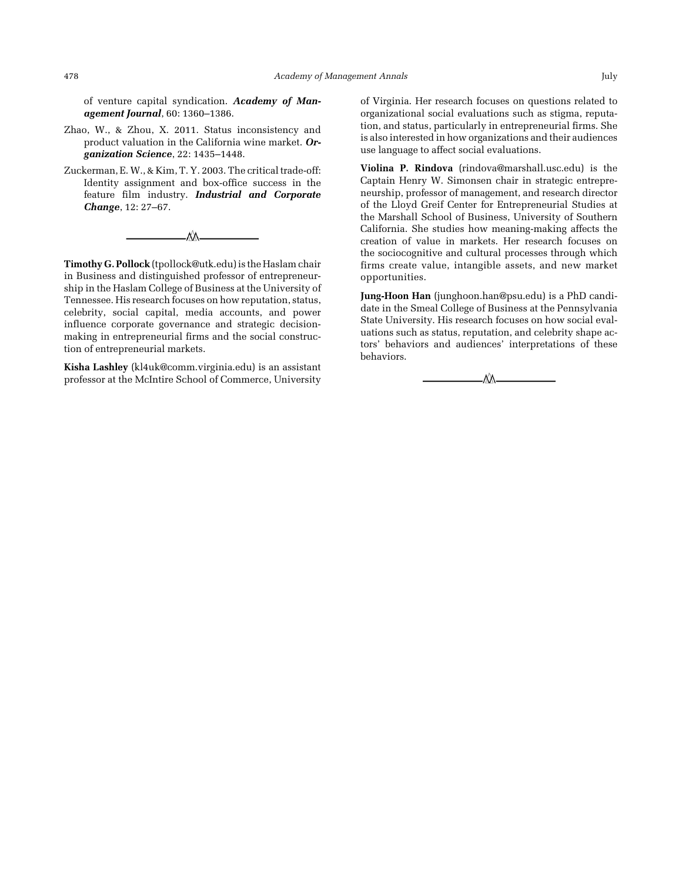of venture capital syndication. ***Academy of Management Journal***, 60: 1360–1386.

Zhao, W., & Zhou, X. 2011. Status inconsistency and product valuation in the California wine market. ***Organization Science***, 22: 1435–1448.

Zuckerman, E. W., & Kim, T. Y. 2003. The critical trade-off: Identity assignment and box-office success in the feature film industry. ***Industrial and Corporate Change***, 12: 27–67.

---

**Timothy G. Pollock** (tpollock@utk.edu) is the Haslam chair in Business and distinguished professor of entrepreneurship in the Haslam College of Business at the University of Tennessee. His research focuses on how reputation, status, celebrity, social capital, media accounts, and power influence corporate governance and strategic decision-making in entrepreneurial firms and the social construction of entrepreneurial markets.

**Kisha Lashley** (kl4uk@comm.virginia.edu) is an assistant professor at the McIntire School of Commerce, University of Virginia. Her research focuses on questions related to organizational social evaluations such as stigma, reputation, and status, particularly in entrepreneurial firms. She is also interested in how organizations and their audiences use language to affect social evaluations.

**Violina P. Rindova** (rindova@marshall.usc.edu) is the Captain Henry W. Simonsen chair in strategic entrepreneurship, professor of management, and research director of the Lloyd Greif Center for Entrepreneurial Studies at the Marshall School of Business, University of Southern California. She studies how meaning-making affects the creation of value in markets. Her research focuses on the sociocognitive and cultural processes through which firms create value, intangible assets, and new market opportunities.

**Jung-Hoon Han** (junghoon.han@psu.edu) is a PhD candidate in the Smeal College of Business at the Pennsylvania State University. His research focuses on how social evaluations such as status, reputation, and celebrity shape actors' behaviors and audiences' interpretations of these behaviors.

---